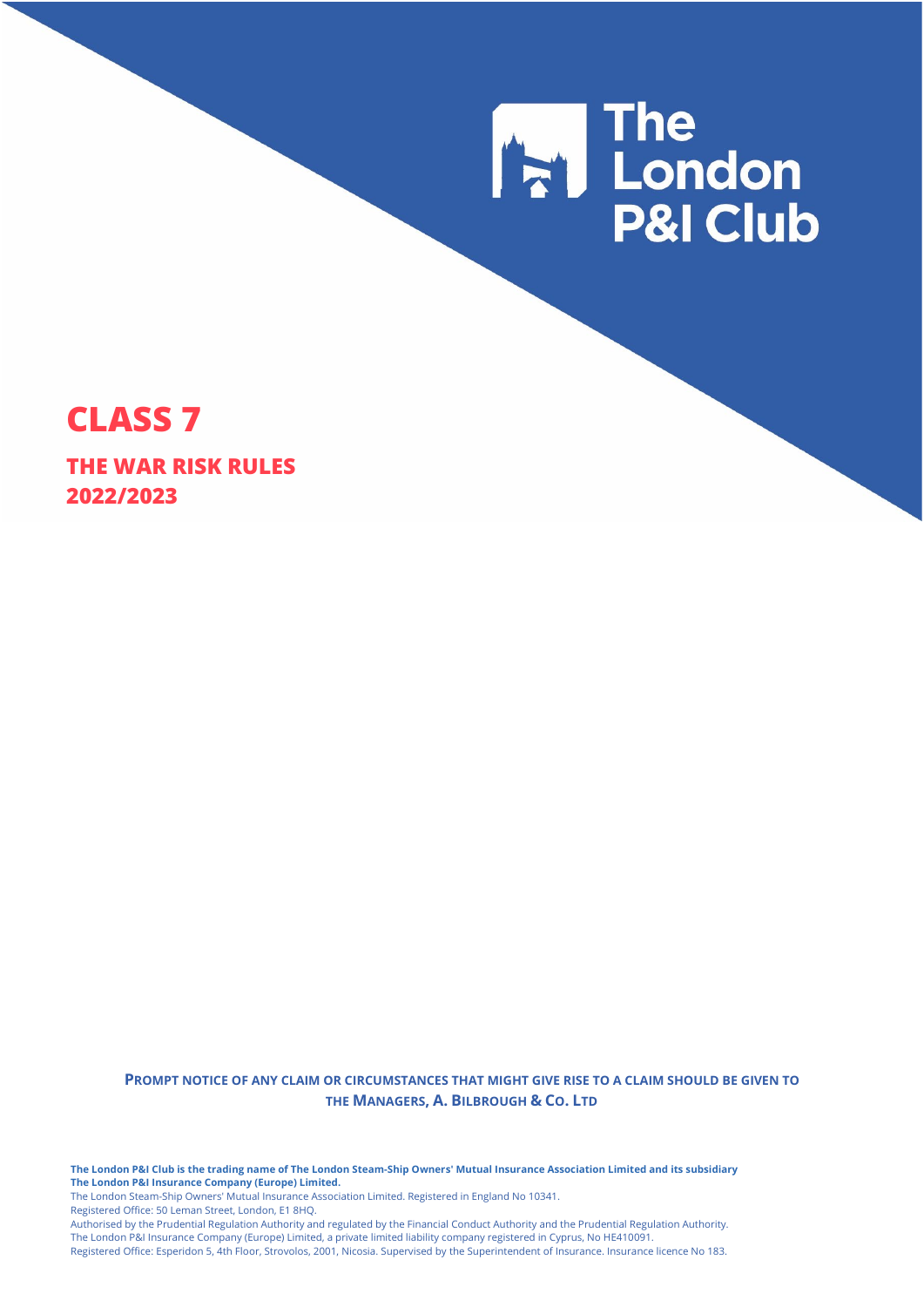The London P&I Club

# CLASS 7

## THE WAR RISK RULES 2022/2023

**PROMPT NOTICE OF ANY CLAIM OR CIRCUMSTANCES THAT MIGHT GIVE RISE TO A CLAIM SHOULD BE GIVEN TO THE MANAGERS, A. BILBROUGH & CO. LTD**

**The London P&I Club is the trading name of The London Steam-Ship Owners' Mutual Insurance Association Limited and its subsidiary The London P&I Insurance Company (Europe) Limited.**

The London Steam-Ship Owners' Mutual Insurance Association Limited. Registered in England No 10341.

Registered Office: 50 Leman Street, London, E1 8HQ.

Authorised by the Prudential Regulation Authority and regulated by the Financial Conduct Authority and the Prudential Regulation Authority.

The London P&I Insurance Company (Europe) Limited, a private limited liability company registered in Cyprus, No HE410091.

Registered Office: Esperidon 5, 4th Floor, Strovolos, 2001, Nicosia. Supervised by the Superintendent of Insurance. Insurance licence No 183.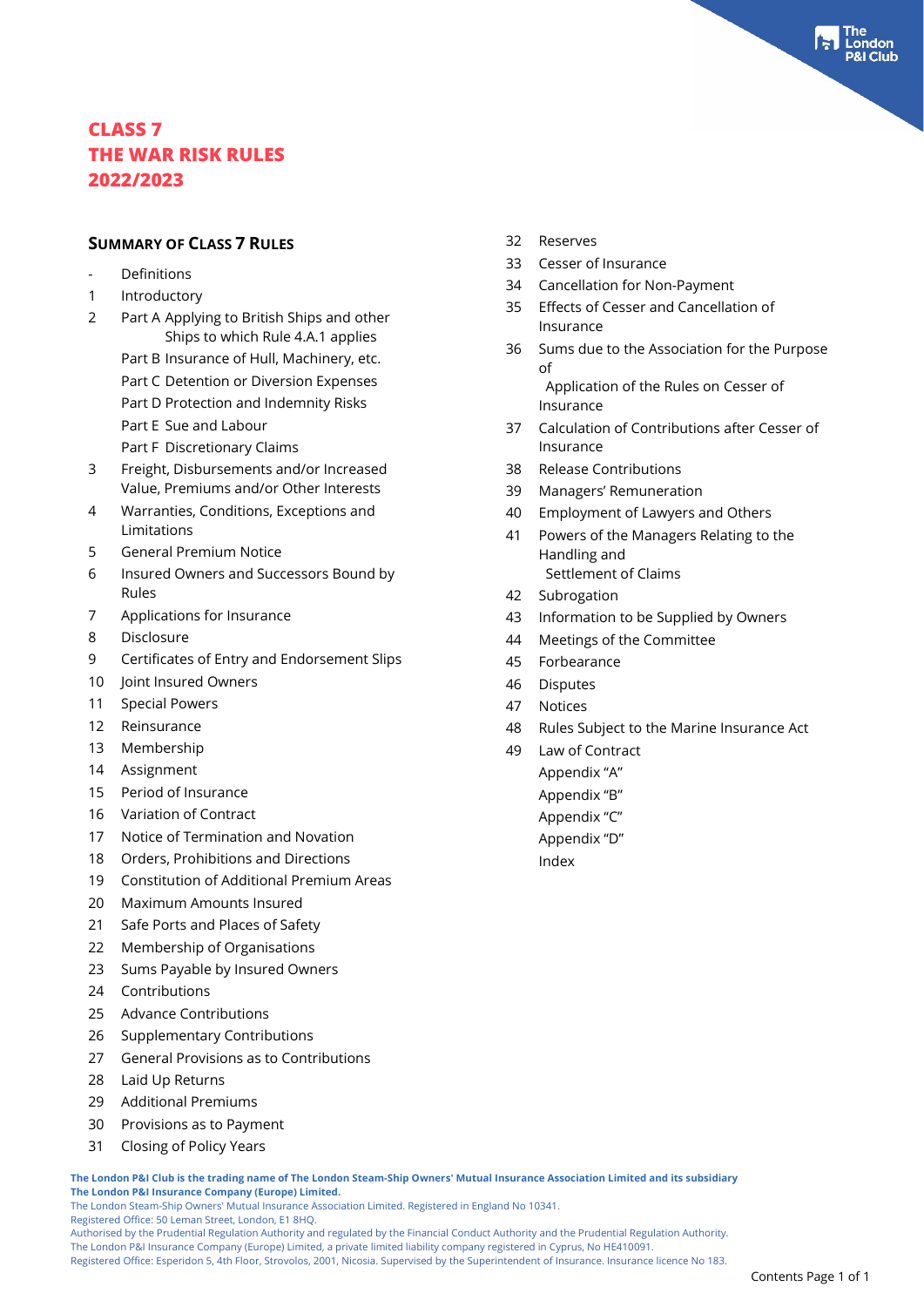# CLASS 7
# THE WAR RISK RULES
# 2022/2023

## SUMMARY OF CLASS 7 RULES

- \- Definitions
- 1 Introductory
- 2 Part A Applying to British Ships and other Ships to which Rule 4.A.1 applies
  - Part B Insurance of Hull, Machinery, etc.
  - Part C Detention or Diversion Expenses
  - Part D Protection and Indemnity Risks
  - Part E Sue and Labour
  - Part F Discretionary Claims
- 3 Freight, Disbursements and/or Increased Value, Premiums and/or Other Interests
- 4 Warranties, Conditions, Exceptions and Limitations
- 5 General Premium Notice
- 6 Insured Owners and Successors Bound by Rules
- 7 Applications for Insurance
- 8 Disclosure
- 9 Certificates of Entry and Endorsement Slips
- 10 Joint Insured Owners
- 11 Special Powers
- 12 Reinsurance
- 13 Membership
- 14 Assignment
- 15 Period of Insurance
- 16 Variation of Contract
- 17 Notice of Termination and Novation
- 18 Orders, Prohibitions and Directions
- 19 Constitution of Additional Premium Areas
- 20 Maximum Amounts Insured
- 21 Safe Ports and Places of Safety
- 22 Membership of Organisations
- 23 Sums Payable by Insured Owners
- 24 Contributions
- 25 Advance Contributions
- 26 Supplementary Contributions
- 27 General Provisions as to Contributions
- 28 Laid Up Returns
- 29 Additional Premiums
- 30 Provisions as to Payment
- 31 Closing of Policy Years
- 32 Reserves
- 33 Cesser of Insurance
- 34 Cancellation for Non-Payment
- 35 Effects of Cesser and Cancellation of Insurance
- 36 Sums due to the Association for the Purpose of Application of the Rules on Cesser of Insurance
- 37 Calculation of Contributions after Cesser of Insurance
- 38 Release Contributions
- 39 Managers' Remuneration
- 40 Employment of Lawyers and Others
- 41 Powers of the Managers Relating to the Handling and Settlement of Claims
- 42 Subrogation
- 43 Information to be Supplied by Owners
- 44 Meetings of the Committee
- 45 Forbearance
- 46 Disputes
- 47 Notices
- 48 Rules Subject to the Marine Insurance Act
- 49 Law of Contract
  - Appendix "A"
  - Appendix "B"
  - Appendix "C"
  - Appendix "D"
  - Index

**The London P&I Club is the trading name of The London Steam-Ship Owners' Mutual Insurance Association Limited and its subsidiary The London P&I Insurance Company (Europe) Limited.**
The London Steam-Ship Owners' Mutual Insurance Association Limited. Registered in England No 10341.
Registered Office: 50 Leman Street, London, E1 8HQ.
Authorised by the Prudential Regulation Authority and regulated by the Financial Conduct Authority and the Prudential Regulation Authority.
The London P&I Insurance Company (Europe) Limited, a private limited liability company registered in Cyprus, No HE410091.
Registered Office: Esperidon 5, 4th Floor, Strovolos, 2001, Nicosia. Supervised by the Superintendent of Insurance. Insurance licence No 183.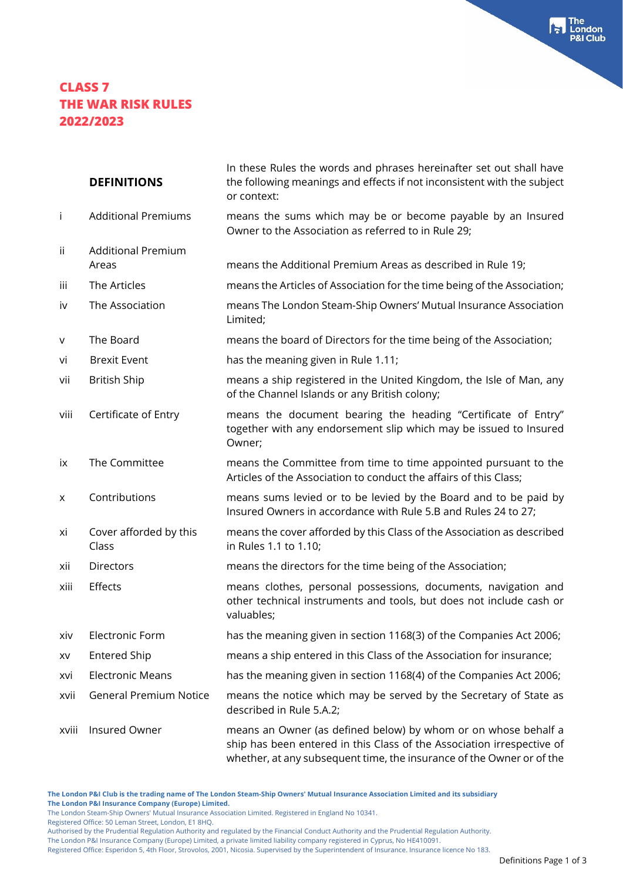# CLASS 7
# THE WAR RISK RULES
# 2022/2023

| | | |
|---|---|---|
| | **DEFINITIONS** | In these Rules the words and phrases hereinafter set out shall have the following meanings and effects if not inconsistent with the subject or context: |
| i | Additional Premiums | means the sums which may be or become payable by an Insured Owner to the Association as referred to in Rule 29; |
| ii | Additional Premium Areas | means the Additional Premium Areas as described in Rule 19; |
| iii | The Articles | means the Articles of Association for the time being of the Association; |
| iv | The Association | means The London Steam-Ship Owners' Mutual Insurance Association Limited; |
| v | The Board | means the board of Directors for the time being of the Association; |
| vi | Brexit Event | has the meaning given in Rule 1.11; |
| vii | British Ship | means a ship registered in the United Kingdom, the Isle of Man, any of the Channel Islands or any British colony; |
| viii | Certificate of Entry | means the document bearing the heading "Certificate of Entry" together with any endorsement slip which may be issued to Insured Owner; |
| ix | The Committee | means the Committee from time to time appointed pursuant to the Articles of the Association to conduct the affairs of this Class; |
| x | Contributions | means sums levied or to be levied by the Board and to be paid by Insured Owners in accordance with Rule 5.B and Rules 24 to 27; |
| xi | Cover afforded by this Class | means the cover afforded by this Class of the Association as described in Rules 1.1 to 1.10; |
| xii | Directors | means the directors for the time being of the Association; |
| xiii | Effects | means clothes, personal possessions, documents, navigation and other technical instruments and tools, but does not include cash or valuables; |
| xiv | Electronic Form | has the meaning given in section 1168(3) of the Companies Act 2006; |
| xv | Entered Ship | means a ship entered in this Class of the Association for insurance; |
| xvi | Electronic Means | has the meaning given in section 1168(4) of the Companies Act 2006; |
| xvii | General Premium Notice | means the notice which may be served by the Secretary of State as described in Rule 5.A.2; |
| xviii | Insured Owner | means an Owner (as defined below) by whom or on whose behalf a ship has been entered in this Class of the Association irrespective of whether, at any subsequent time, the insurance of the Owner or of the |

**The London P&I Club is the trading name of The London Steam-Ship Owners' Mutual Insurance Association Limited and its subsidiary The London P&I Insurance Company (Europe) Limited.**
The London Steam-Ship Owners' Mutual Insurance Association Limited. Registered in England No 10341.
Registered Office: 50 Leman Street, London, E1 8HQ.
Authorised by the Prudential Regulation Authority and regulated by the Financial Conduct Authority and the Prudential Regulation Authority.
The London P&I Insurance Company (Europe) Limited, a private limited liability company registered in Cyprus, No HE410091.
Registered Office: Esperidon 5, 4th Floor, Strovolos, 2001, Nicosia. Supervised by the Superintendent of Insurance. Insurance licence No 183.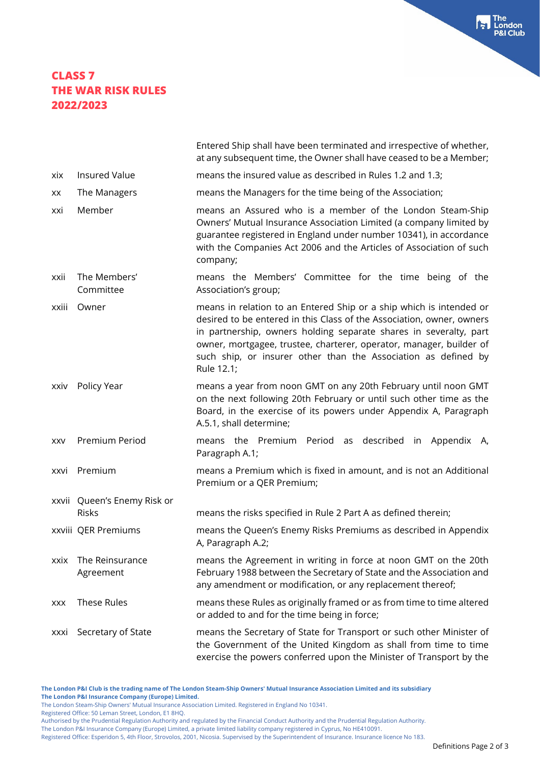# CLASS 7
# THE WAR RISK RULES
# 2022/2023

| | | |
|---|---|---|
| | | Entered Ship shall have been terminated and irrespective of whether, at any subsequent time, the Owner shall have ceased to be a Member; |
| xix | Insured Value | means the insured value as described in Rules 1.2 and 1.3; |
| xx | The Managers | means the Managers for the time being of the Association; |
| xxi | Member | means an Assured who is a member of the London Steam-Ship Owners' Mutual Insurance Association Limited (a company limited by guarantee registered in England under number 10341), in accordance with the Companies Act 2006 and the Articles of Association of such company; |
| xxii | The Members' Committee | means the Members' Committee for the time being of the Association's group; |
| xxiii | Owner | means in relation to an Entered Ship or a ship which is intended or desired to be entered in this Class of the Association, owner, owners in partnership, owners holding separate shares in severalty, part owner, mortgagee, trustee, charterer, operator, manager, builder of such ship, or insurer other than the Association as defined by Rule 12.1; |
| xxiv | Policy Year | means a year from noon GMT on any 20th February until noon GMT on the next following 20th February or until such other time as the Board, in the exercise of its powers under Appendix A, Paragraph A.5.1, shall determine; |
| xxv | Premium Period | means the Premium Period as described in Appendix A, Paragraph A.1; |
| xxvi | Premium | means a Premium which is fixed in amount, and is not an Additional Premium or a QER Premium; |
| xxvii | Queen's Enemy Risk or Risks | means the risks specified in Rule 2 Part A as defined therein; |
| xxviii | QER Premiums | means the Queen's Enemy Risks Premiums as described in Appendix A, Paragraph A.2; |
| xxix | The Reinsurance Agreement | means the Agreement in writing in force at noon GMT on the 20th February 1988 between the Secretary of State and the Association and any amendment or modification, or any replacement thereof; |
| xxx | These Rules | means these Rules as originally framed or as from time to time altered or added to and for the time being in force; |
| xxxi | Secretary of State | means the Secretary of State for Transport or such other Minister of the Government of the United Kingdom as shall from time to time exercise the powers conferred upon the Minister of Transport by the |

**The London P&I Club is the trading name of The London Steam-Ship Owners' Mutual Insurance Association Limited and its subsidiary The London P&I Insurance Company (Europe) Limited.**
The London Steam-Ship Owners' Mutual Insurance Association Limited. Registered in England No 10341.
Registered Office: 50 Leman Street, London, E1 8HQ.
Authorised by the Prudential Regulation Authority and regulated by the Financial Conduct Authority and the Prudential Regulation Authority.
The London P&I Insurance Company (Europe) Limited, a private limited liability company registered in Cyprus, No HE410091.
Registered Office: Esperidon 5, 4th Floor, Strovolos, 2001, Nicosia. Supervised by the Superintendent of Insurance. Insurance licence No 183.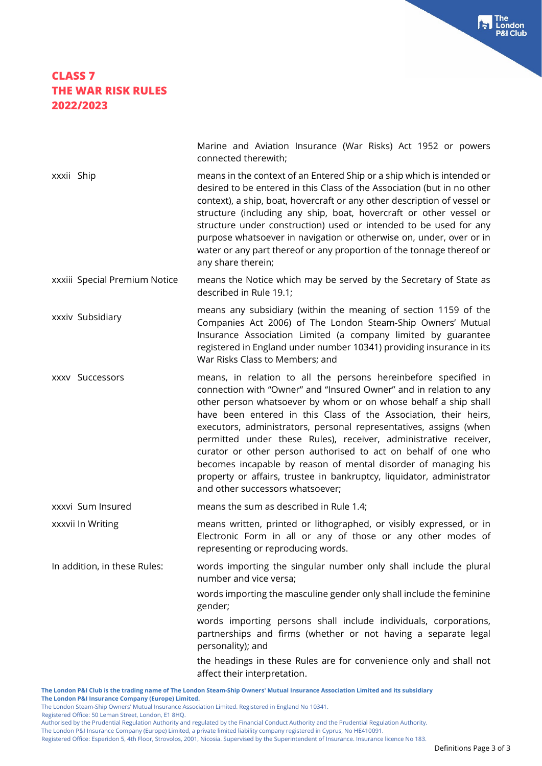# CLASS 7
# THE WAR RISK RULES
# 2022/2023

| | |
|---|---|
| | Marine and Aviation Insurance (War Risks) Act 1952 or powers connected therewith; |
| xxxii Ship | means in the context of an Entered Ship or a ship which is intended or desired to be entered in this Class of the Association (but in no other context), a ship, boat, hovercraft or any other description of vessel or structure (including any ship, boat, hovercraft or other vessel or structure under construction) used or intended to be used for any purpose whatsoever in navigation or otherwise on, under, over or in water or any part thereof or any proportion of the tonnage thereof or any share therein; |
| xxxiii Special Premium Notice | means the Notice which may be served by the Secretary of State as described in Rule 19.1; |
| xxxiv Subsidiary | means any subsidiary (within the meaning of section 1159 of the Companies Act 2006) of The London Steam-Ship Owners' Mutual Insurance Association Limited (a company limited by guarantee registered in England under number 10341) providing insurance in its War Risks Class to Members; and |
| xxxv Successors | means, in relation to all the persons hereinbefore specified in connection with "Owner" and "Insured Owner" and in relation to any other person whatsoever by whom or on whose behalf a ship shall have been entered in this Class of the Association, their heirs, executors, administrators, personal representatives, assigns (when permitted under these Rules), receiver, administrative receiver, curator or other person authorised to act on behalf of one who becomes incapable by reason of mental disorder of managing his property or affairs, trustee in bankruptcy, liquidator, administrator and other successors whatsoever; |
| xxxvi Sum Insured | means the sum as described in Rule 1.4; |
| xxxvii In Writing | means written, printed or lithographed, or visibly expressed, or in Electronic Form in all or any of those or any other modes of representing or reproducing words. |

In addition, in these Rules:

words importing the singular number only shall include the plural number and vice versa;

words importing the masculine gender only shall include the feminine gender;

words importing persons shall include individuals, corporations, partnerships and firms (whether or not having a separate legal personality); and

the headings in these Rules are for convenience only and shall not affect their interpretation.

**The London P&I Club is the trading name of The London Steam-Ship Owners' Mutual Insurance Association Limited and its subsidiary The London P&I Insurance Company (Europe) Limited.**
The London Steam-Ship Owners' Mutual Insurance Association Limited. Registered in England No 10341.
Registered Office: 50 Leman Street, London, E1 8HQ.
Authorised by the Prudential Regulation Authority and regulated by the Financial Conduct Authority and the Prudential Regulation Authority.
The London P&I Insurance Company (Europe) Limited, a private limited liability company registered in Cyprus, No HE410091.
Registered Office: Esperidon 5, 4th Floor, Strovolos, 2001, Nicosia. Supervised by the Superintendent of Insurance. Insurance licence No 183.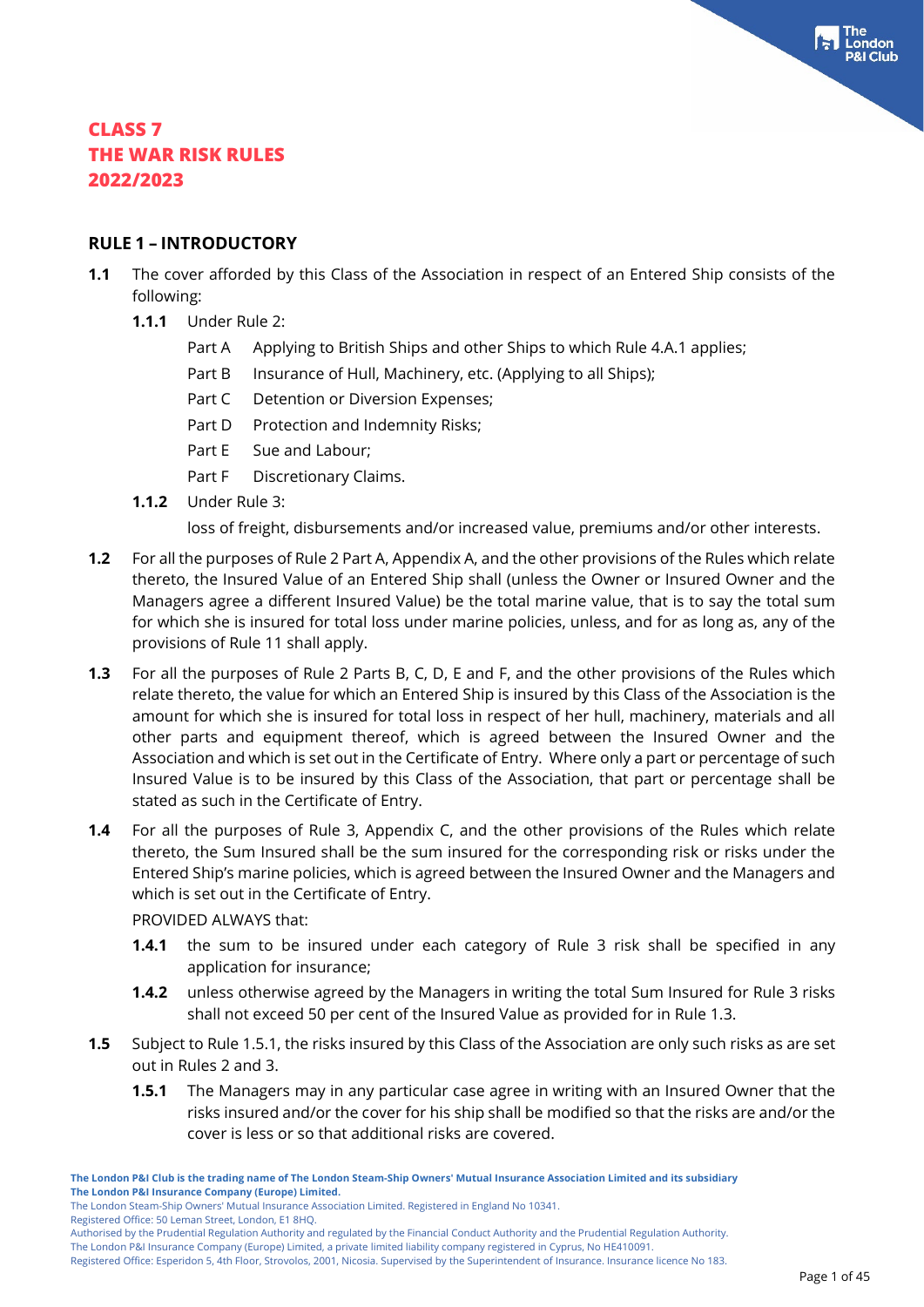# CLASS 7
# THE WAR RISK RULES
# 2022/2023

## RULE 1 – INTRODUCTORY

**1.1** The cover afforded by this Class of the Association in respect of an Entered Ship consists of the following:

**1.1.1** Under Rule 2:

Part A Applying to British Ships and other Ships to which Rule 4.A.1 applies;

Part B Insurance of Hull, Machinery, etc. (Applying to all Ships);

Part C Detention or Diversion Expenses;

Part D Protection and Indemnity Risks;

Part E Sue and Labour;

Part F Discretionary Claims.

**1.1.2** Under Rule 3:

loss of freight, disbursements and/or increased value, premiums and/or other interests.

**1.2** For all the purposes of Rule 2 Part A, Appendix A, and the other provisions of the Rules which relate thereto, the Insured Value of an Entered Ship shall (unless the Owner or Insured Owner and the Managers agree a different Insured Value) be the total marine value, that is to say the total sum for which she is insured for total loss under marine policies, unless, and for as long as, any of the provisions of Rule 11 shall apply.

**1.3** For all the purposes of Rule 2 Parts B, C, D, E and F, and the other provisions of the Rules which relate thereto, the value for which an Entered Ship is insured by this Class of the Association is the amount for which she is insured for total loss in respect of her hull, machinery, materials and all other parts and equipment thereof, which is agreed between the Insured Owner and the Association and which is set out in the Certificate of Entry. Where only a part or percentage of such Insured Value is to be insured by this Class of the Association, that part or percentage shall be stated as such in the Certificate of Entry.

**1.4** For all the purposes of Rule 3, Appendix C, and the other provisions of the Rules which relate thereto, the Sum Insured shall be the sum insured for the corresponding risk or risks under the Entered Ship's marine policies, which is agreed between the Insured Owner and the Managers and which is set out in the Certificate of Entry.

PROVIDED ALWAYS that:

**1.4.1** the sum to be insured under each category of Rule 3 risk shall be specified in any application for insurance;

**1.4.2** unless otherwise agreed by the Managers in writing the total Sum Insured for Rule 3 risks shall not exceed 50 per cent of the Insured Value as provided for in Rule 1.3.

**1.5** Subject to Rule 1.5.1, the risks insured by this Class of the Association are only such risks as are set out in Rules 2 and 3.

**1.5.1** The Managers may in any particular case agree in writing with an Insured Owner that the risks insured and/or the cover for his ship shall be modified so that the risks are and/or the cover is less or so that additional risks are covered.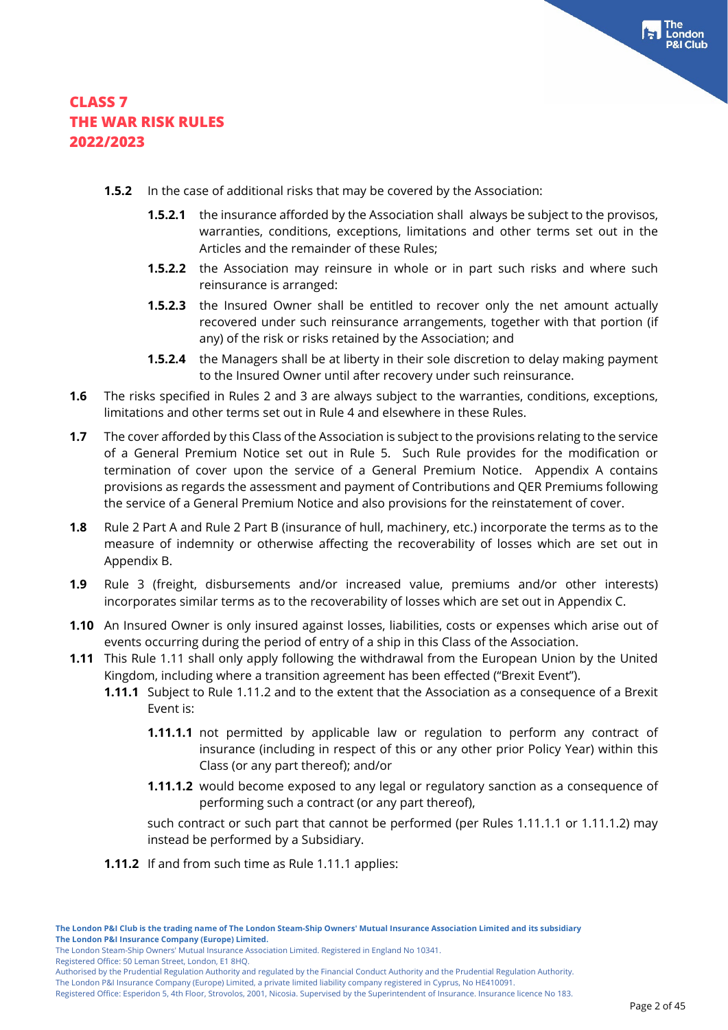**1.5.2** In the case of additional risks that may be covered by the Association:

**1.5.2.1** the insurance afforded by the Association shall always be subject to the provisos, warranties, conditions, exceptions, limitations and other terms set out in the Articles and the remainder of these Rules;

**1.5.2.2** the Association may reinsure in whole or in part such risks and where such reinsurance is arranged:

**1.5.2.3** the Insured Owner shall be entitled to recover only the net amount actually recovered under such reinsurance arrangements, together with that portion (if any) of the risk or risks retained by the Association; and

**1.5.2.4** the Managers shall be at liberty in their sole discretion to delay making payment to the Insured Owner until after recovery under such reinsurance.

**1.6** The risks specified in Rules 2 and 3 are always subject to the warranties, conditions, exceptions, limitations and other terms set out in Rule 4 and elsewhere in these Rules.

**1.7** The cover afforded by this Class of the Association is subject to the provisions relating to the service of a General Premium Notice set out in Rule 5. Such Rule provides for the modification or termination of cover upon the service of a General Premium Notice. Appendix A contains provisions as regards the assessment and payment of Contributions and QER Premiums following the service of a General Premium Notice and also provisions for the reinstatement of cover.

**1.8** Rule 2 Part A and Rule 2 Part B (insurance of hull, machinery, etc.) incorporate the terms as to the measure of indemnity or otherwise affecting the recoverability of losses which are set out in Appendix B.

**1.9** Rule 3 (freight, disbursements and/or increased value, premiums and/or other interests) incorporates similar terms as to the recoverability of losses which are set out in Appendix C.

**1.10** An Insured Owner is only insured against losses, liabilities, costs or expenses which arise out of events occurring during the period of entry of a ship in this Class of the Association.

**1.11** This Rule 1.11 shall only apply following the withdrawal from the European Union by the United Kingdom, including where a transition agreement has been effected ("Brexit Event").

**1.11.1** Subject to Rule 1.11.2 and to the extent that the Association as a consequence of a Brexit Event is:

**1.11.1.1** not permitted by applicable law or regulation to perform any contract of insurance (including in respect of this or any other prior Policy Year) within this Class (or any part thereof); and/or

**1.11.1.2** would become exposed to any legal or regulatory sanction as a consequence of performing such a contract (or any part thereof),

such contract or such part that cannot be performed (per Rules 1.11.1.1 or 1.11.1.2) may instead be performed by a Subsidiary.

**1.11.2** If and from such time as Rule 1.11.1 applies: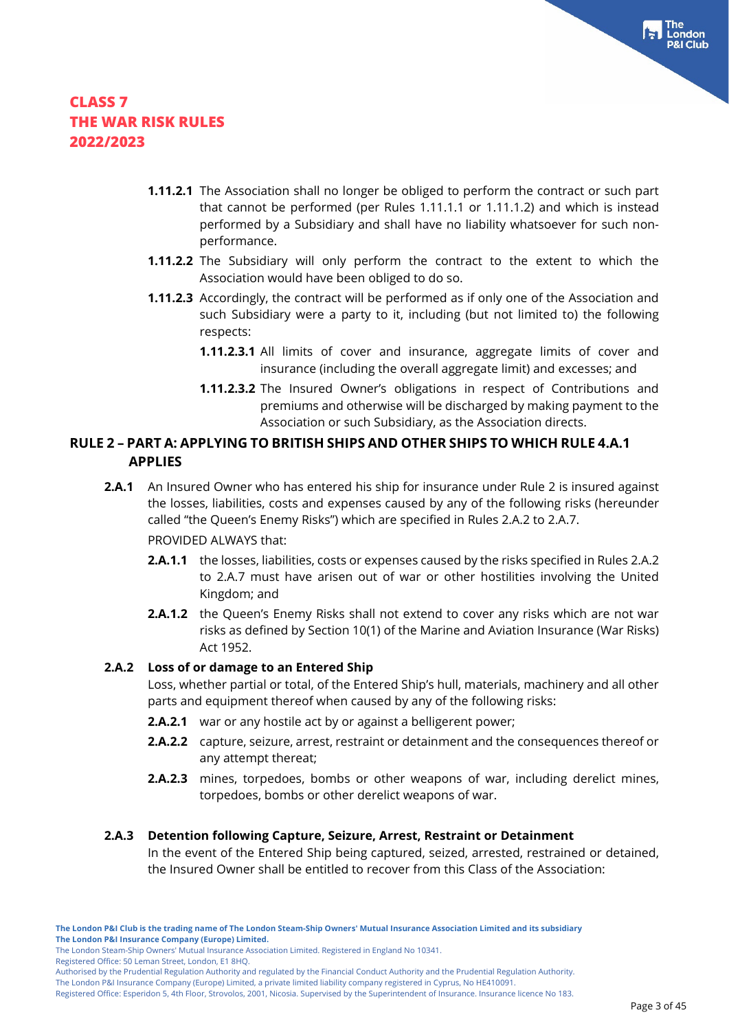**1.11.2.1** The Association shall no longer be obliged to perform the contract or such part that cannot be performed (per Rules 1.11.1.1 or 1.11.1.2) and which is instead performed by a Subsidiary and shall have no liability whatsoever for such non-performance.

**1.11.2.2** The Subsidiary will only perform the contract to the extent to which the Association would have been obliged to do so.

**1.11.2.3** Accordingly, the contract will be performed as if only one of the Association and such Subsidiary were a party to it, including (but not limited to) the following respects:

**1.11.2.3.1** All limits of cover and insurance, aggregate limits of cover and insurance (including the overall aggregate limit) and excesses; and

**1.11.2.3.2** The Insured Owner's obligations in respect of Contributions and premiums and otherwise will be discharged by making payment to the Association or such Subsidiary, as the Association directs.

## RULE 2 – PART A: APPLYING TO BRITISH SHIPS AND OTHER SHIPS TO WHICH RULE 4.A.1 APPLIES

**2.A.1** An Insured Owner who has entered his ship for insurance under Rule 2 is insured against the losses, liabilities, costs and expenses caused by any of the following risks (hereunder called "the Queen's Enemy Risks") which are specified in Rules 2.A.2 to 2.A.7.

PROVIDED ALWAYS that:

**2.A.1.1** the losses, liabilities, costs or expenses caused by the risks specified in Rules 2.A.2 to 2.A.7 must have arisen out of war or other hostilities involving the United Kingdom; and

**2.A.1.2** the Queen's Enemy Risks shall not extend to cover any risks which are not war risks as defined by Section 10(1) of the Marine and Aviation Insurance (War Risks) Act 1952.

### 2.A.2 Loss of or damage to an Entered Ship

Loss, whether partial or total, of the Entered Ship's hull, materials, machinery and all other parts and equipment thereof when caused by any of the following risks:

**2.A.2.1** war or any hostile act by or against a belligerent power;

**2.A.2.2** capture, seizure, arrest, restraint or detainment and the consequences thereof or any attempt thereat;

**2.A.2.3** mines, torpedoes, bombs or other weapons of war, including derelict mines, torpedoes, bombs or other derelict weapons of war.

### 2.A.3 Detention following Capture, Seizure, Arrest, Restraint or Detainment

In the event of the Entered Ship being captured, seized, arrested, restrained or detained, the Insured Owner shall be entitled to recover from this Class of the Association: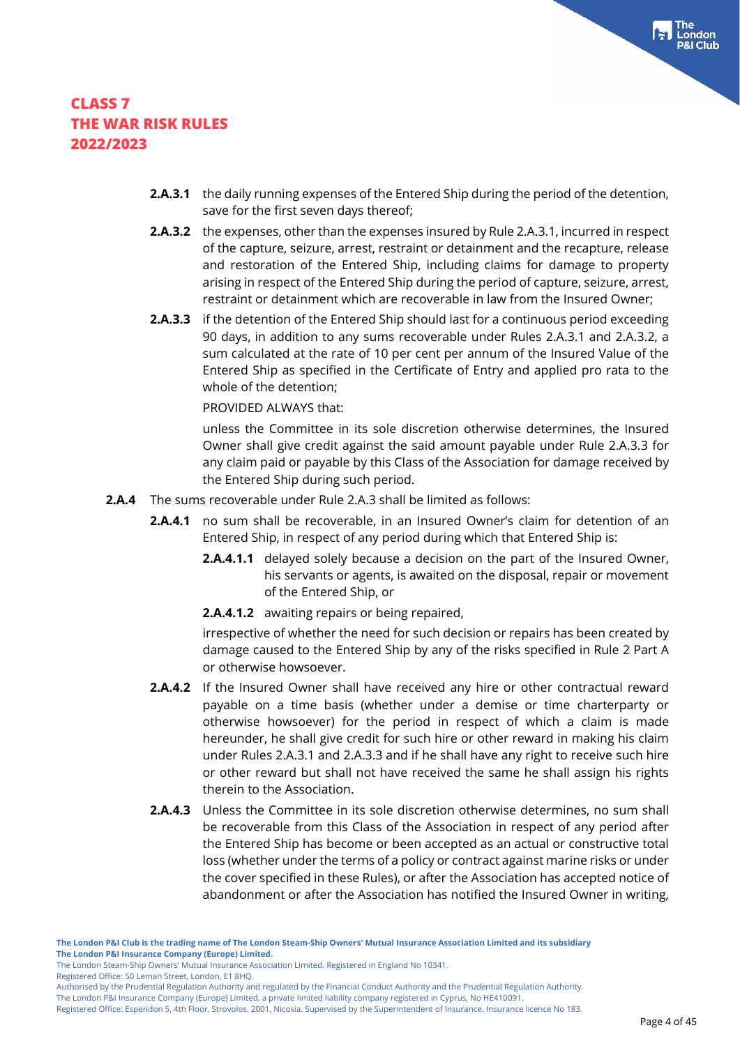**2.A.3.1** the daily running expenses of the Entered Ship during the period of the detention, save for the first seven days thereof;

**2.A.3.2** the expenses, other than the expenses insured by Rule 2.A.3.1, incurred in respect of the capture, seizure, arrest, restraint or detainment and the recapture, release and restoration of the Entered Ship, including claims for damage to property arising in respect of the Entered Ship during the period of capture, seizure, arrest, restraint or detainment which are recoverable in law from the Insured Owner;

**2.A.3.3** if the detention of the Entered Ship should last for a continuous period exceeding 90 days, in addition to any sums recoverable under Rules 2.A.3.1 and 2.A.3.2, a sum calculated at the rate of 10 per cent per annum of the Insured Value of the Entered Ship as specified in the Certificate of Entry and applied pro rata to the whole of the detention;

PROVIDED ALWAYS that:

unless the Committee in its sole discretion otherwise determines, the Insured Owner shall give credit against the said amount payable under Rule 2.A.3.3 for any claim paid or payable by this Class of the Association for damage received by the Entered Ship during such period.

**2.A.4** The sums recoverable under Rule 2.A.3 shall be limited as follows:

**2.A.4.1** no sum shall be recoverable, in an Insured Owner's claim for detention of an Entered Ship, in respect of any period during which that Entered Ship is:

**2.A.4.1.1** delayed solely because a decision on the part of the Insured Owner, his servants or agents, is awaited on the disposal, repair or movement of the Entered Ship, or

**2.A.4.1.2** awaiting repairs or being repaired,

irrespective of whether the need for such decision or repairs has been created by damage caused to the Entered Ship by any of the risks specified in Rule 2 Part A or otherwise howsoever.

**2.A.4.2** If the Insured Owner shall have received any hire or other contractual reward payable on a time basis (whether under a demise or time charterparty or otherwise howsoever) for the period in respect of which a claim is made hereunder, he shall give credit for such hire or other reward in making his claim under Rules 2.A.3.1 and 2.A.3.3 and if he shall have any right to receive such hire or other reward but shall not have received the same he shall assign his rights therein to the Association.

**2.A.4.3** Unless the Committee in its sole discretion otherwise determines, no sum shall be recoverable from this Class of the Association in respect of any period after the Entered Ship has become or been accepted as an actual or constructive total loss (whether under the terms of a policy or contract against marine risks or under the cover specified in these Rules), or after the Association has accepted notice of abandonment or after the Association has notified the Insured Owner in writing,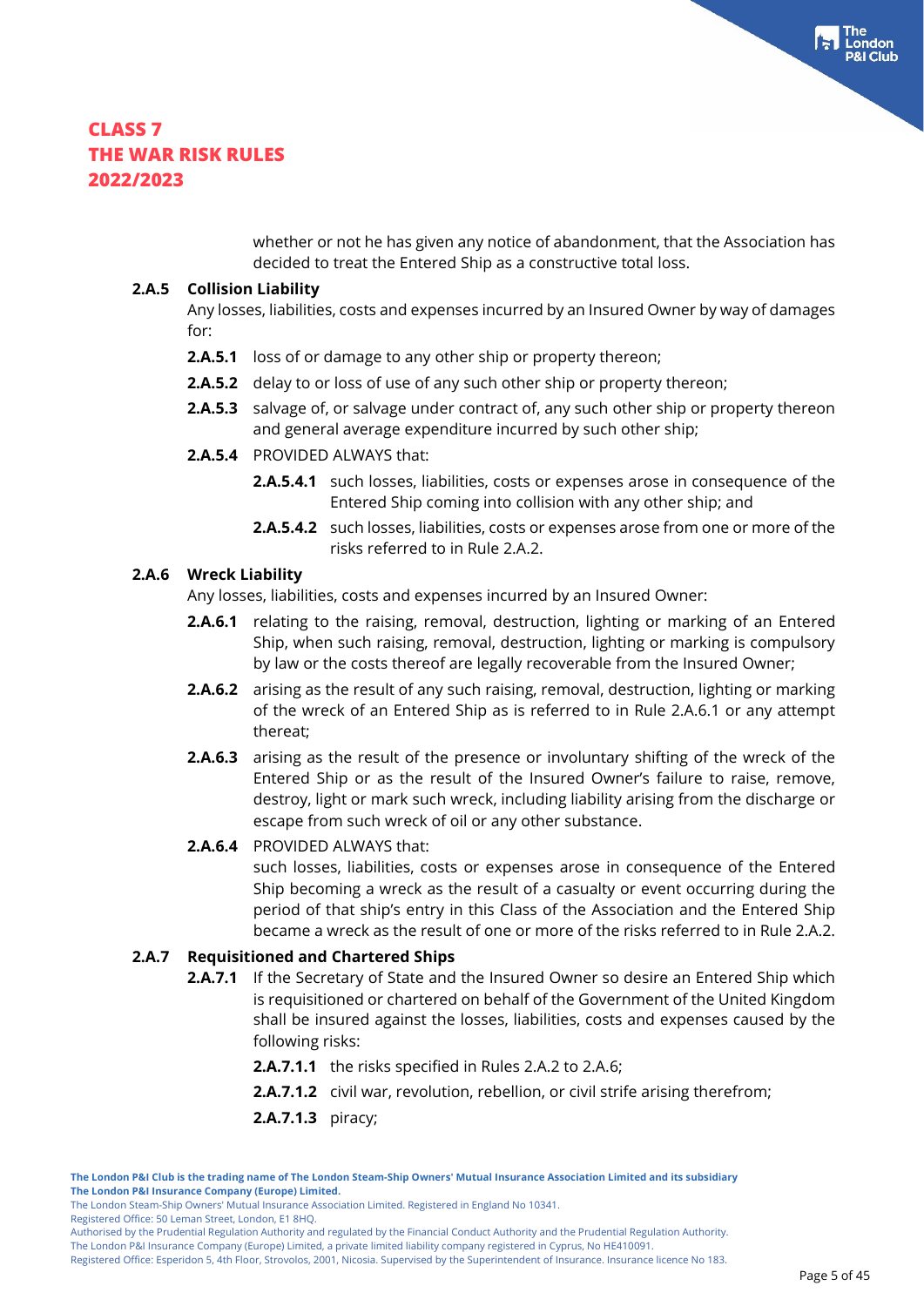whether or not he has given any notice of abandonment, that the Association has decided to treat the Entered Ship as a constructive total loss.

**2.A.5 Collision Liability**

Any losses, liabilities, costs and expenses incurred by an Insured Owner by way of damages for:

**2.A.5.1** loss of or damage to any other ship or property thereon;

**2.A.5.2** delay to or loss of use of any such other ship or property thereon;

**2.A.5.3** salvage of, or salvage under contract of, any such other ship or property thereon and general average expenditure incurred by such other ship;

**2.A.5.4** PROVIDED ALWAYS that:

**2.A.5.4.1** such losses, liabilities, costs or expenses arose in consequence of the Entered Ship coming into collision with any other ship; and

**2.A.5.4.2** such losses, liabilities, costs or expenses arose from one or more of the risks referred to in Rule 2.A.2.

**2.A.6 Wreck Liability**

Any losses, liabilities, costs and expenses incurred by an Insured Owner:

**2.A.6.1** relating to the raising, removal, destruction, lighting or marking of an Entered Ship, when such raising, removal, destruction, lighting or marking is compulsory by law or the costs thereof are legally recoverable from the Insured Owner;

**2.A.6.2** arising as the result of any such raising, removal, destruction, lighting or marking of the wreck of an Entered Ship as is referred to in Rule 2.A.6.1 or any attempt thereat;

**2.A.6.3** arising as the result of the presence or involuntary shifting of the wreck of the Entered Ship or as the result of the Insured Owner's failure to raise, remove, destroy, light or mark such wreck, including liability arising from the discharge or escape from such wreck of oil or any other substance.

**2.A.6.4** PROVIDED ALWAYS that:

such losses, liabilities, costs or expenses arose in consequence of the Entered Ship becoming a wreck as the result of a casualty or event occurring during the period of that ship's entry in this Class of the Association and the Entered Ship became a wreck as the result of one or more of the risks referred to in Rule 2.A.2.

**2.A.7 Requisitioned and Chartered Ships**

**2.A.7.1** If the Secretary of State and the Insured Owner so desire an Entered Ship which is requisitioned or chartered on behalf of the Government of the United Kingdom shall be insured against the losses, liabilities, costs and expenses caused by the following risks:

**2.A.7.1.1** the risks specified in Rules 2.A.2 to 2.A.6;

**2.A.7.1.2** civil war, revolution, rebellion, or civil strife arising therefrom;

**2.A.7.1.3** piracy;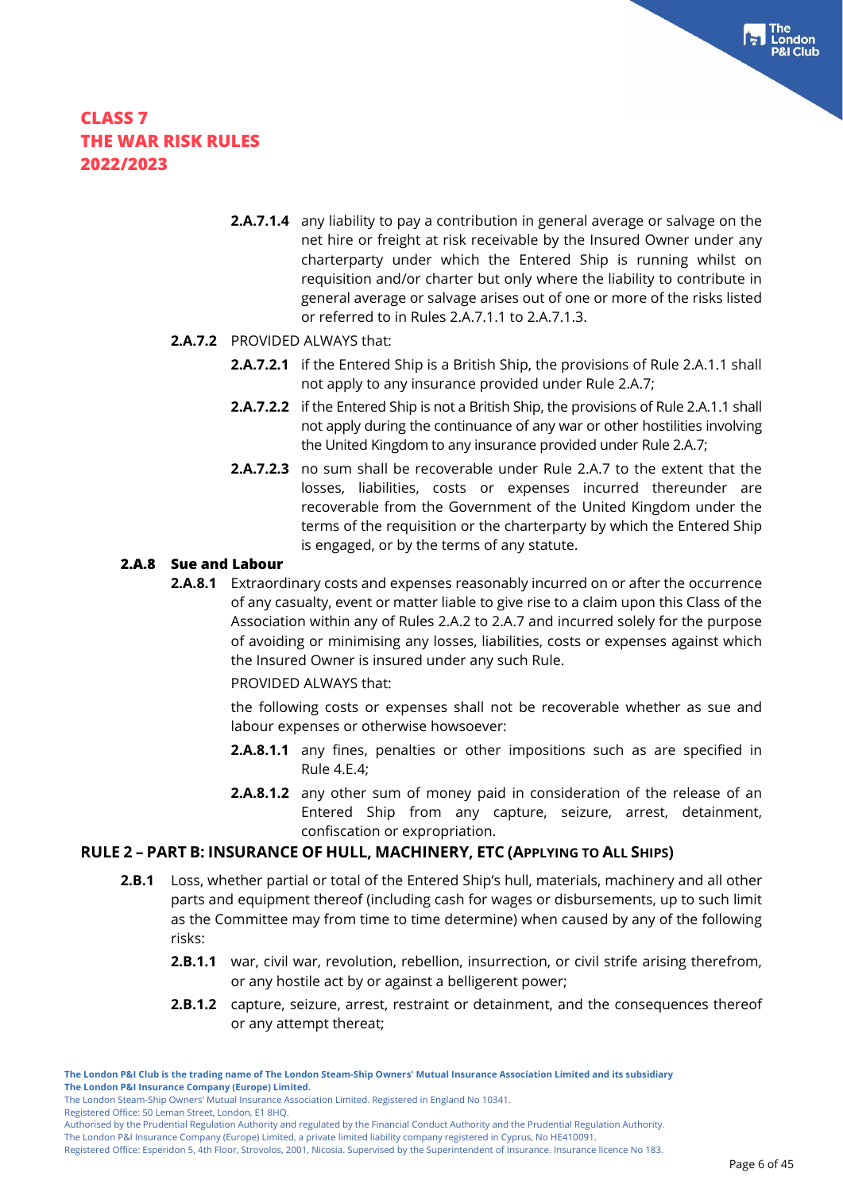**2.A.7.1.4** any liability to pay a contribution in general average or salvage on the net hire or freight at risk receivable by the Insured Owner under any charterparty under which the Entered Ship is running whilst on requisition and/or charter but only where the liability to contribute in general average or salvage arises out of one or more of the risks listed or referred to in Rules 2.A.7.1.1 to 2.A.7.1.3.

**2.A.7.2** PROVIDED ALWAYS that:

**2.A.7.2.1** if the Entered Ship is a British Ship, the provisions of Rule 2.A.1.1 shall not apply to any insurance provided under Rule 2.A.7;

**2.A.7.2.2** if the Entered Ship is not a British Ship, the provisions of Rule 2.A.1.1 shall not apply during the continuance of any war or other hostilities involving the United Kingdom to any insurance provided under Rule 2.A.7;

**2.A.7.2.3** no sum shall be recoverable under Rule 2.A.7 to the extent that the losses, liabilities, costs or expenses incurred thereunder are recoverable from the Government of the United Kingdom under the terms of the requisition or the charterparty by which the Entered Ship is engaged, or by the terms of any statute.

### 2.A.8 Sue and Labour

**2.A.8.1** Extraordinary costs and expenses reasonably incurred on or after the occurrence of any casualty, event or matter liable to give rise to a claim upon this Class of the Association within any of Rules 2.A.2 to 2.A.7 and incurred solely for the purpose of avoiding or minimising any losses, liabilities, costs or expenses against which the Insured Owner is insured under any such Rule.

PROVIDED ALWAYS that:

the following costs or expenses shall not be recoverable whether as sue and labour expenses or otherwise howsoever:

**2.A.8.1.1** any fines, penalties or other impositions such as are specified in Rule 4.E.4;

**2.A.8.1.2** any other sum of money paid in consideration of the release of an Entered Ship from any capture, seizure, arrest, detainment, confiscation or expropriation.

## RULE 2 – PART B: INSURANCE OF HULL, MACHINERY, ETC (APPLYING TO ALL SHIPS)

**2.B.1** Loss, whether partial or total of the Entered Ship's hull, materials, machinery and all other parts and equipment thereof (including cash for wages or disbursements, up to such limit as the Committee may from time to time determine) when caused by any of the following risks:

**2.B.1.1** war, civil war, revolution, rebellion, insurrection, or civil strife arising therefrom, or any hostile act by or against a belligerent power;

**2.B.1.2** capture, seizure, arrest, restraint or detainment, and the consequences thereof or any attempt thereat;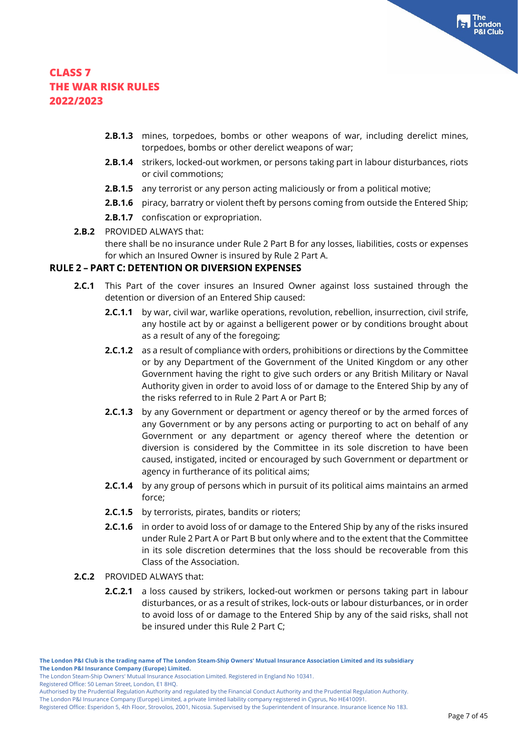- **2.B.1.3** mines, torpedoes, bombs or other weapons of war, including derelict mines, torpedoes, bombs or other derelict weapons of war;
- **2.B.1.4** strikers, locked-out workmen, or persons taking part in labour disturbances, riots or civil commotions;
- **2.B.1.5** any terrorist or any person acting maliciously or from a political motive;
- **2.B.1.6** piracy, barratry or violent theft by persons coming from outside the Entered Ship;
- **2.B.1.7** confiscation or expropriation.

**2.B.2** PROVIDED ALWAYS that:
there shall be no insurance under Rule 2 Part B for any losses, liabilities, costs or expenses for which an Insured Owner is insured by Rule 2 Part A.

## RULE 2 – PART C: DETENTION OR DIVERSION EXPENSES

**2.C.1** This Part of the cover insures an Insured Owner against loss sustained through the detention or diversion of an Entered Ship caused:

- **2.C.1.1** by war, civil war, warlike operations, revolution, rebellion, insurrection, civil strife, any hostile act by or against a belligerent power or by conditions brought about as a result of any of the foregoing;
- **2.C.1.2** as a result of compliance with orders, prohibitions or directions by the Committee or by any Department of the Government of the United Kingdom or any other Government having the right to give such orders or any British Military or Naval Authority given in order to avoid loss of or damage to the Entered Ship by any of the risks referred to in Rule 2 Part A or Part B;
- **2.C.1.3** by any Government or department or agency thereof or by the armed forces of any Government or by any persons acting or purporting to act on behalf of any Government or any department or agency thereof where the detention or diversion is considered by the Committee in its sole discretion to have been caused, instigated, incited or encouraged by such Government or department or agency in furtherance of its political aims;
- **2.C.1.4** by any group of persons which in pursuit of its political aims maintains an armed force;
- **2.C.1.5** by terrorists, pirates, bandits or rioters;
- **2.C.1.6** in order to avoid loss of or damage to the Entered Ship by any of the risks insured under Rule 2 Part A or Part B but only where and to the extent that the Committee in its sole discretion determines that the loss should be recoverable from this Class of the Association.

**2.C.2** PROVIDED ALWAYS that:

- **2.C.2.1** a loss caused by strikers, locked-out workmen or persons taking part in labour disturbances, or as a result of strikes, lock-outs or labour disturbances, or in order to avoid loss of or damage to the Entered Ship by any of the said risks, shall not be insured under this Rule 2 Part C;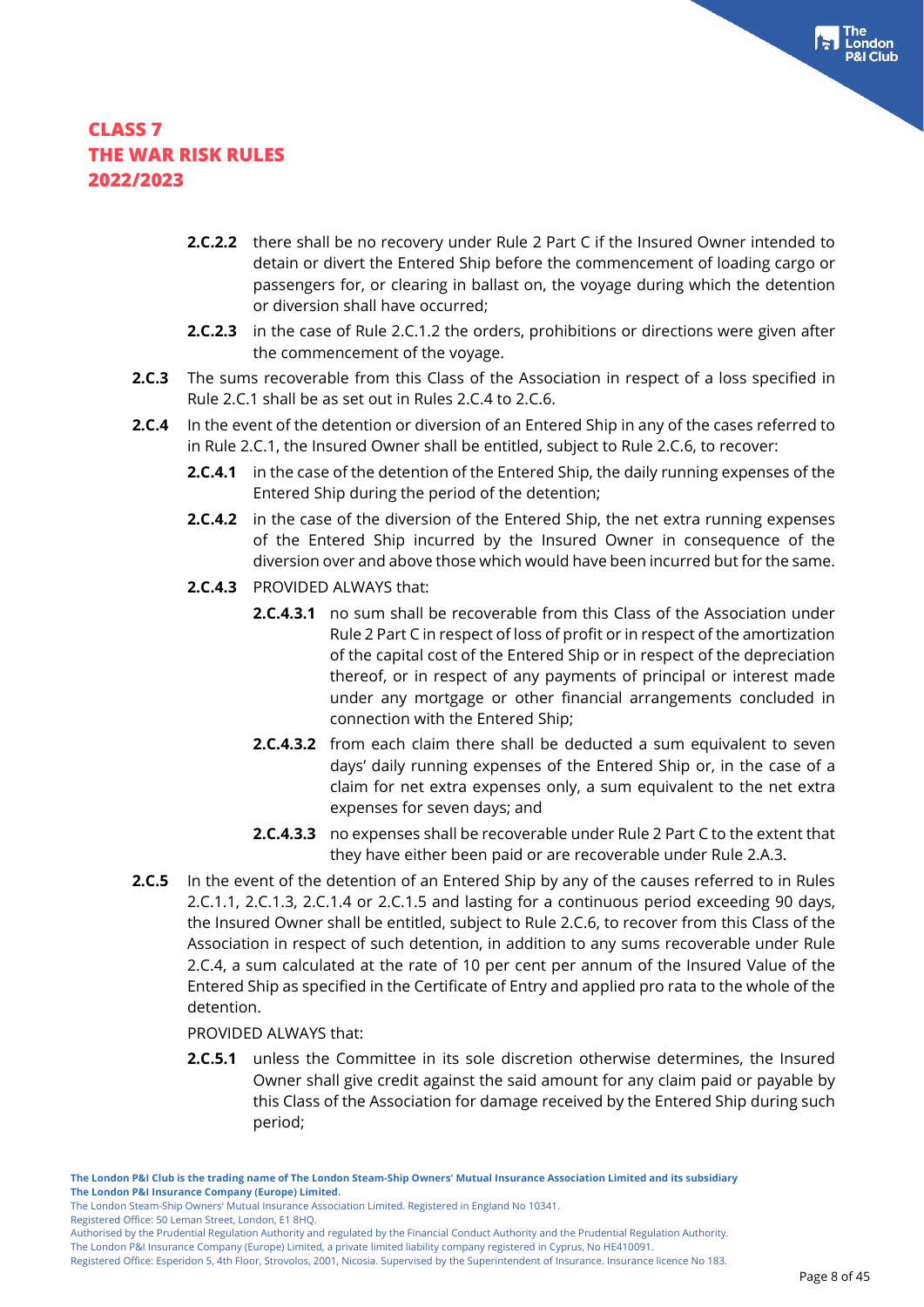**2.C.2.2** there shall be no recovery under Rule 2 Part C if the Insured Owner intended to detain or divert the Entered Ship before the commencement of loading cargo or passengers for, or clearing in ballast on, the voyage during which the detention or diversion shall have occurred;

**2.C.2.3** in the case of Rule 2.C.1.2 the orders, prohibitions or directions were given after the commencement of the voyage.

**2.C.3** The sums recoverable from this Class of the Association in respect of a loss specified in Rule 2.C.1 shall be as set out in Rules 2.C.4 to 2.C.6.

**2.C.4** In the event of the detention or diversion of an Entered Ship in any of the cases referred to in Rule 2.C.1, the Insured Owner shall be entitled, subject to Rule 2.C.6, to recover:

**2.C.4.1** in the case of the detention of the Entered Ship, the daily running expenses of the Entered Ship during the period of the detention;

**2.C.4.2** in the case of the diversion of the Entered Ship, the net extra running expenses of the Entered Ship incurred by the Insured Owner in consequence of the diversion over and above those which would have been incurred but for the same.

**2.C.4.3** PROVIDED ALWAYS that:

**2.C.4.3.1** no sum shall be recoverable from this Class of the Association under Rule 2 Part C in respect of loss of profit or in respect of the amortization of the capital cost of the Entered Ship or in respect of the depreciation thereof, or in respect of any payments of principal or interest made under any mortgage or other financial arrangements concluded in connection with the Entered Ship;

**2.C.4.3.2** from each claim there shall be deducted a sum equivalent to seven days' daily running expenses of the Entered Ship or, in the case of a claim for net extra expenses only, a sum equivalent to the net extra expenses for seven days; and

**2.C.4.3.3** no expenses shall be recoverable under Rule 2 Part C to the extent that they have either been paid or are recoverable under Rule 2.A.3.

**2.C.5** In the event of the detention of an Entered Ship by any of the causes referred to in Rules 2.C.1.1, 2.C.1.3, 2.C.1.4 or 2.C.1.5 and lasting for a continuous period exceeding 90 days, the Insured Owner shall be entitled, subject to Rule 2.C.6, to recover from this Class of the Association in respect of such detention, in addition to any sums recoverable under Rule 2.C.4, a sum calculated at the rate of 10 per cent per annum of the Insured Value of the Entered Ship as specified in the Certificate of Entry and applied pro rata to the whole of the detention.

PROVIDED ALWAYS that:

**2.C.5.1** unless the Committee in its sole discretion otherwise determines, the Insured Owner shall give credit against the said amount for any claim paid or payable by this Class of the Association for damage received by the Entered Ship during such period;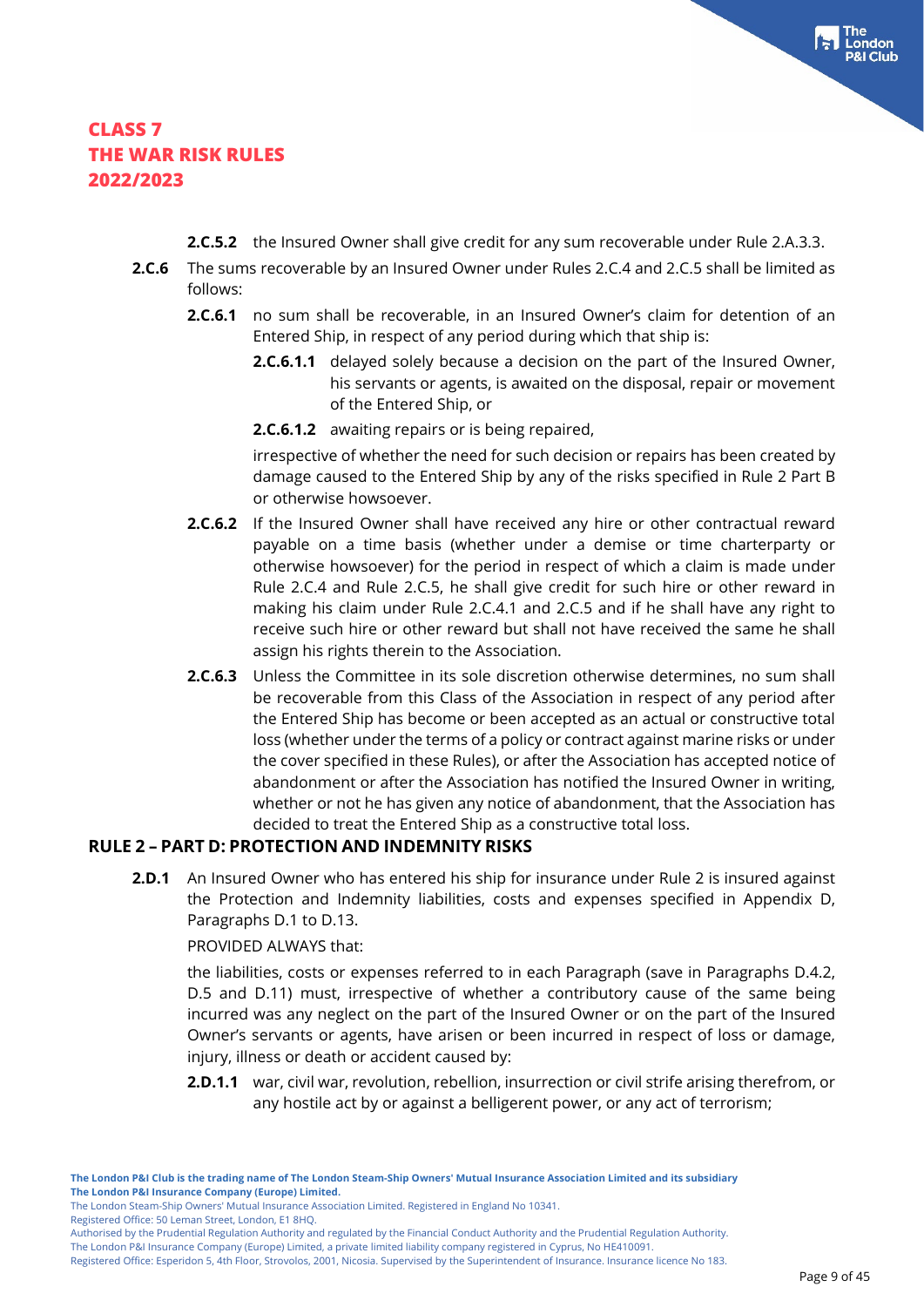**2.C.5.2** the Insured Owner shall give credit for any sum recoverable under Rule 2.A.3.3.

**2.C.6** The sums recoverable by an Insured Owner under Rules 2.C.4 and 2.C.5 shall be limited as follows:

**2.C.6.1** no sum shall be recoverable, in an Insured Owner's claim for detention of an Entered Ship, in respect of any period during which that ship is:

**2.C.6.1.1** delayed solely because a decision on the part of the Insured Owner, his servants or agents, is awaited on the disposal, repair or movement of the Entered Ship, or

**2.C.6.1.2** awaiting repairs or is being repaired,

irrespective of whether the need for such decision or repairs has been created by damage caused to the Entered Ship by any of the risks specified in Rule 2 Part B or otherwise howsoever.

**2.C.6.2** If the Insured Owner shall have received any hire or other contractual reward payable on a time basis (whether under a demise or time charterparty or otherwise howsoever) for the period in respect of which a claim is made under Rule 2.C.4 and Rule 2.C.5, he shall give credit for such hire or other reward in making his claim under Rule 2.C.4.1 and 2.C.5 and if he shall have any right to receive such hire or other reward but shall not have received the same he shall assign his rights therein to the Association.

**2.C.6.3** Unless the Committee in its sole discretion otherwise determines, no sum shall be recoverable from this Class of the Association in respect of any period after the Entered Ship has become or been accepted as an actual or constructive total loss (whether under the terms of a policy or contract against marine risks or under the cover specified in these Rules), or after the Association has accepted notice of abandonment or after the Association has notified the Insured Owner in writing, whether or not he has given any notice of abandonment, that the Association has decided to treat the Entered Ship as a constructive total loss.

## RULE 2 – PART D: PROTECTION AND INDEMNITY RISKS

**2.D.1** An Insured Owner who has entered his ship for insurance under Rule 2 is insured against the Protection and Indemnity liabilities, costs and expenses specified in Appendix D, Paragraphs D.1 to D.13.

PROVIDED ALWAYS that:

the liabilities, costs or expenses referred to in each Paragraph (save in Paragraphs D.4.2, D.5 and D.11) must, irrespective of whether a contributory cause of the same being incurred was any neglect on the part of the Insured Owner or on the part of the Insured Owner's servants or agents, have arisen or been incurred in respect of loss or damage, injury, illness or death or accident caused by:

**2.D.1.1** war, civil war, revolution, rebellion, insurrection or civil strife arising therefrom, or any hostile act by or against a belligerent power, or any act of terrorism;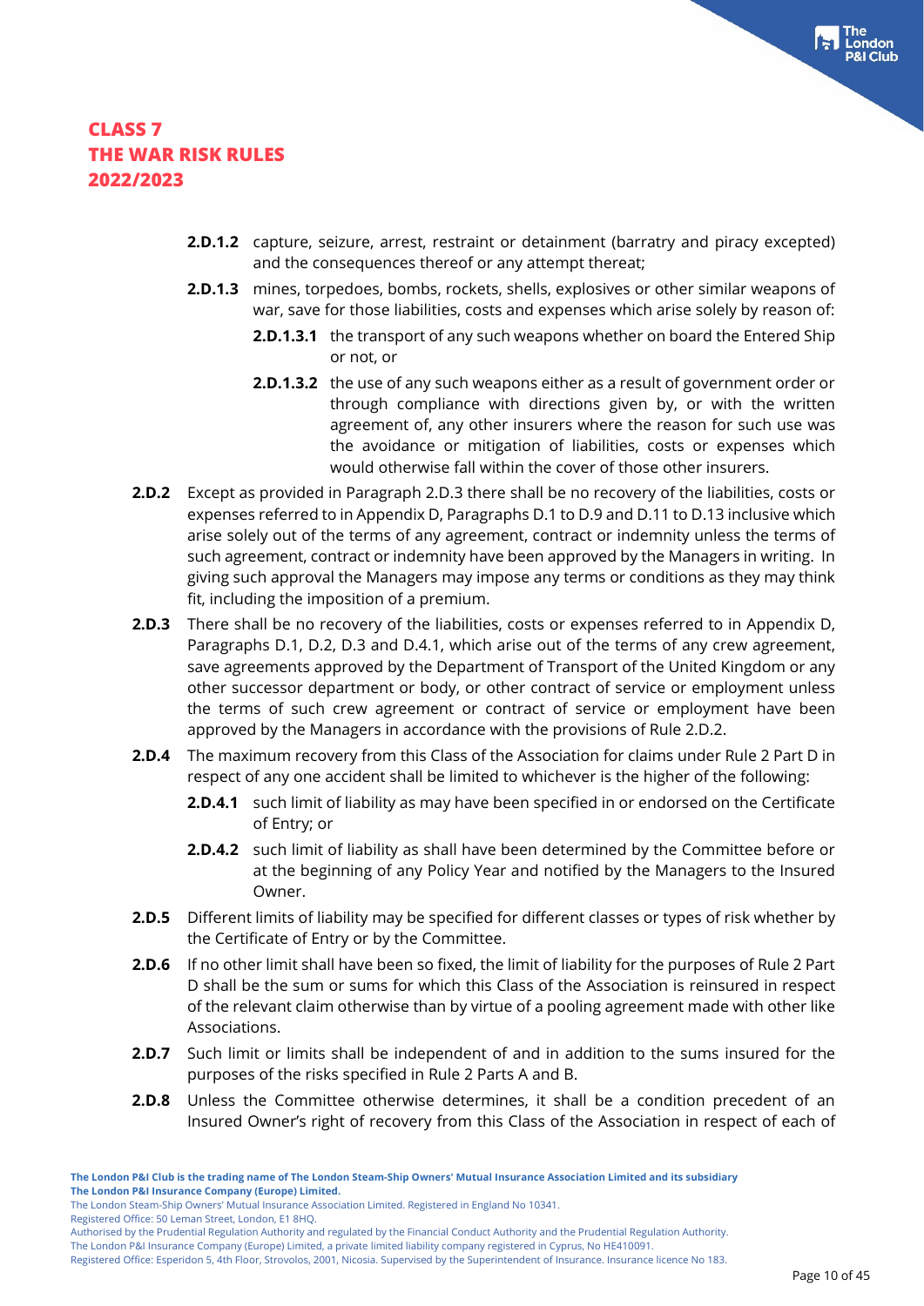**2.D.1.2** capture, seizure, arrest, restraint or detainment (barratry and piracy excepted) and the consequences thereof or any attempt thereat;

**2.D.1.3** mines, torpedoes, bombs, rockets, shells, explosives or other similar weapons of war, save for those liabilities, costs and expenses which arise solely by reason of:

**2.D.1.3.1** the transport of any such weapons whether on board the Entered Ship or not, or

**2.D.1.3.2** the use of any such weapons either as a result of government order or through compliance with directions given by, or with the written agreement of, any other insurers where the reason for such use was the avoidance or mitigation of liabilities, costs or expenses which would otherwise fall within the cover of those other insurers.

**2.D.2** Except as provided in Paragraph 2.D.3 there shall be no recovery of the liabilities, costs or expenses referred to in Appendix D, Paragraphs D.1 to D.9 and D.11 to D.13 inclusive which arise solely out of the terms of any agreement, contract or indemnity unless the terms of such agreement, contract or indemnity have been approved by the Managers in writing. In giving such approval the Managers may impose any terms or conditions as they may think fit, including the imposition of a premium.

**2.D.3** There shall be no recovery of the liabilities, costs or expenses referred to in Appendix D, Paragraphs D.1, D.2, D.3 and D.4.1, which arise out of the terms of any crew agreement, save agreements approved by the Department of Transport of the United Kingdom or any other successor department or body, or other contract of service or employment unless the terms of such crew agreement or contract of service or employment have been approved by the Managers in accordance with the provisions of Rule 2.D.2.

**2.D.4** The maximum recovery from this Class of the Association for claims under Rule 2 Part D in respect of any one accident shall be limited to whichever is the higher of the following:

**2.D.4.1** such limit of liability as may have been specified in or endorsed on the Certificate of Entry; or

**2.D.4.2** such limit of liability as shall have been determined by the Committee before or at the beginning of any Policy Year and notified by the Managers to the Insured Owner.

**2.D.5** Different limits of liability may be specified for different classes or types of risk whether by the Certificate of Entry or by the Committee.

**2.D.6** If no other limit shall have been so fixed, the limit of liability for the purposes of Rule 2 Part D shall be the sum or sums for which this Class of the Association is reinsured in respect of the relevant claim otherwise than by virtue of a pooling agreement made with other like Associations.

**2.D.7** Such limit or limits shall be independent of and in addition to the sums insured for the purposes of the risks specified in Rule 2 Parts A and B.

**2.D.8** Unless the Committee otherwise determines, it shall be a condition precedent of an Insured Owner's right of recovery from this Class of the Association in respect of each of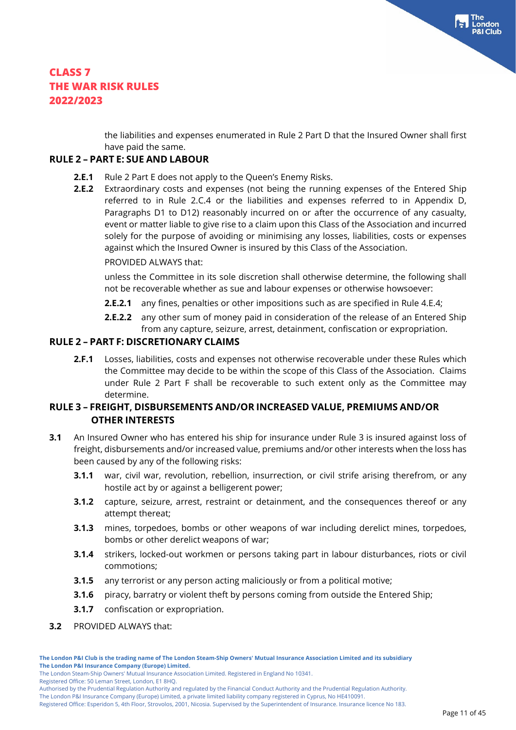the liabilities and expenses enumerated in Rule 2 Part D that the Insured Owner shall first have paid the same.

## RULE 2 – PART E: SUE AND LABOUR

**2.E.1** Rule 2 Part E does not apply to the Queen's Enemy Risks.

**2.E.2** Extraordinary costs and expenses (not being the running expenses of the Entered Ship referred to in Rule 2.C.4 or the liabilities and expenses referred to in Appendix D, Paragraphs D1 to D12) reasonably incurred on or after the occurrence of any casualty, event or matter liable to give rise to a claim upon this Class of the Association and incurred solely for the purpose of avoiding or minimising any losses, liabilities, costs or expenses against which the Insured Owner is insured by this Class of the Association.

PROVIDED ALWAYS that:

unless the Committee in its sole discretion shall otherwise determine, the following shall not be recoverable whether as sue and labour expenses or otherwise howsoever:

**2.E.2.1** any fines, penalties or other impositions such as are specified in Rule 4.E.4;

**2.E.2.2** any other sum of money paid in consideration of the release of an Entered Ship from any capture, seizure, arrest, detainment, confiscation or expropriation.

## RULE 2 – PART F: DISCRETIONARY CLAIMS

**2.F.1** Losses, liabilities, costs and expenses not otherwise recoverable under these Rules which the Committee may decide to be within the scope of this Class of the Association. Claims under Rule 2 Part F shall be recoverable to such extent only as the Committee may determine.

## RULE 3 – FREIGHT, DISBURSEMENTS AND/OR INCREASED VALUE, PREMIUMS AND/OR OTHER INTERESTS

**3.1** An Insured Owner who has entered his ship for insurance under Rule 3 is insured against loss of freight, disbursements and/or increased value, premiums and/or other interests when the loss has been caused by any of the following risks:

**3.1.1** war, civil war, revolution, rebellion, insurrection, or civil strife arising therefrom, or any hostile act by or against a belligerent power;

**3.1.2** capture, seizure, arrest, restraint or detainment, and the consequences thereof or any attempt thereat;

**3.1.3** mines, torpedoes, bombs or other weapons of war including derelict mines, torpedoes, bombs or other derelict weapons of war;

**3.1.4** strikers, locked-out workmen or persons taking part in labour disturbances, riots or civil commotions;

**3.1.5** any terrorist or any person acting maliciously or from a political motive;

**3.1.6** piracy, barratry or violent theft by persons coming from outside the Entered Ship;

**3.1.7** confiscation or expropriation.

**3.2** PROVIDED ALWAYS that: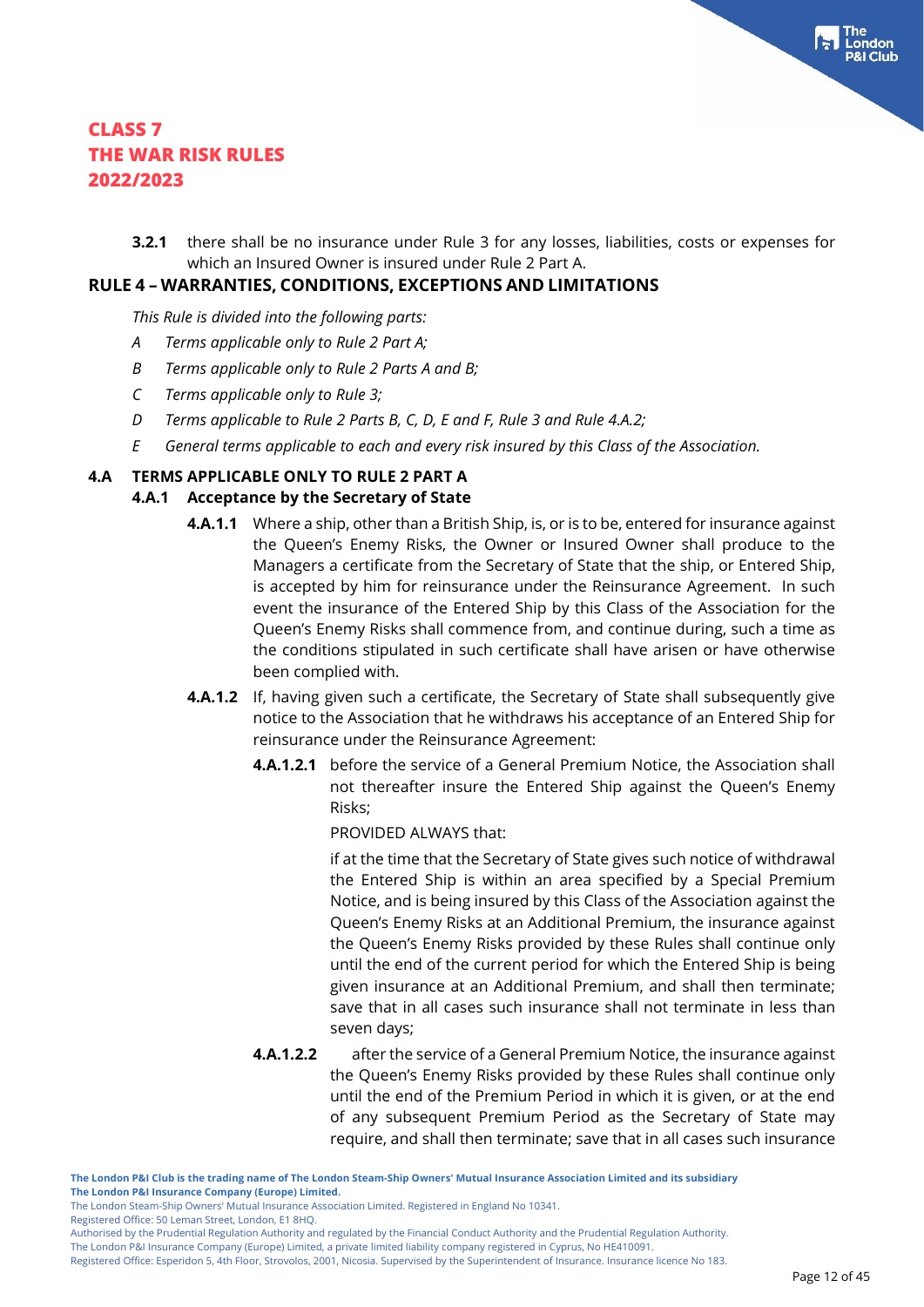**3.2.1** there shall be no insurance under Rule 3 for any losses, liabilities, costs or expenses for which an Insured Owner is insured under Rule 2 Part A.

## RULE 4 – WARRANTIES, CONDITIONS, EXCEPTIONS AND LIMITATIONS

*This Rule is divided into the following parts:*

*A Terms applicable only to Rule 2 Part A;*

*B Terms applicable only to Rule 2 Parts A and B;*

*C Terms applicable only to Rule 3;*

*D Terms applicable to Rule 2 Parts B, C, D, E and F, Rule 3 and Rule 4.A.2;*

*E General terms applicable to each and every risk insured by this Class of the Association.*

### 4.A TERMS APPLICABLE ONLY TO RULE 2 PART A

#### 4.A.1 Acceptance by the Secretary of State

**4.A.1.1** Where a ship, other than a British Ship, is, or is to be, entered for insurance against the Queen's Enemy Risks, the Owner or Insured Owner shall produce to the Managers a certificate from the Secretary of State that the ship, or Entered Ship, is accepted by him for reinsurance under the Reinsurance Agreement. In such event the insurance of the Entered Ship by this Class of the Association for the Queen's Enemy Risks shall commence from, and continue during, such a time as the conditions stipulated in such certificate shall have arisen or have otherwise been complied with.

**4.A.1.2** If, having given such a certificate, the Secretary of State shall subsequently give notice to the Association that he withdraws his acceptance of an Entered Ship for reinsurance under the Reinsurance Agreement:

**4.A.1.2.1** before the service of a General Premium Notice, the Association shall not thereafter insure the Entered Ship against the Queen's Enemy Risks;

PROVIDED ALWAYS that:

if at the time that the Secretary of State gives such notice of withdrawal the Entered Ship is within an area specified by a Special Premium Notice, and is being insured by this Class of the Association against the Queen's Enemy Risks at an Additional Premium, the insurance against the Queen's Enemy Risks provided by these Rules shall continue only until the end of the current period for which the Entered Ship is being given insurance at an Additional Premium, and shall then terminate; save that in all cases such insurance shall not terminate in less than seven days;

**4.A.1.2.2** after the service of a General Premium Notice, the insurance against the Queen's Enemy Risks provided by these Rules shall continue only until the end of the Premium Period in which it is given, or at the end of any subsequent Premium Period as the Secretary of State may require, and shall then terminate; save that in all cases such insurance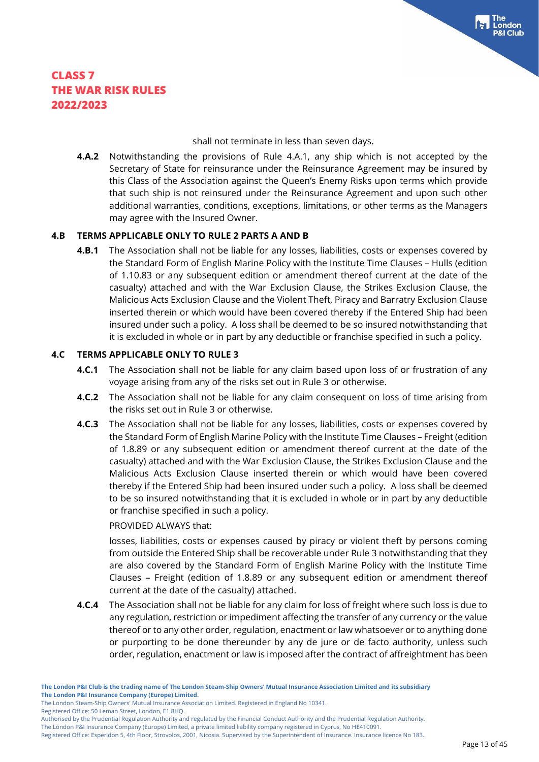shall not terminate in less than seven days.

**4.A.2** Notwithstanding the provisions of Rule 4.A.1, any ship which is not accepted by the Secretary of State for reinsurance under the Reinsurance Agreement may be insured by this Class of the Association against the Queen's Enemy Risks upon terms which provide that such ship is not reinsured under the Reinsurance Agreement and upon such other additional warranties, conditions, exceptions, limitations, or other terms as the Managers may agree with the Insured Owner.

### 4.B TERMS APPLICABLE ONLY TO RULE 2 PARTS A AND B

**4.B.1** The Association shall not be liable for any losses, liabilities, costs or expenses covered by the Standard Form of English Marine Policy with the Institute Time Clauses – Hulls (edition of 1.10.83 or any subsequent edition or amendment thereof current at the date of the casualty) attached and with the War Exclusion Clause, the Strikes Exclusion Clause, the Malicious Acts Exclusion Clause and the Violent Theft, Piracy and Barratry Exclusion Clause inserted therein or which would have been covered thereby if the Entered Ship had been insured under such a policy. A loss shall be deemed to be so insured notwithstanding that it is excluded in whole or in part by any deductible or franchise specified in such a policy.

### 4.C TERMS APPLICABLE ONLY TO RULE 3

**4.C.1** The Association shall not be liable for any claim based upon loss of or frustration of any voyage arising from any of the risks set out in Rule 3 or otherwise.

**4.C.2** The Association shall not be liable for any claim consequent on loss of time arising from the risks set out in Rule 3 or otherwise.

**4.C.3** The Association shall not be liable for any losses, liabilities, costs or expenses covered by the Standard Form of English Marine Policy with the Institute Time Clauses – Freight (edition of 1.8.89 or any subsequent edition or amendment thereof current at the date of the casualty) attached and with the War Exclusion Clause, the Strikes Exclusion Clause and the Malicious Acts Exclusion Clause inserted therein or which would have been covered thereby if the Entered Ship had been insured under such a policy. A loss shall be deemed to be so insured notwithstanding that it is excluded in whole or in part by any deductible or franchise specified in such a policy.

PROVIDED ALWAYS that:

losses, liabilities, costs or expenses caused by piracy or violent theft by persons coming from outside the Entered Ship shall be recoverable under Rule 3 notwithstanding that they are also covered by the Standard Form of English Marine Policy with the Institute Time Clauses – Freight (edition of 1.8.89 or any subsequent edition or amendment thereof current at the date of the casualty) attached.

**4.C.4** The Association shall not be liable for any claim for loss of freight where such loss is due to any regulation, restriction or impediment affecting the transfer of any currency or the value thereof or to any other order, regulation, enactment or law whatsoever or to anything done or purporting to be done thereunder by any de jure or de facto authority, unless such order, regulation, enactment or law is imposed after the contract of affreightment has been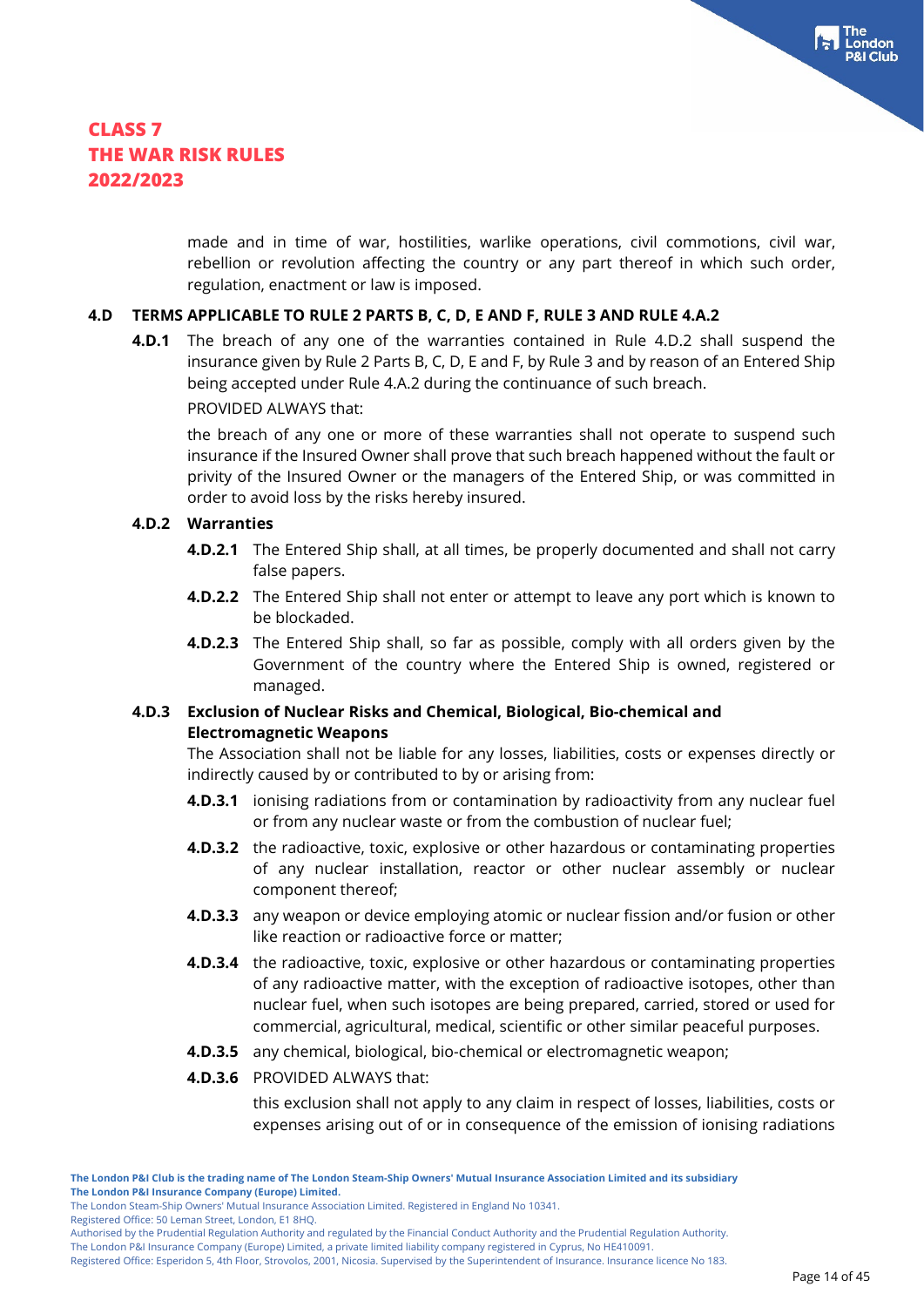made and in time of war, hostilities, warlike operations, civil commotions, civil war, rebellion or revolution affecting the country or any part thereof in which such order, regulation, enactment or law is imposed.

## 4.D TERMS APPLICABLE TO RULE 2 PARTS B, C, D, E AND F, RULE 3 AND RULE 4.A.2

**4.D.1** The breach of any one of the warranties contained in Rule 4.D.2 shall suspend the insurance given by Rule 2 Parts B, C, D, E and F, by Rule 3 and by reason of an Entered Ship being accepted under Rule 4.A.2 during the continuance of such breach.

PROVIDED ALWAYS that:

the breach of any one or more of these warranties shall not operate to suspend such insurance if the Insured Owner shall prove that such breach happened without the fault or privity of the Insured Owner or the managers of the Entered Ship, or was committed in order to avoid loss by the risks hereby insured.

### 4.D.2 Warranties

**4.D.2.1** The Entered Ship shall, at all times, be properly documented and shall not carry false papers.

**4.D.2.2** The Entered Ship shall not enter or attempt to leave any port which is known to be blockaded.

**4.D.2.3** The Entered Ship shall, so far as possible, comply with all orders given by the Government of the country where the Entered Ship is owned, registered or managed.

### 4.D.3 Exclusion of Nuclear Risks and Chemical, Biological, Bio-chemical and Electromagnetic Weapons

The Association shall not be liable for any losses, liabilities, costs or expenses directly or indirectly caused by or contributed to by or arising from:

**4.D.3.1** ionising radiations from or contamination by radioactivity from any nuclear fuel or from any nuclear waste or from the combustion of nuclear fuel;

**4.D.3.2** the radioactive, toxic, explosive or other hazardous or contaminating properties of any nuclear installation, reactor or other nuclear assembly or nuclear component thereof;

**4.D.3.3** any weapon or device employing atomic or nuclear fission and/or fusion or other like reaction or radioactive force or matter;

**4.D.3.4** the radioactive, toxic, explosive or other hazardous or contaminating properties of any radioactive matter, with the exception of radioactive isotopes, other than nuclear fuel, when such isotopes are being prepared, carried, stored or used for commercial, agricultural, medical, scientific or other similar peaceful purposes.

**4.D.3.5** any chemical, biological, bio-chemical or electromagnetic weapon;

**4.D.3.6** PROVIDED ALWAYS that:

this exclusion shall not apply to any claim in respect of losses, liabilities, costs or expenses arising out of or in consequence of the emission of ionising radiations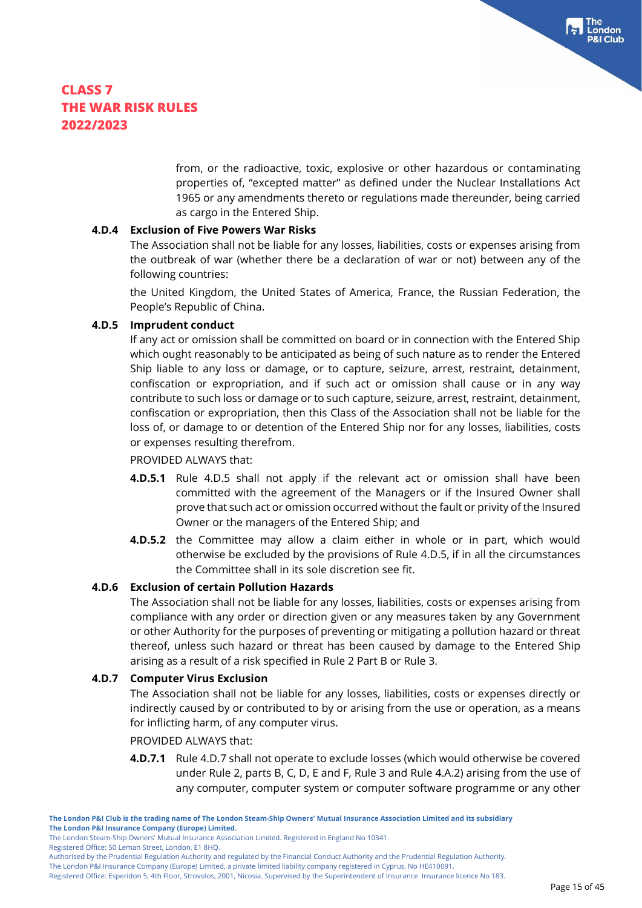from, or the radioactive, toxic, explosive or other hazardous or contaminating properties of, "excepted matter" as defined under the Nuclear Installations Act 1965 or any amendments thereto or regulations made thereunder, being carried as cargo in the Entered Ship.

**4.D.4 Exclusion of Five Powers War Risks**

The Association shall not be liable for any losses, liabilities, costs or expenses arising from the outbreak of war (whether there be a declaration of war or not) between any of the following countries:

the United Kingdom, the United States of America, France, the Russian Federation, the People's Republic of China.

**4.D.5 Imprudent conduct**

If any act or omission shall be committed on board or in connection with the Entered Ship which ought reasonably to be anticipated as being of such nature as to render the Entered Ship liable to any loss or damage, or to capture, seizure, arrest, restraint, detainment, confiscation or expropriation, and if such act or omission shall cause or in any way contribute to such loss or damage or to such capture, seizure, arrest, restraint, detainment, confiscation or expropriation, then this Class of the Association shall not be liable for the loss of, or damage to or detention of the Entered Ship nor for any losses, liabilities, costs or expenses resulting therefrom.

PROVIDED ALWAYS that:

**4.D.5.1** Rule 4.D.5 shall not apply if the relevant act or omission shall have been committed with the agreement of the Managers or if the Insured Owner shall prove that such act or omission occurred without the fault or privity of the Insured Owner or the managers of the Entered Ship; and

**4.D.5.2** the Committee may allow a claim either in whole or in part, which would otherwise be excluded by the provisions of Rule 4.D.5, if in all the circumstances the Committee shall in its sole discretion see fit.

**4.D.6 Exclusion of certain Pollution Hazards**

The Association shall not be liable for any losses, liabilities, costs or expenses arising from compliance with any order or direction given or any measures taken by any Government or other Authority for the purposes of preventing or mitigating a pollution hazard or threat thereof, unless such hazard or threat has been caused by damage to the Entered Ship arising as a result of a risk specified in Rule 2 Part B or Rule 3.

**4.D.7 Computer Virus Exclusion**

The Association shall not be liable for any losses, liabilities, costs or expenses directly or indirectly caused by or contributed to by or arising from the use or operation, as a means for inflicting harm, of any computer virus.

PROVIDED ALWAYS that:

**4.D.7.1** Rule 4.D.7 shall not operate to exclude losses (which would otherwise be covered under Rule 2, parts B, C, D, E and F, Rule 3 and Rule 4.A.2) arising from the use of any computer, computer system or computer software programme or any other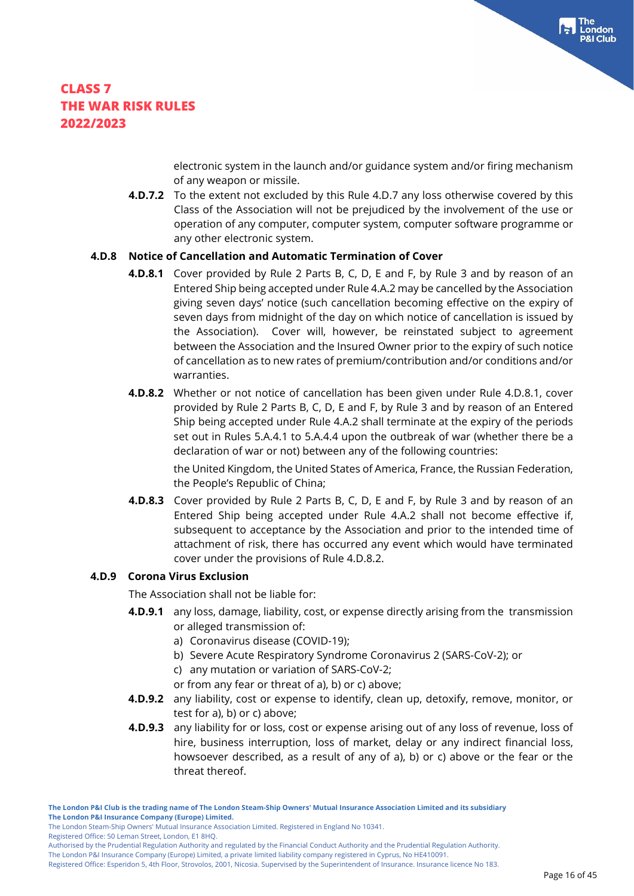electronic system in the launch and/or guidance system and/or firing mechanism of any weapon or missile.

**4.D.7.2** To the extent not excluded by this Rule 4.D.7 any loss otherwise covered by this Class of the Association will not be prejudiced by the involvement of the use or operation of any computer, computer system, computer software programme or any other electronic system.

### 4.D.8 Notice of Cancellation and Automatic Termination of Cover

**4.D.8.1** Cover provided by Rule 2 Parts B, C, D, E and F, by Rule 3 and by reason of an Entered Ship being accepted under Rule 4.A.2 may be cancelled by the Association giving seven days' notice (such cancellation becoming effective on the expiry of seven days from midnight of the day on which notice of cancellation is issued by the Association). Cover will, however, be reinstated subject to agreement between the Association and the Insured Owner prior to the expiry of such notice of cancellation as to new rates of premium/contribution and/or conditions and/or warranties.

**4.D.8.2** Whether or not notice of cancellation has been given under Rule 4.D.8.1, cover provided by Rule 2 Parts B, C, D, E and F, by Rule 3 and by reason of an Entered Ship being accepted under Rule 4.A.2 shall terminate at the expiry of the periods set out in Rules 5.A.4.1 to 5.A.4.4 upon the outbreak of war (whether there be a declaration of war or not) between any of the following countries:

the United Kingdom, the United States of America, France, the Russian Federation, the People's Republic of China;

**4.D.8.3** Cover provided by Rule 2 Parts B, C, D, E and F, by Rule 3 and by reason of an Entered Ship being accepted under Rule 4.A.2 shall not become effective if, subsequent to acceptance by the Association and prior to the intended time of attachment of risk, there has occurred any event which would have terminated cover under the provisions of Rule 4.D.8.2.

### 4.D.9 Corona Virus Exclusion

The Association shall not be liable for:

**4.D.9.1** any loss, damage, liability, cost, or expense directly arising from the transmission or alleged transmission of:

a) Coronavirus disease (COVID-19);
b) Severe Acute Respiratory Syndrome Coronavirus 2 (SARS-CoV-2); or
c) any mutation or variation of SARS-CoV-2;

or from any fear or threat of a), b) or c) above;

**4.D.9.2** any liability, cost or expense to identify, clean up, detoxify, remove, monitor, or test for a), b) or c) above;

**4.D.9.3** any liability for or loss, cost or expense arising out of any loss of revenue, loss of hire, business interruption, loss of market, delay or any indirect financial loss, howsoever described, as a result of any of a), b) or c) above or the fear or the threat thereof.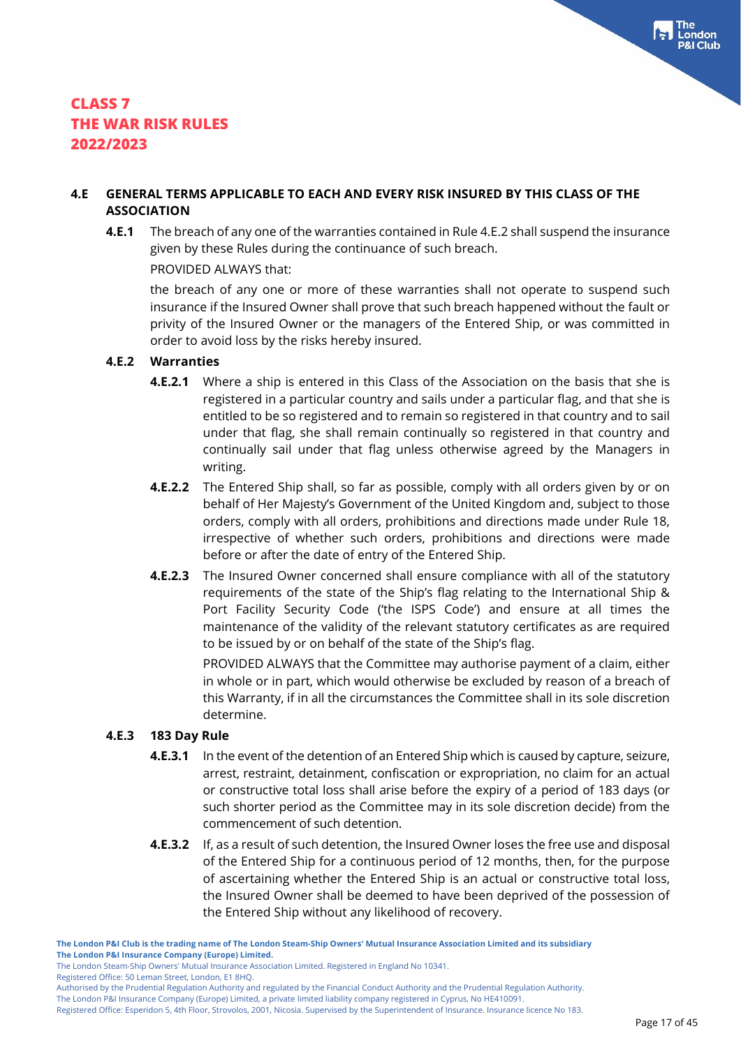# CLASS 7
# THE WAR RISK RULES
# 2022/2023

## 4.E GENERAL TERMS APPLICABLE TO EACH AND EVERY RISK INSURED BY THIS CLASS OF THE ASSOCIATION

**4.E.1** The breach of any one of the warranties contained in Rule 4.E.2 shall suspend the insurance given by these Rules during the continuance of such breach.

PROVIDED ALWAYS that:

the breach of any one or more of these warranties shall not operate to suspend such insurance if the Insured Owner shall prove that such breach happened without the fault or privity of the Insured Owner or the managers of the Entered Ship, or was committed in order to avoid loss by the risks hereby insured.

**4.E.2 Warranties**

**4.E.2.1** Where a ship is entered in this Class of the Association on the basis that she is registered in a particular country and sails under a particular flag, and that she is entitled to be so registered and to remain so registered in that country and to sail under that flag, she shall remain continually so registered in that country and continually sail under that flag unless otherwise agreed by the Managers in writing.

**4.E.2.2** The Entered Ship shall, so far as possible, comply with all orders given by or on behalf of Her Majesty's Government of the United Kingdom and, subject to those orders, comply with all orders, prohibitions and directions made under Rule 18, irrespective of whether such orders, prohibitions and directions were made before or after the date of entry of the Entered Ship.

**4.E.2.3** The Insured Owner concerned shall ensure compliance with all of the statutory requirements of the state of the Ship's flag relating to the International Ship & Port Facility Security Code ('the ISPS Code') and ensure at all times the maintenance of the validity of the relevant statutory certificates as are required to be issued by or on behalf of the state of the Ship's flag.

PROVIDED ALWAYS that the Committee may authorise payment of a claim, either in whole or in part, which would otherwise be excluded by reason of a breach of this Warranty, if in all the circumstances the Committee shall in its sole discretion determine.

**4.E.3 183 Day Rule**

**4.E.3.1** In the event of the detention of an Entered Ship which is caused by capture, seizure, arrest, restraint, detainment, confiscation or expropriation, no claim for an actual or constructive total loss shall arise before the expiry of a period of 183 days (or such shorter period as the Committee may in its sole discretion decide) from the commencement of such detention.

**4.E.3.2** If, as a result of such detention, the Insured Owner loses the free use and disposal of the Entered Ship for a continuous period of 12 months, then, for the purpose of ascertaining whether the Entered Ship is an actual or constructive total loss, the Insured Owner shall be deemed to have been deprived of the possession of the Entered Ship without any likelihood of recovery.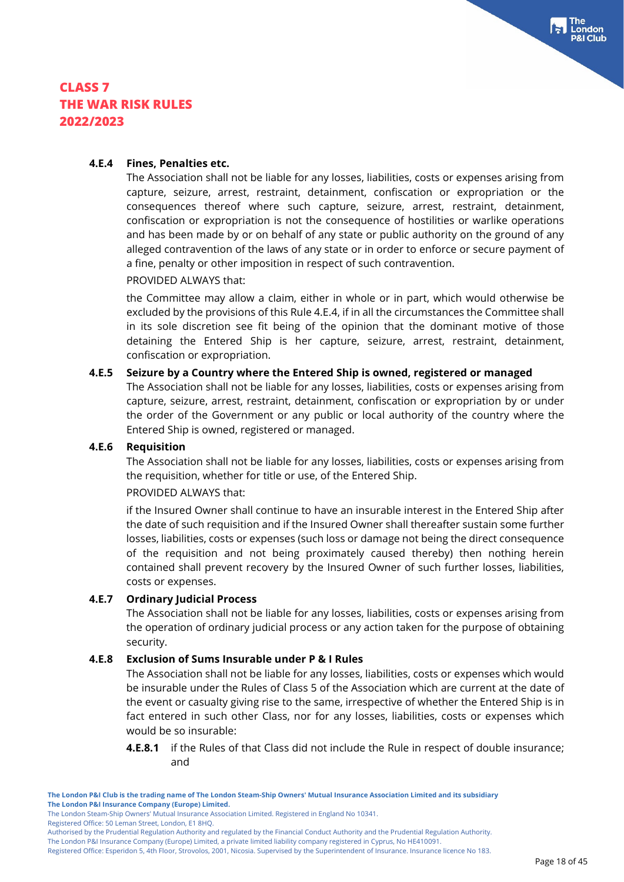**4.E.4 Fines, Penalties etc.**

The Association shall not be liable for any losses, liabilities, costs or expenses arising from capture, seizure, arrest, restraint, detainment, confiscation or expropriation or the consequences thereof where such capture, seizure, arrest, restraint, detainment, confiscation or expropriation is not the consequence of hostilities or warlike operations and has been made by or on behalf of any state or public authority on the ground of any alleged contravention of the laws of any state or in order to enforce or secure payment of a fine, penalty or other imposition in respect of such contravention.

PROVIDED ALWAYS that:

the Committee may allow a claim, either in whole or in part, which would otherwise be excluded by the provisions of this Rule 4.E.4, if in all the circumstances the Committee shall in its sole discretion see fit being of the opinion that the dominant motive of those detaining the Entered Ship is her capture, seizure, arrest, restraint, detainment, confiscation or expropriation.

**4.E.5 Seizure by a Country where the Entered Ship is owned, registered or managed**

The Association shall not be liable for any losses, liabilities, costs or expenses arising from capture, seizure, arrest, restraint, detainment, confiscation or expropriation by or under the order of the Government or any public or local authority of the country where the Entered Ship is owned, registered or managed.

**4.E.6 Requisition**

The Association shall not be liable for any losses, liabilities, costs or expenses arising from the requisition, whether for title or use, of the Entered Ship.

PROVIDED ALWAYS that:

if the Insured Owner shall continue to have an insurable interest in the Entered Ship after the date of such requisition and if the Insured Owner shall thereafter sustain some further losses, liabilities, costs or expenses (such loss or damage not being the direct consequence of the requisition and not being proximately caused thereby) then nothing herein contained shall prevent recovery by the Insured Owner of such further losses, liabilities, costs or expenses.

**4.E.7 Ordinary Judicial Process**

The Association shall not be liable for any losses, liabilities, costs or expenses arising from the operation of ordinary judicial process or any action taken for the purpose of obtaining security.

**4.E.8 Exclusion of Sums Insurable under P & I Rules**

The Association shall not be liable for any losses, liabilities, costs or expenses which would be insurable under the Rules of Class 5 of the Association which are current at the date of the event or casualty giving rise to the same, irrespective of whether the Entered Ship is in fact entered in such other Class, nor for any losses, liabilities, costs or expenses which would be so insurable:

**4.E.8.1** if the Rules of that Class did not include the Rule in respect of double insurance; and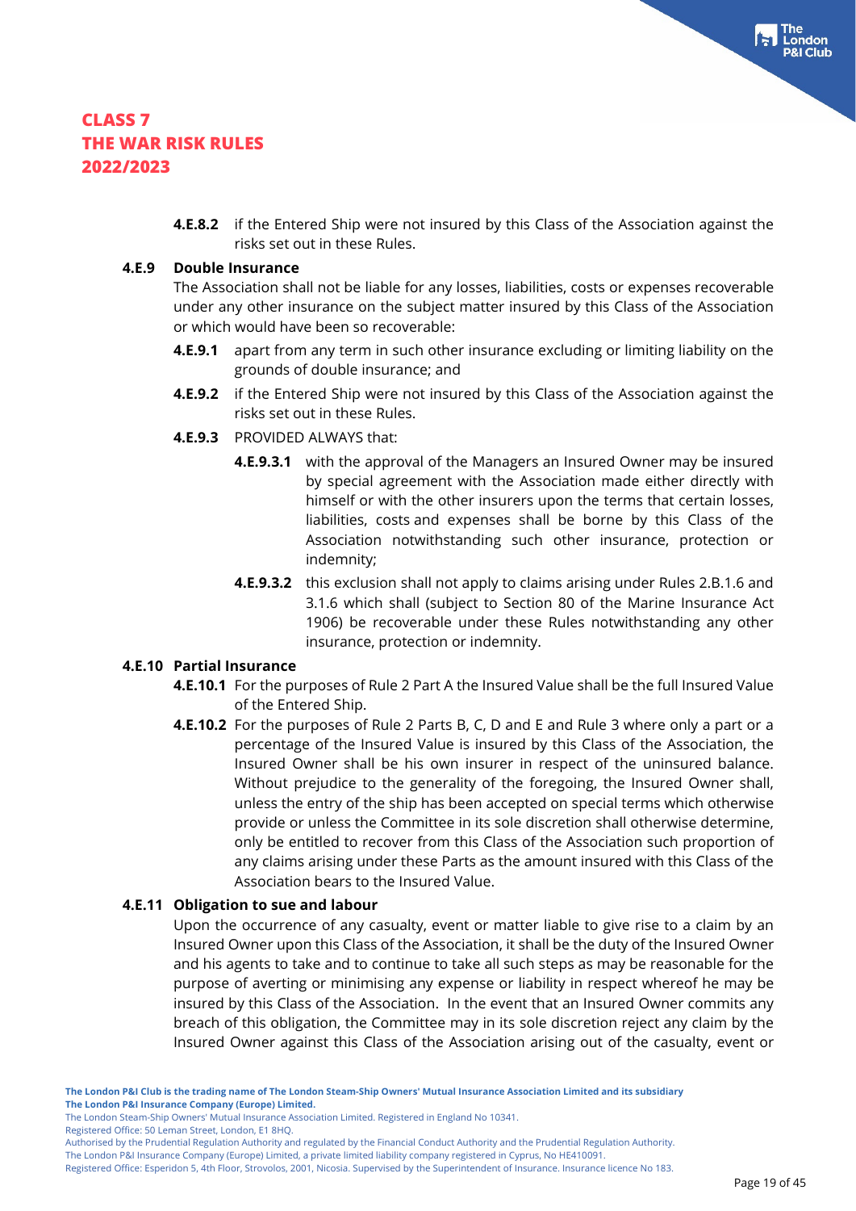**4.E.8.2** if the Entered Ship were not insured by this Class of the Association against the risks set out in these Rules.

**4.E.9 Double Insurance**

The Association shall not be liable for any losses, liabilities, costs or expenses recoverable under any other insurance on the subject matter insured by this Class of the Association or which would have been so recoverable:

**4.E.9.1** apart from any term in such other insurance excluding or limiting liability on the grounds of double insurance; and

**4.E.9.2** if the Entered Ship were not insured by this Class of the Association against the risks set out in these Rules.

**4.E.9.3** PROVIDED ALWAYS that:

**4.E.9.3.1** with the approval of the Managers an Insured Owner may be insured by special agreement with the Association made either directly with himself or with the other insurers upon the terms that certain losses, liabilities, costs and expenses shall be borne by this Class of the Association notwithstanding such other insurance, protection or indemnity;

**4.E.9.3.2** this exclusion shall not apply to claims arising under Rules 2.B.1.6 and 3.1.6 which shall (subject to Section 80 of the Marine Insurance Act 1906) be recoverable under these Rules notwithstanding any other insurance, protection or indemnity.

**4.E.10 Partial Insurance**

**4.E.10.1** For the purposes of Rule 2 Part A the Insured Value shall be the full Insured Value of the Entered Ship.

**4.E.10.2** For the purposes of Rule 2 Parts B, C, D and E and Rule 3 where only a part or a percentage of the Insured Value is insured by this Class of the Association, the Insured Owner shall be his own insurer in respect of the uninsured balance. Without prejudice to the generality of the foregoing, the Insured Owner shall, unless the entry of the ship has been accepted on special terms which otherwise provide or unless the Committee in its sole discretion shall otherwise determine, only be entitled to recover from this Class of the Association such proportion of any claims arising under these Parts as the amount insured with this Class of the Association bears to the Insured Value.

**4.E.11 Obligation to sue and labour**

Upon the occurrence of any casualty, event or matter liable to give rise to a claim by an Insured Owner upon this Class of the Association, it shall be the duty of the Insured Owner and his agents to take and to continue to take all such steps as may be reasonable for the purpose of averting or minimising any expense or liability in respect whereof he may be insured by this Class of the Association. In the event that an Insured Owner commits any breach of this obligation, the Committee may in its sole discretion reject any claim by the Insured Owner against this Class of the Association arising out of the casualty, event or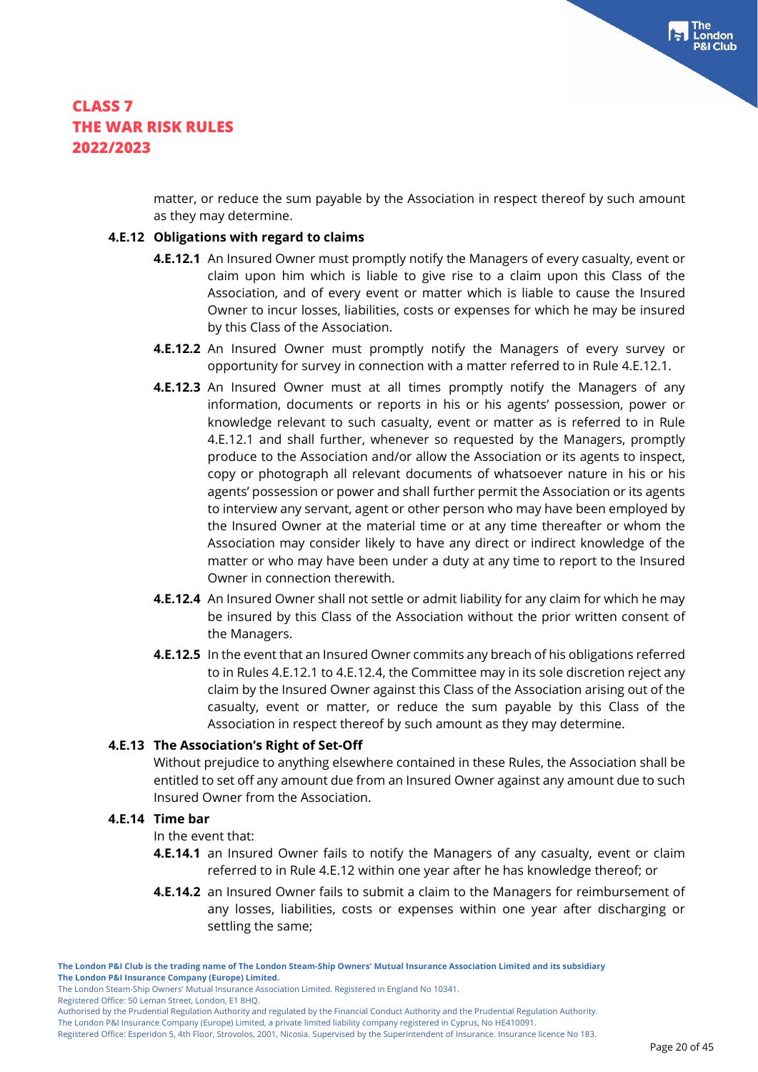matter, or reduce the sum payable by the Association in respect thereof by such amount as they may determine.

### 4.E.12 Obligations with regard to claims

**4.E.12.1** An Insured Owner must promptly notify the Managers of every casualty, event or claim upon him which is liable to give rise to a claim upon this Class of the Association, and of every event or matter which is liable to cause the Insured Owner to incur losses, liabilities, costs or expenses for which he may be insured by this Class of the Association.

**4.E.12.2** An Insured Owner must promptly notify the Managers of every survey or opportunity for survey in connection with a matter referred to in Rule 4.E.12.1.

**4.E.12.3** An Insured Owner must at all times promptly notify the Managers of any information, documents or reports in his or his agents' possession, power or knowledge relevant to such casualty, event or matter as is referred to in Rule 4.E.12.1 and shall further, whenever so requested by the Managers, promptly produce to the Association and/or allow the Association or its agents to inspect, copy or photograph all relevant documents of whatsoever nature in his or his agents' possession or power and shall further permit the Association or its agents to interview any servant, agent or other person who may have been employed by the Insured Owner at the material time or at any time thereafter or whom the Association may consider likely to have any direct or indirect knowledge of the matter or who may have been under a duty at any time to report to the Insured Owner in connection therewith.

**4.E.12.4** An Insured Owner shall not settle or admit liability for any claim for which he may be insured by this Class of the Association without the prior written consent of the Managers.

**4.E.12.5** In the event that an Insured Owner commits any breach of his obligations referred to in Rules 4.E.12.1 to 4.E.12.4, the Committee may in its sole discretion reject any claim by the Insured Owner against this Class of the Association arising out of the casualty, event or matter, or reduce the sum payable by this Class of the Association in respect thereof by such amount as they may determine.

### 4.E.13 The Association's Right of Set-Off

Without prejudice to anything elsewhere contained in these Rules, the Association shall be entitled to set off any amount due from an Insured Owner against any amount due to such Insured Owner from the Association.

### 4.E.14 Time bar

In the event that:

**4.E.14.1** an Insured Owner fails to notify the Managers of any casualty, event or claim referred to in Rule 4.E.12 within one year after he has knowledge thereof; or

**4.E.14.2** an Insured Owner fails to submit a claim to the Managers for reimbursement of any losses, liabilities, costs or expenses within one year after discharging or settling the same;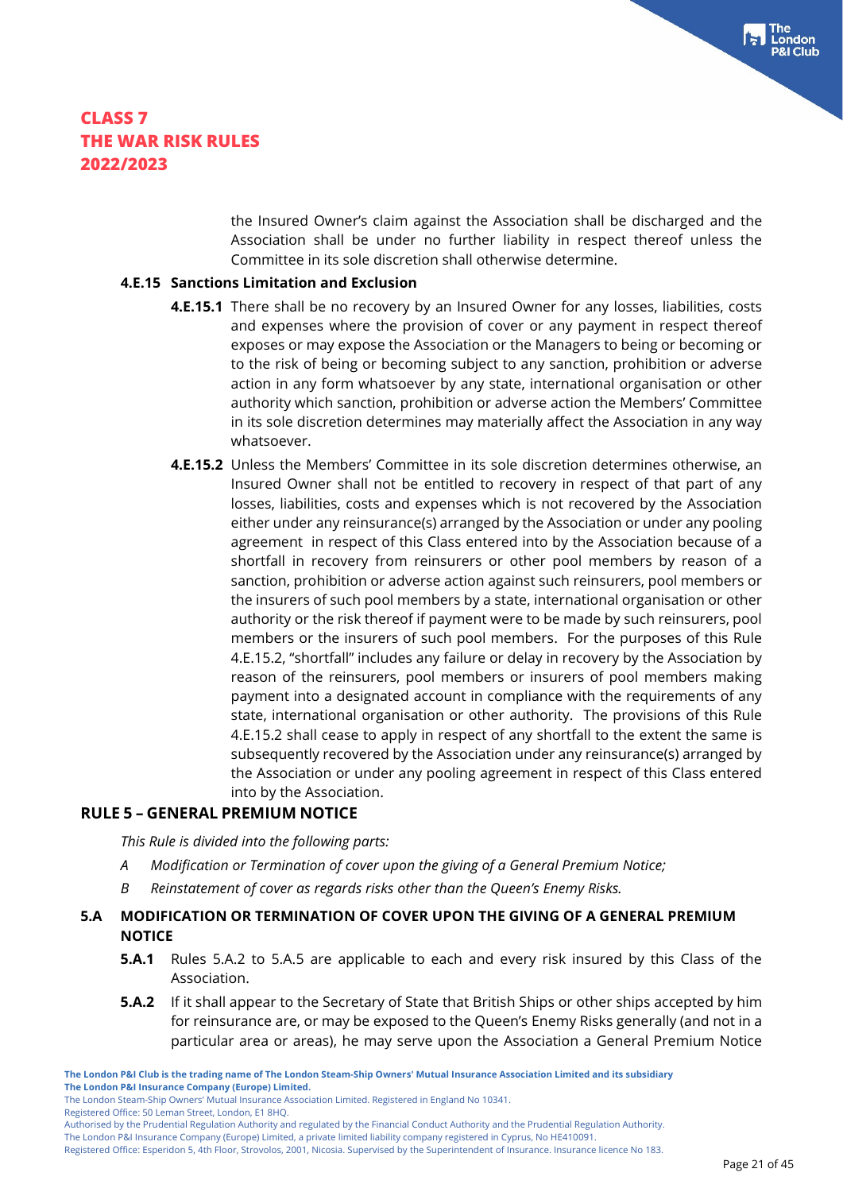the Insured Owner's claim against the Association shall be discharged and the Association shall be under no further liability in respect thereof unless the Committee in its sole discretion shall otherwise determine.

**4.E.15 Sanctions Limitation and Exclusion**

**4.E.15.1** There shall be no recovery by an Insured Owner for any losses, liabilities, costs and expenses where the provision of cover or any payment in respect thereof exposes or may expose the Association or the Managers to being or becoming or to the risk of being or becoming subject to any sanction, prohibition or adverse action in any form whatsoever by any state, international organisation or other authority which sanction, prohibition or adverse action the Members' Committee in its sole discretion determines may materially affect the Association in any way whatsoever.

**4.E.15.2** Unless the Members' Committee in its sole discretion determines otherwise, an Insured Owner shall not be entitled to recovery in respect of that part of any losses, liabilities, costs and expenses which is not recovered by the Association either under any reinsurance(s) arranged by the Association or under any pooling agreement in respect of this Class entered into by the Association because of a shortfall in recovery from reinsurers or other pool members by reason of a sanction, prohibition or adverse action against such reinsurers, pool members or the insurers of such pool members by a state, international organisation or other authority or the risk thereof if payment were to be made by such reinsurers, pool members or the insurers of such pool members. For the purposes of this Rule 4.E.15.2, "shortfall" includes any failure or delay in recovery by the Association by reason of the reinsurers, pool members or insurers of pool members making payment into a designated account in compliance with the requirements of any state, international organisation or other authority. The provisions of this Rule 4.E.15.2 shall cease to apply in respect of any shortfall to the extent the same is subsequently recovered by the Association under any reinsurance(s) arranged by the Association or under any pooling agreement in respect of this Class entered into by the Association.

## RULE 5 – GENERAL PREMIUM NOTICE

*This Rule is divided into the following parts:*

*A Modification or Termination of cover upon the giving of a General Premium Notice;*

*B Reinstatement of cover as regards risks other than the Queen's Enemy Risks.*

### 5.A MODIFICATION OR TERMINATION OF COVER UPON THE GIVING OF A GENERAL PREMIUM NOTICE

**5.A.1** Rules 5.A.2 to 5.A.5 are applicable to each and every risk insured by this Class of the Association.

**5.A.2** If it shall appear to the Secretary of State that British Ships or other ships accepted by him for reinsurance are, or may be exposed to the Queen's Enemy Risks generally (and not in a particular area or areas), he may serve upon the Association a General Premium Notice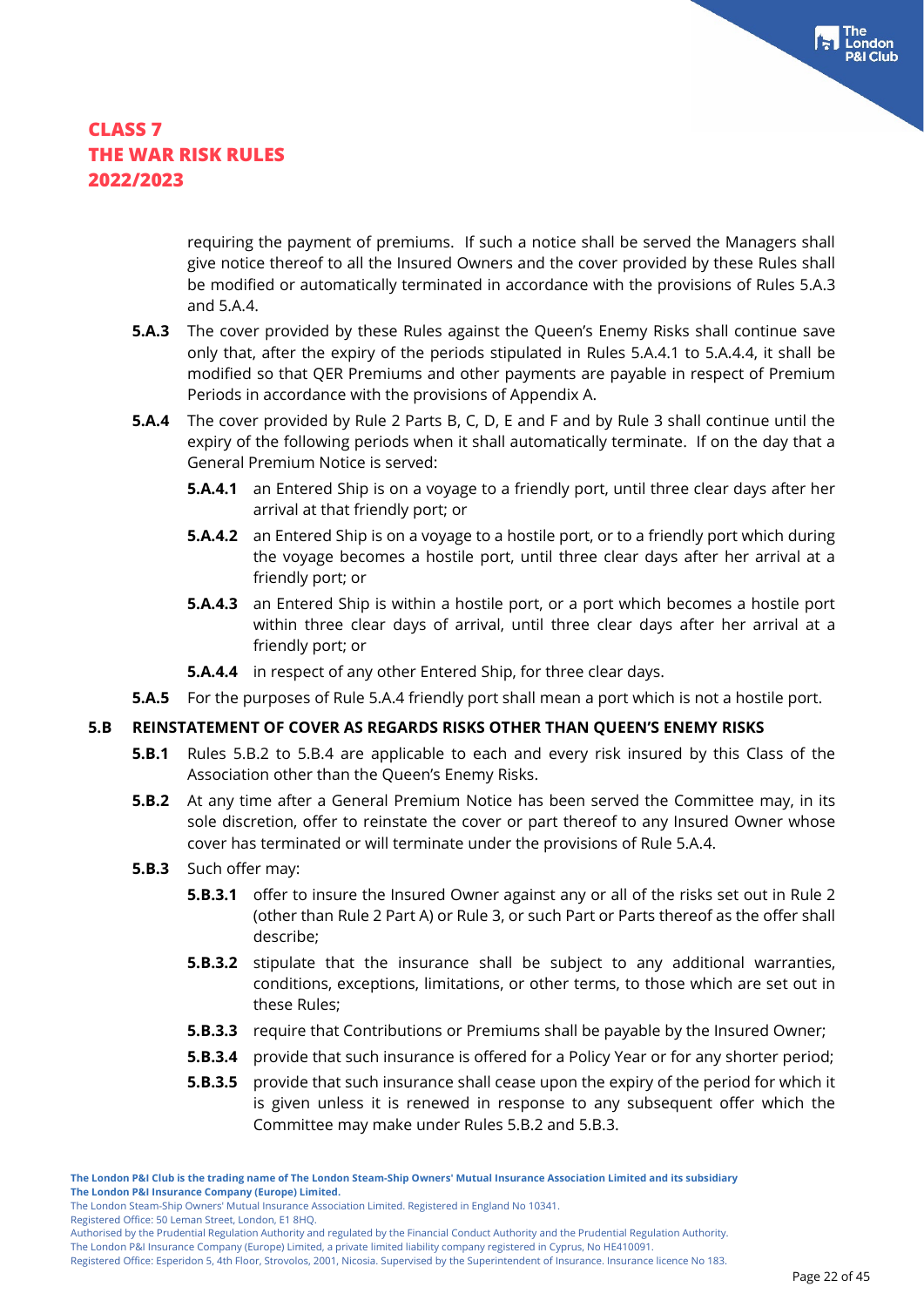requiring the payment of premiums. If such a notice shall be served the Managers shall give notice thereof to all the Insured Owners and the cover provided by these Rules shall be modified or automatically terminated in accordance with the provisions of Rules 5.A.3 and 5.A.4.

**5.A.3** The cover provided by these Rules against the Queen's Enemy Risks shall continue save only that, after the expiry of the periods stipulated in Rules 5.A.4.1 to 5.A.4.4, it shall be modified so that QER Premiums and other payments are payable in respect of Premium Periods in accordance with the provisions of Appendix A.

**5.A.4** The cover provided by Rule 2 Parts B, C, D, E and F and by Rule 3 shall continue until the expiry of the following periods when it shall automatically terminate. If on the day that a General Premium Notice is served:

- **5.A.4.1** an Entered Ship is on a voyage to a friendly port, until three clear days after her arrival at that friendly port; or
- **5.A.4.2** an Entered Ship is on a voyage to a hostile port, or to a friendly port which during the voyage becomes a hostile port, until three clear days after her arrival at a friendly port; or
- **5.A.4.3** an Entered Ship is within a hostile port, or a port which becomes a hostile port within three clear days of arrival, until three clear days after her arrival at a friendly port; or
- **5.A.4.4** in respect of any other Entered Ship, for three clear days.

**5.A.5** For the purposes of Rule 5.A.4 friendly port shall mean a port which is not a hostile port.

## 5.B REINSTATEMENT OF COVER AS REGARDS RISKS OTHER THAN QUEEN'S ENEMY RISKS

**5.B.1** Rules 5.B.2 to 5.B.4 are applicable to each and every risk insured by this Class of the Association other than the Queen's Enemy Risks.

**5.B.2** At any time after a General Premium Notice has been served the Committee may, in its sole discretion, offer to reinstate the cover or part thereof to any Insured Owner whose cover has terminated or will terminate under the provisions of Rule 5.A.4.

**5.B.3** Such offer may:

- **5.B.3.1** offer to insure the Insured Owner against any or all of the risks set out in Rule 2 (other than Rule 2 Part A) or Rule 3, or such Part or Parts thereof as the offer shall describe;
- **5.B.3.2** stipulate that the insurance shall be subject to any additional warranties, conditions, exceptions, limitations, or other terms, to those which are set out in these Rules;
- **5.B.3.3** require that Contributions or Premiums shall be payable by the Insured Owner;
- **5.B.3.4** provide that such insurance is offered for a Policy Year or for any shorter period;
- **5.B.3.5** provide that such insurance shall cease upon the expiry of the period for which it is given unless it is renewed in response to any subsequent offer which the Committee may make under Rules 5.B.2 and 5.B.3.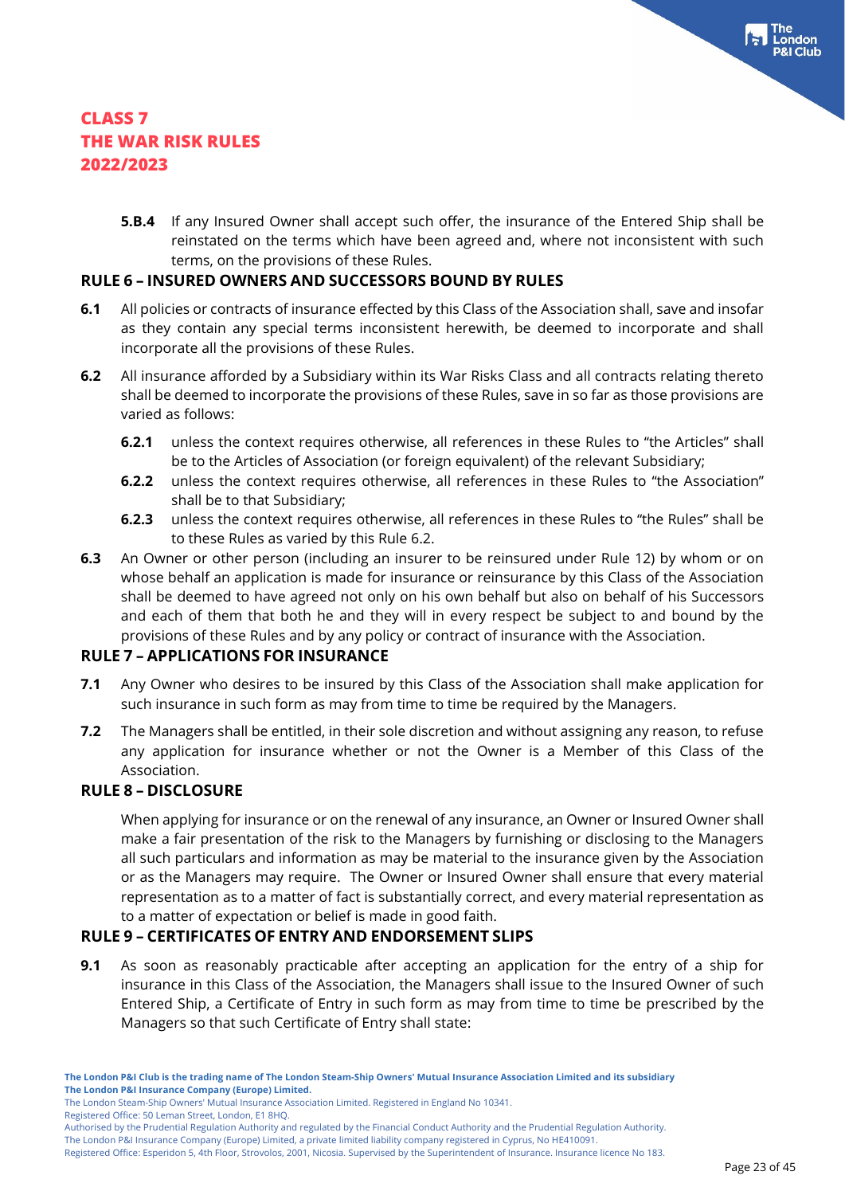**5.B.4** If any Insured Owner shall accept such offer, the insurance of the Entered Ship shall be reinstated on the terms which have been agreed and, where not inconsistent with such terms, on the provisions of these Rules.

## RULE 6 – INSURED OWNERS AND SUCCESSORS BOUND BY RULES

**6.1** All policies or contracts of insurance effected by this Class of the Association shall, save and insofar as they contain any special terms inconsistent herewith, be deemed to incorporate and shall incorporate all the provisions of these Rules.

**6.2** All insurance afforded by a Subsidiary within its War Risks Class and all contracts relating thereto shall be deemed to incorporate the provisions of these Rules, save in so far as those provisions are varied as follows:

**6.2.1** unless the context requires otherwise, all references in these Rules to "the Articles" shall be to the Articles of Association (or foreign equivalent) of the relevant Subsidiary;

**6.2.2** unless the context requires otherwise, all references in these Rules to "the Association" shall be to that Subsidiary;

**6.2.3** unless the context requires otherwise, all references in these Rules to "the Rules" shall be to these Rules as varied by this Rule 6.2.

**6.3** An Owner or other person (including an insurer to be reinsured under Rule 12) by whom or on whose behalf an application is made for insurance or reinsurance by this Class of the Association shall be deemed to have agreed not only on his own behalf but also on behalf of his Successors and each of them that both he and they will in every respect be subject to and bound by the provisions of these Rules and by any policy or contract of insurance with the Association.

## RULE 7 – APPLICATIONS FOR INSURANCE

**7.1** Any Owner who desires to be insured by this Class of the Association shall make application for such insurance in such form as may from time to time be required by the Managers.

**7.2** The Managers shall be entitled, in their sole discretion and without assigning any reason, to refuse any application for insurance whether or not the Owner is a Member of this Class of the Association.

## RULE 8 – DISCLOSURE

When applying for insurance or on the renewal of any insurance, an Owner or Insured Owner shall make a fair presentation of the risk to the Managers by furnishing or disclosing to the Managers all such particulars and information as may be material to the insurance given by the Association or as the Managers may require. The Owner or Insured Owner shall ensure that every material representation as to a matter of fact is substantially correct, and every material representation as to a matter of expectation or belief is made in good faith.

## RULE 9 – CERTIFICATES OF ENTRY AND ENDORSEMENT SLIPS

**9.1** As soon as reasonably practicable after accepting an application for the entry of a ship for insurance in this Class of the Association, the Managers shall issue to the Insured Owner of such Entered Ship, a Certificate of Entry in such form as may from time to time be prescribed by the Managers so that such Certificate of Entry shall state: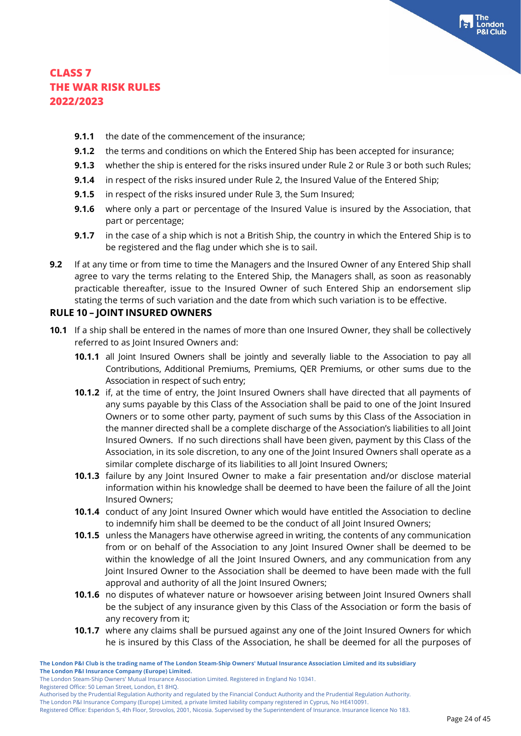**9.1.1** the date of the commencement of the insurance;

**9.1.2** the terms and conditions on which the Entered Ship has been accepted for insurance;

**9.1.3** whether the ship is entered for the risks insured under Rule 2 or Rule 3 or both such Rules;

**9.1.4** in respect of the risks insured under Rule 2, the Insured Value of the Entered Ship;

**9.1.5** in respect of the risks insured under Rule 3, the Sum Insured;

**9.1.6** where only a part or percentage of the Insured Value is insured by the Association, that part or percentage;

**9.1.7** in the case of a ship which is not a British Ship, the country in which the Entered Ship is to be registered and the flag under which she is to sail.

**9.2** If at any time or from time to time the Managers and the Insured Owner of any Entered Ship shall agree to vary the terms relating to the Entered Ship, the Managers shall, as soon as reasonably practicable thereafter, issue to the Insured Owner of such Entered Ship an endorsement slip stating the terms of such variation and the date from which such variation is to be effective.

## RULE 10 – JOINT INSURED OWNERS

**10.1** If a ship shall be entered in the names of more than one Insured Owner, they shall be collectively referred to as Joint Insured Owners and:

**10.1.1** all Joint Insured Owners shall be jointly and severally liable to the Association to pay all Contributions, Additional Premiums, Premiums, QER Premiums, or other sums due to the Association in respect of such entry;

**10.1.2** if, at the time of entry, the Joint Insured Owners shall have directed that all payments of any sums payable by this Class of the Association shall be paid to one of the Joint Insured Owners or to some other party, payment of such sums by this Class of the Association in the manner directed shall be a complete discharge of the Association's liabilities to all Joint Insured Owners. If no such directions shall have been given, payment by this Class of the Association, in its sole discretion, to any one of the Joint Insured Owners shall operate as a similar complete discharge of its liabilities to all Joint Insured Owners;

**10.1.3** failure by any Joint Insured Owner to make a fair presentation and/or disclose material information within his knowledge shall be deemed to have been the failure of all the Joint Insured Owners;

**10.1.4** conduct of any Joint Insured Owner which would have entitled the Association to decline to indemnify him shall be deemed to be the conduct of all Joint Insured Owners;

**10.1.5** unless the Managers have otherwise agreed in writing, the contents of any communication from or on behalf of the Association to any Joint Insured Owner shall be deemed to be within the knowledge of all the Joint Insured Owners, and any communication from any Joint Insured Owner to the Association shall be deemed to have been made with the full approval and authority of all the Joint Insured Owners;

**10.1.6** no disputes of whatever nature or howsoever arising between Joint Insured Owners shall be the subject of any insurance given by this Class of the Association or form the basis of any recovery from it;

**10.1.7** where any claims shall be pursued against any one of the Joint Insured Owners for which he is insured by this Class of the Association, he shall be deemed for all the purposes of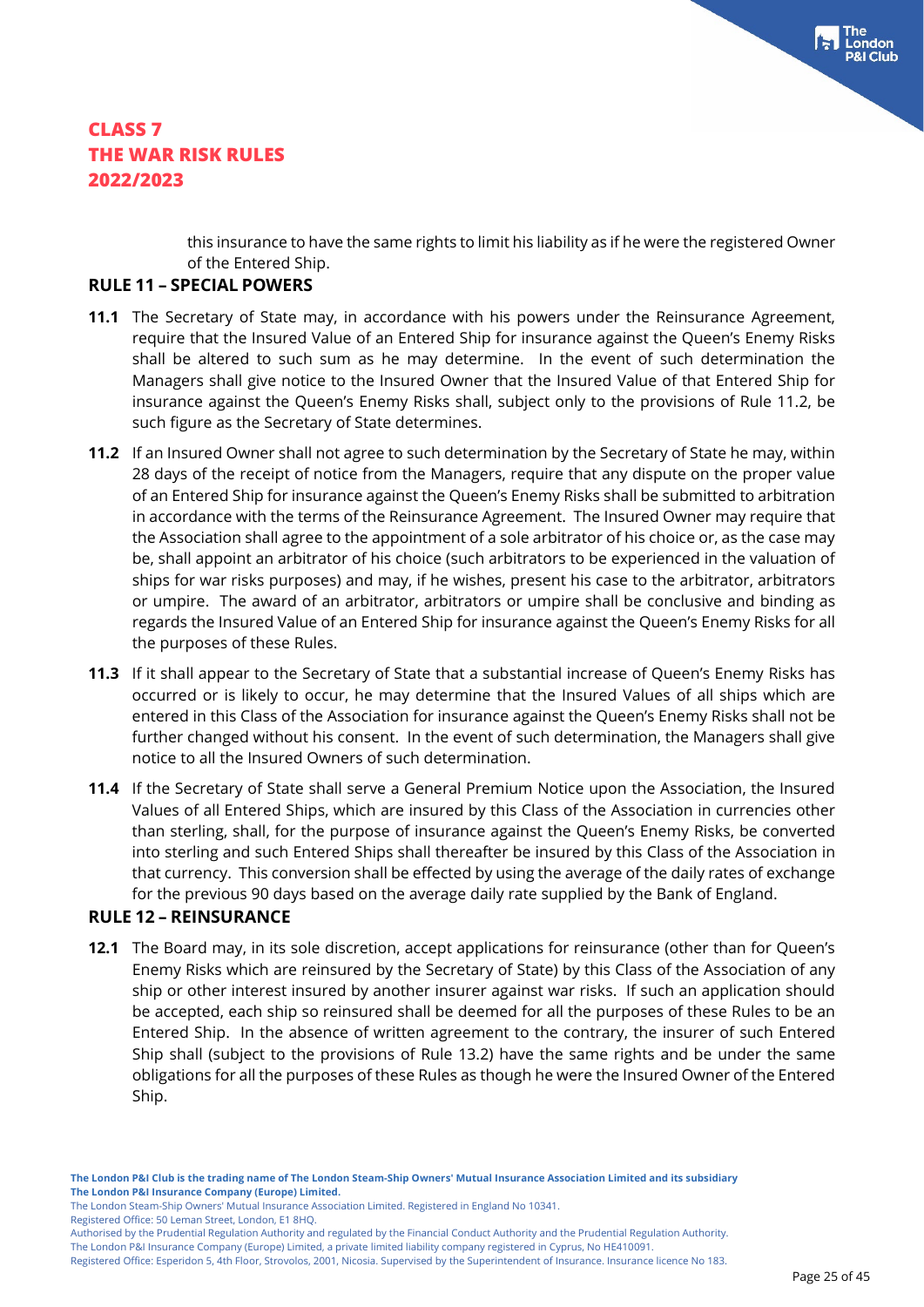this insurance to have the same rights to limit his liability as if he were the registered Owner of the Entered Ship.

## RULE 11 – SPECIAL POWERS

**11.1** The Secretary of State may, in accordance with his powers under the Reinsurance Agreement, require that the Insured Value of an Entered Ship for insurance against the Queen's Enemy Risks shall be altered to such sum as he may determine. In the event of such determination the Managers shall give notice to the Insured Owner that the Insured Value of that Entered Ship for insurance against the Queen's Enemy Risks shall, subject only to the provisions of Rule 11.2, be such figure as the Secretary of State determines.

**11.2** If an Insured Owner shall not agree to such determination by the Secretary of State he may, within 28 days of the receipt of notice from the Managers, require that any dispute on the proper value of an Entered Ship for insurance against the Queen's Enemy Risks shall be submitted to arbitration in accordance with the terms of the Reinsurance Agreement. The Insured Owner may require that the Association shall agree to the appointment of a sole arbitrator of his choice or, as the case may be, shall appoint an arbitrator of his choice (such arbitrators to be experienced in the valuation of ships for war risks purposes) and may, if he wishes, present his case to the arbitrator, arbitrators or umpire. The award of an arbitrator, arbitrators or umpire shall be conclusive and binding as regards the Insured Value of an Entered Ship for insurance against the Queen's Enemy Risks for all the purposes of these Rules.

**11.3** If it shall appear to the Secretary of State that a substantial increase of Queen's Enemy Risks has occurred or is likely to occur, he may determine that the Insured Values of all ships which are entered in this Class of the Association for insurance against the Queen's Enemy Risks shall not be further changed without his consent. In the event of such determination, the Managers shall give notice to all the Insured Owners of such determination.

**11.4** If the Secretary of State shall serve a General Premium Notice upon the Association, the Insured Values of all Entered Ships, which are insured by this Class of the Association in currencies other than sterling, shall, for the purpose of insurance against the Queen's Enemy Risks, be converted into sterling and such Entered Ships shall thereafter be insured by this Class of the Association in that currency. This conversion shall be effected by using the average of the daily rates of exchange for the previous 90 days based on the average daily rate supplied by the Bank of England.

## RULE 12 – REINSURANCE

**12.1** The Board may, in its sole discretion, accept applications for reinsurance (other than for Queen's Enemy Risks which are reinsured by the Secretary of State) by this Class of the Association of any ship or other interest insured by another insurer against war risks. If such an application should be accepted, each ship so reinsured shall be deemed for all the purposes of these Rules to be an Entered Ship. In the absence of written agreement to the contrary, the insurer of such Entered Ship shall (subject to the provisions of Rule 13.2) have the same rights and be under the same obligations for all the purposes of these Rules as though he were the Insured Owner of the Entered Ship.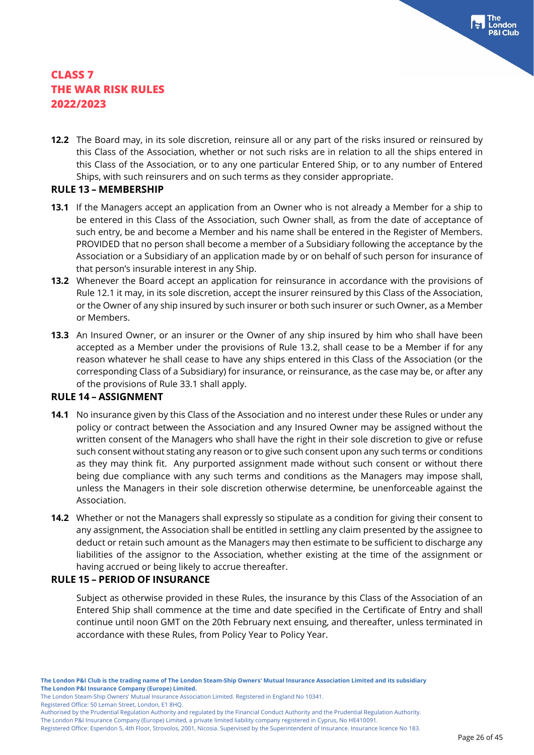**12.2** The Board may, in its sole discretion, reinsure all or any part of the risks insured or reinsured by this Class of the Association, whether or not such risks are in relation to all the ships entered in this Class of the Association, or to any one particular Entered Ship, or to any number of Entered Ships, with such reinsurers and on such terms as they consider appropriate.

## RULE 13 – MEMBERSHIP

**13.1** If the Managers accept an application from an Owner who is not already a Member for a ship to be entered in this Class of the Association, such Owner shall, as from the date of acceptance of such entry, be and become a Member and his name shall be entered in the Register of Members. PROVIDED that no person shall become a member of a Subsidiary following the acceptance by the Association or a Subsidiary of an application made by or on behalf of such person for insurance of that person's insurable interest in any Ship.

**13.2** Whenever the Board accept an application for reinsurance in accordance with the provisions of Rule 12.1 it may, in its sole discretion, accept the insurer reinsured by this Class of the Association, or the Owner of any ship insured by such insurer or both such insurer or such Owner, as a Member or Members.

**13.3** An Insured Owner, or an insurer or the Owner of any ship insured by him who shall have been accepted as a Member under the provisions of Rule 13.2, shall cease to be a Member if for any reason whatever he shall cease to have any ships entered in this Class of the Association (or the corresponding Class of a Subsidiary) for insurance, or reinsurance, as the case may be, or after any of the provisions of Rule 33.1 shall apply.

## RULE 14 – ASSIGNMENT

**14.1** No insurance given by this Class of the Association and no interest under these Rules or under any policy or contract between the Association and any Insured Owner may be assigned without the written consent of the Managers who shall have the right in their sole discretion to give or refuse such consent without stating any reason or to give such consent upon any such terms or conditions as they may think fit. Any purported assignment made without such consent or without there being due compliance with any such terms and conditions as the Managers may impose shall, unless the Managers in their sole discretion otherwise determine, be unenforceable against the Association.

**14.2** Whether or not the Managers shall expressly so stipulate as a condition for giving their consent to any assignment, the Association shall be entitled in settling any claim presented by the assignee to deduct or retain such amount as the Managers may then estimate to be sufficient to discharge any liabilities of the assignor to the Association, whether existing at the time of the assignment or having accrued or being likely to accrue thereafter.

## RULE 15 – PERIOD OF INSURANCE

Subject as otherwise provided in these Rules, the insurance by this Class of the Association of an Entered Ship shall commence at the time and date specified in the Certificate of Entry and shall continue until noon GMT on the 20th February next ensuing, and thereafter, unless terminated in accordance with these Rules, from Policy Year to Policy Year.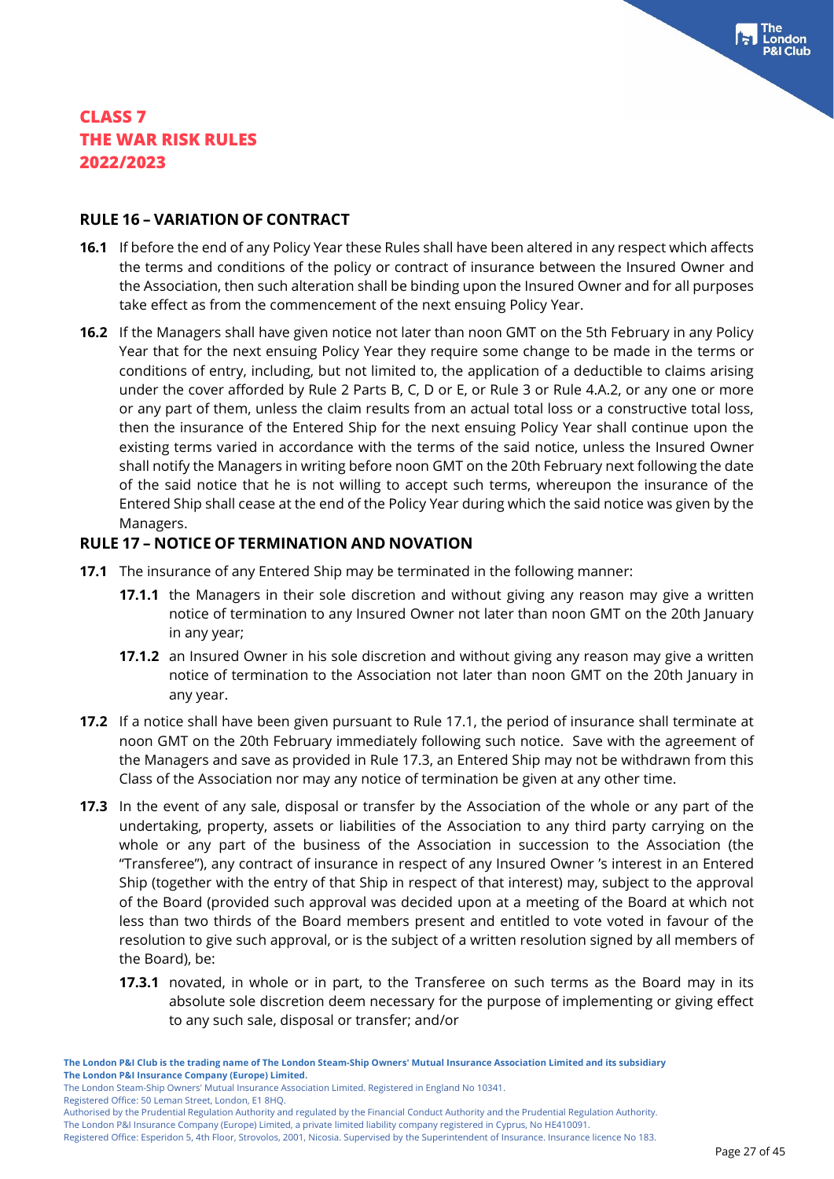# CLASS 7
# THE WAR RISK RULES
# 2022/2023

## RULE 16 – VARIATION OF CONTRACT

**16.1** If before the end of any Policy Year these Rules shall have been altered in any respect which affects the terms and conditions of the policy or contract of insurance between the Insured Owner and the Association, then such alteration shall be binding upon the Insured Owner and for all purposes take effect as from the commencement of the next ensuing Policy Year.

**16.2** If the Managers shall have given notice not later than noon GMT on the 5th February in any Policy Year that for the next ensuing Policy Year they require some change to be made in the terms or conditions of entry, including, but not limited to, the application of a deductible to claims arising under the cover afforded by Rule 2 Parts B, C, D or E, or Rule 3 or Rule 4.A.2, or any one or more or any part of them, unless the claim results from an actual total loss or a constructive total loss, then the insurance of the Entered Ship for the next ensuing Policy Year shall continue upon the existing terms varied in accordance with the terms of the said notice, unless the Insured Owner shall notify the Managers in writing before noon GMT on the 20th February next following the date of the said notice that he is not willing to accept such terms, whereupon the insurance of the Entered Ship shall cease at the end of the Policy Year during which the said notice was given by the Managers.

## RULE 17 – NOTICE OF TERMINATION AND NOVATION

**17.1** The insurance of any Entered Ship may be terminated in the following manner:

**17.1.1** the Managers in their sole discretion and without giving any reason may give a written notice of termination to any Insured Owner not later than noon GMT on the 20th January in any year;

**17.1.2** an Insured Owner in his sole discretion and without giving any reason may give a written notice of termination to the Association not later than noon GMT on the 20th January in any year.

**17.2** If a notice shall have been given pursuant to Rule 17.1, the period of insurance shall terminate at noon GMT on the 20th February immediately following such notice. Save with the agreement of the Managers and save as provided in Rule 17.3, an Entered Ship may not be withdrawn from this Class of the Association nor may any notice of termination be given at any other time.

**17.3** In the event of any sale, disposal or transfer by the Association of the whole or any part of the undertaking, property, assets or liabilities of the Association to any third party carrying on the whole or any part of the business of the Association in succession to the Association (the "Transferee"), any contract of insurance in respect of any Insured Owner 's interest in an Entered Ship (together with the entry of that Ship in respect of that interest) may, subject to the approval of the Board (provided such approval was decided upon at a meeting of the Board at which not less than two thirds of the Board members present and entitled to vote voted in favour of the resolution to give such approval, or is the subject of a written resolution signed by all members of the Board), be:

**17.3.1** novated, in whole or in part, to the Transferee on such terms as the Board may in its absolute sole discretion deem necessary for the purpose of implementing or giving effect to any such sale, disposal or transfer; and/or

**The London P&I Club is the trading name of The London Steam-Ship Owners' Mutual Insurance Association Limited and its subsidiary The London P&I Insurance Company (Europe) Limited.**
The London Steam-Ship Owners' Mutual Insurance Association Limited. Registered in England No 10341.
Registered Office: 50 Leman Street, London, E1 8HQ.
Authorised by the Prudential Regulation Authority and regulated by the Financial Conduct Authority and the Prudential Regulation Authority.
The London P&I Insurance Company (Europe) Limited, a private limited liability company registered in Cyprus, No HE410091.
Registered Office: Esperidon 5, 4th Floor, Strovolos, 2001, Nicosia. Supervised by the Superintendent of Insurance. Insurance licence No 183.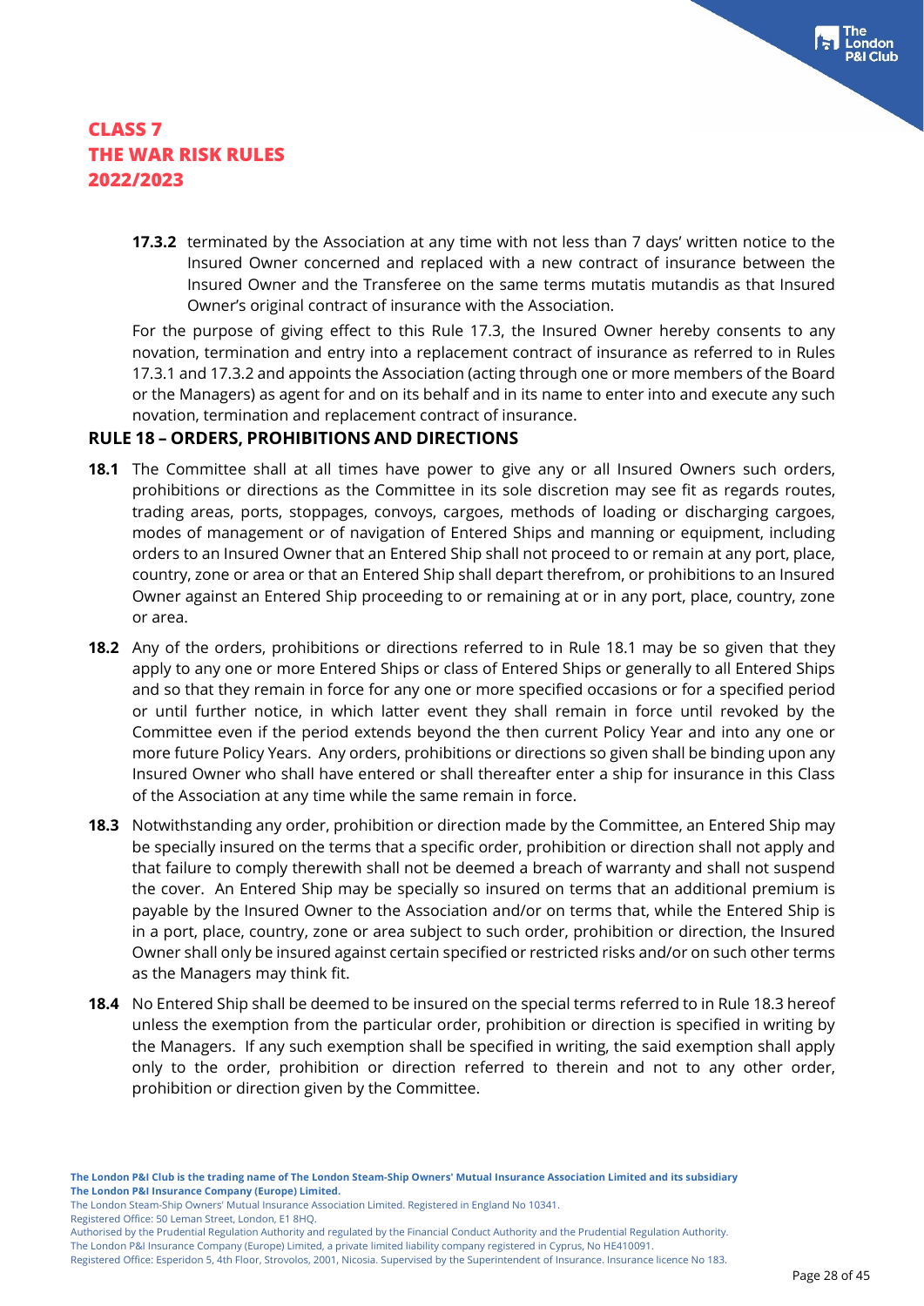**17.3.2** terminated by the Association at any time with not less than 7 days' written notice to the Insured Owner concerned and replaced with a new contract of insurance between the Insured Owner and the Transferee on the same terms mutatis mutandis as that Insured Owner's original contract of insurance with the Association.

For the purpose of giving effect to this Rule 17.3, the Insured Owner hereby consents to any novation, termination and entry into a replacement contract of insurance as referred to in Rules 17.3.1 and 17.3.2 and appoints the Association (acting through one or more members of the Board or the Managers) as agent for and on its behalf and in its name to enter into and execute any such novation, termination and replacement contract of insurance.

## RULE 18 – ORDERS, PROHIBITIONS AND DIRECTIONS

**18.1** The Committee shall at all times have power to give any or all Insured Owners such orders, prohibitions or directions as the Committee in its sole discretion may see fit as regards routes, trading areas, ports, stoppages, convoys, cargoes, methods of loading or discharging cargoes, modes of management or of navigation of Entered Ships and manning or equipment, including orders to an Insured Owner that an Entered Ship shall not proceed to or remain at any port, place, country, zone or area or that an Entered Ship shall depart therefrom, or prohibitions to an Insured Owner against an Entered Ship proceeding to or remaining at or in any port, place, country, zone or area.

**18.2** Any of the orders, prohibitions or directions referred to in Rule 18.1 may be so given that they apply to any one or more Entered Ships or class of Entered Ships or generally to all Entered Ships and so that they remain in force for any one or more specified occasions or for a specified period or until further notice, in which latter event they shall remain in force until revoked by the Committee even if the period extends beyond the then current Policy Year and into any one or more future Policy Years. Any orders, prohibitions or directions so given shall be binding upon any Insured Owner who shall have entered or shall thereafter enter a ship for insurance in this Class of the Association at any time while the same remain in force.

**18.3** Notwithstanding any order, prohibition or direction made by the Committee, an Entered Ship may be specially insured on the terms that a specific order, prohibition or direction shall not apply and that failure to comply therewith shall not be deemed a breach of warranty and shall not suspend the cover. An Entered Ship may be specially so insured on terms that an additional premium is payable by the Insured Owner to the Association and/or on terms that, while the Entered Ship is in a port, place, country, zone or area subject to such order, prohibition or direction, the Insured Owner shall only be insured against certain specified or restricted risks and/or on such other terms as the Managers may think fit.

**18.4** No Entered Ship shall be deemed to be insured on the special terms referred to in Rule 18.3 hereof unless the exemption from the particular order, prohibition or direction is specified in writing by the Managers. If any such exemption shall be specified in writing, the said exemption shall apply only to the order, prohibition or direction referred to therein and not to any other order, prohibition or direction given by the Committee.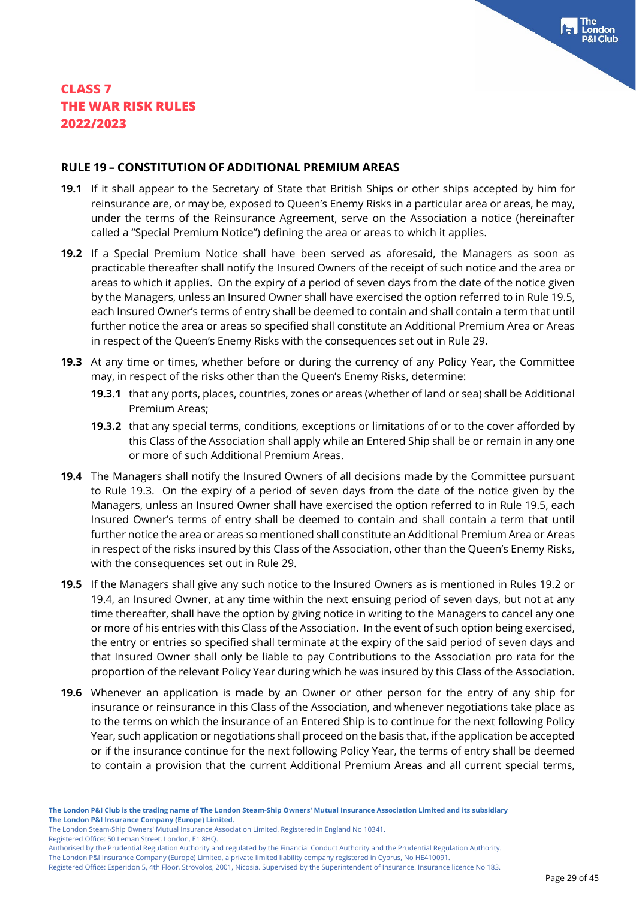# CLASS 7
# THE WAR RISK RULES
# 2022/2023

## RULE 19 – CONSTITUTION OF ADDITIONAL PREMIUM AREAS

**19.1** If it shall appear to the Secretary of State that British Ships or other ships accepted by him for reinsurance are, or may be, exposed to Queen's Enemy Risks in a particular area or areas, he may, under the terms of the Reinsurance Agreement, serve on the Association a notice (hereinafter called a "Special Premium Notice") defining the area or areas to which it applies.

**19.2** If a Special Premium Notice shall have been served as aforesaid, the Managers as soon as practicable thereafter shall notify the Insured Owners of the receipt of such notice and the area or areas to which it applies. On the expiry of a period of seven days from the date of the notice given by the Managers, unless an Insured Owner shall have exercised the option referred to in Rule 19.5, each Insured Owner's terms of entry shall be deemed to contain and shall contain a term that until further notice the area or areas so specified shall constitute an Additional Premium Area or Areas in respect of the Queen's Enemy Risks with the consequences set out in Rule 29.

**19.3** At any time or times, whether before or during the currency of any Policy Year, the Committee may, in respect of the risks other than the Queen's Enemy Risks, determine:

**19.3.1** that any ports, places, countries, zones or areas (whether of land or sea) shall be Additional Premium Areas;

**19.3.2** that any special terms, conditions, exceptions or limitations of or to the cover afforded by this Class of the Association shall apply while an Entered Ship shall be or remain in any one or more of such Additional Premium Areas.

**19.4** The Managers shall notify the Insured Owners of all decisions made by the Committee pursuant to Rule 19.3. On the expiry of a period of seven days from the date of the notice given by the Managers, unless an Insured Owner shall have exercised the option referred to in Rule 19.5, each Insured Owner's terms of entry shall be deemed to contain and shall contain a term that until further notice the area or areas so mentioned shall constitute an Additional Premium Area or Areas in respect of the risks insured by this Class of the Association, other than the Queen's Enemy Risks, with the consequences set out in Rule 29.

**19.5** If the Managers shall give any such notice to the Insured Owners as is mentioned in Rules 19.2 or 19.4, an Insured Owner, at any time within the next ensuing period of seven days, but not at any time thereafter, shall have the option by giving notice in writing to the Managers to cancel any one or more of his entries with this Class of the Association. In the event of such option being exercised, the entry or entries so specified shall terminate at the expiry of the said period of seven days and that Insured Owner shall only be liable to pay Contributions to the Association pro rata for the proportion of the relevant Policy Year during which he was insured by this Class of the Association.

**19.6** Whenever an application is made by an Owner or other person for the entry of any ship for insurance or reinsurance in this Class of the Association, and whenever negotiations take place as to the terms on which the insurance of an Entered Ship is to continue for the next following Policy Year, such application or negotiations shall proceed on the basis that, if the application be accepted or if the insurance continue for the next following Policy Year, the terms of entry shall be deemed to contain a provision that the current Additional Premium Areas and all current special terms,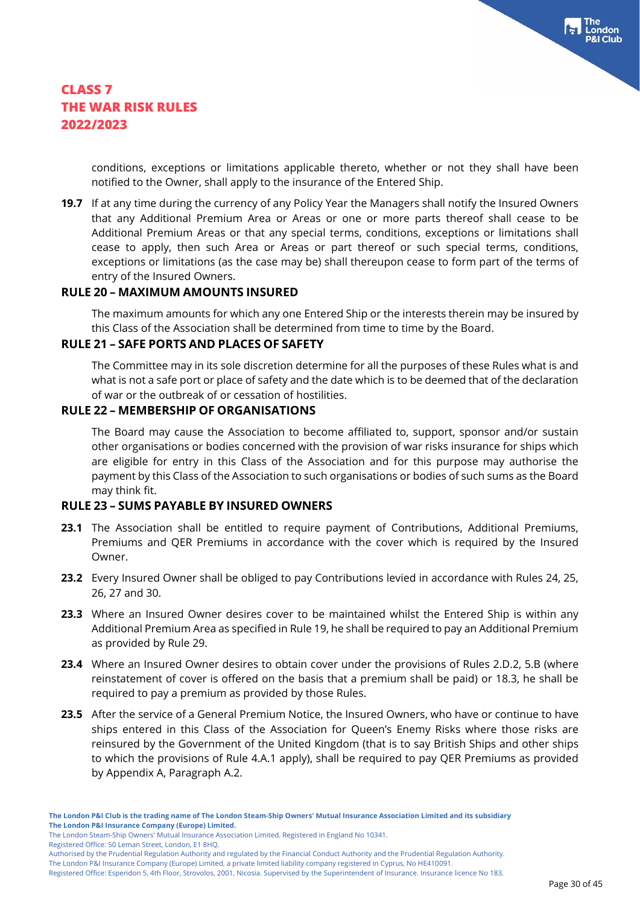conditions, exceptions or limitations applicable thereto, whether or not they shall have been notified to the Owner, shall apply to the insurance of the Entered Ship.

**19.7** If at any time during the currency of any Policy Year the Managers shall notify the Insured Owners that any Additional Premium Area or Areas or one or more parts thereof shall cease to be Additional Premium Areas or that any special terms, conditions, exceptions or limitations shall cease to apply, then such Area or Areas or part thereof or such special terms, conditions, exceptions or limitations (as the case may be) shall thereupon cease to form part of the terms of entry of the Insured Owners.

## RULE 20 – MAXIMUM AMOUNTS INSURED

The maximum amounts for which any one Entered Ship or the interests therein may be insured by this Class of the Association shall be determined from time to time by the Board.

## RULE 21 – SAFE PORTS AND PLACES OF SAFETY

The Committee may in its sole discretion determine for all the purposes of these Rules what is and what is not a safe port or place of safety and the date which is to be deemed that of the declaration of war or the outbreak of or cessation of hostilities.

## RULE 22 – MEMBERSHIP OF ORGANISATIONS

The Board may cause the Association to become affiliated to, support, sponsor and/or sustain other organisations or bodies concerned with the provision of war risks insurance for ships which are eligible for entry in this Class of the Association and for this purpose may authorise the payment by this Class of the Association to such organisations or bodies of such sums as the Board may think fit.

## RULE 23 – SUMS PAYABLE BY INSURED OWNERS

**23.1** The Association shall be entitled to require payment of Contributions, Additional Premiums, Premiums and QER Premiums in accordance with the cover which is required by the Insured Owner.

**23.2** Every Insured Owner shall be obliged to pay Contributions levied in accordance with Rules 24, 25, 26, 27 and 30.

**23.3** Where an Insured Owner desires cover to be maintained whilst the Entered Ship is within any Additional Premium Area as specified in Rule 19, he shall be required to pay an Additional Premium as provided by Rule 29.

**23.4** Where an Insured Owner desires to obtain cover under the provisions of Rules 2.D.2, 5.B (where reinstatement of cover is offered on the basis that a premium shall be paid) or 18.3, he shall be required to pay a premium as provided by those Rules.

**23.5** After the service of a General Premium Notice, the Insured Owners, who have or continue to have ships entered in this Class of the Association for Queen's Enemy Risks where those risks are reinsured by the Government of the United Kingdom (that is to say British Ships and other ships to which the provisions of Rule 4.A.1 apply), shall be required to pay QER Premiums as provided by Appendix A, Paragraph A.2.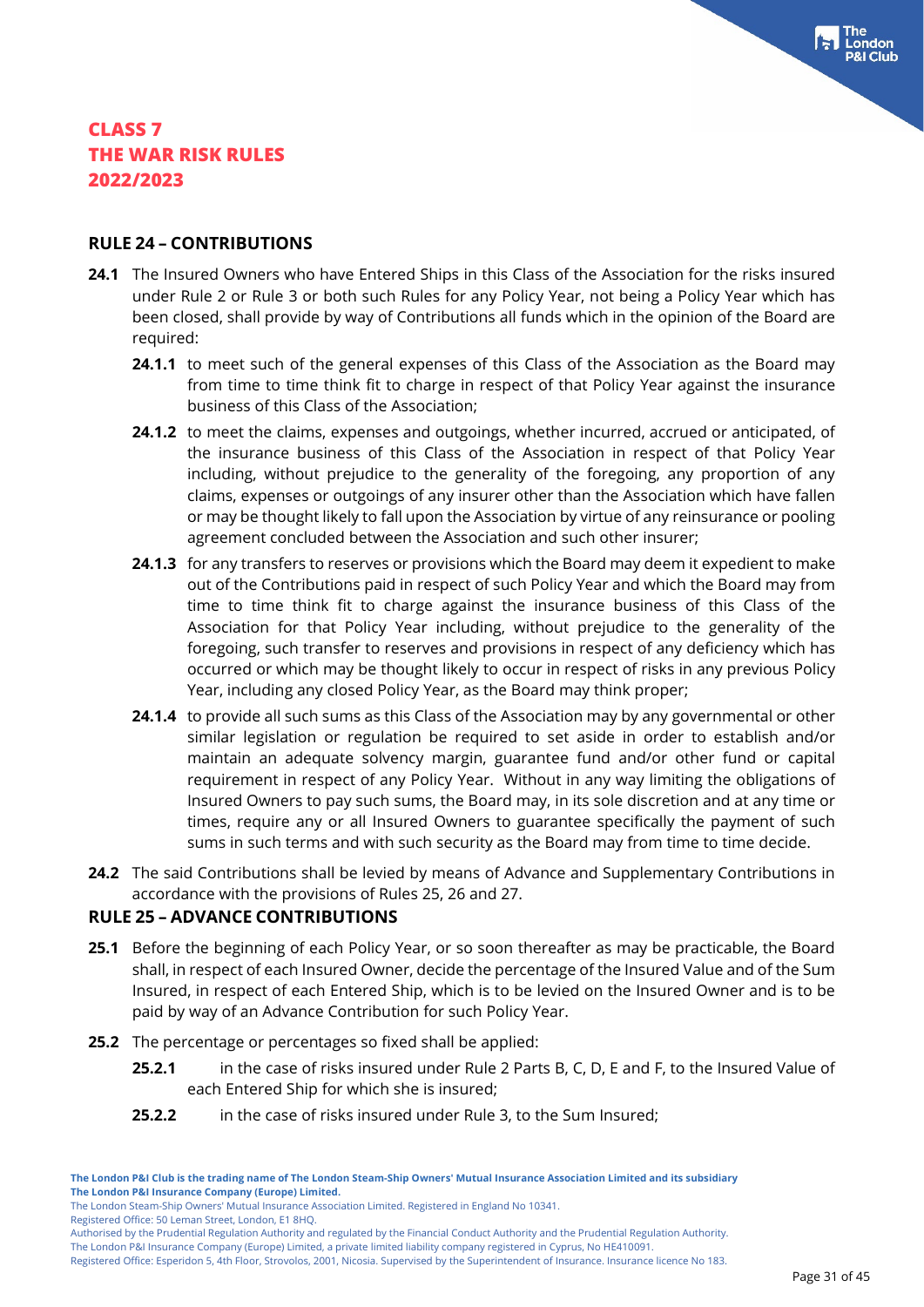# CLASS 7
# THE WAR RISK RULES
# 2022/2023

## RULE 24 – CONTRIBUTIONS

**24.1** The Insured Owners who have Entered Ships in this Class of the Association for the risks insured under Rule 2 or Rule 3 or both such Rules for any Policy Year, not being a Policy Year which has been closed, shall provide by way of Contributions all funds which in the opinion of the Board are required:

**24.1.1** to meet such of the general expenses of this Class of the Association as the Board may from time to time think fit to charge in respect of that Policy Year against the insurance business of this Class of the Association;

**24.1.2** to meet the claims, expenses and outgoings, whether incurred, accrued or anticipated, of the insurance business of this Class of the Association in respect of that Policy Year including, without prejudice to the generality of the foregoing, any proportion of any claims, expenses or outgoings of any insurer other than the Association which have fallen or may be thought likely to fall upon the Association by virtue of any reinsurance or pooling agreement concluded between the Association and such other insurer;

**24.1.3** for any transfers to reserves or provisions which the Board may deem it expedient to make out of the Contributions paid in respect of such Policy Year and which the Board may from time to time think fit to charge against the insurance business of this Class of the Association for that Policy Year including, without prejudice to the generality of the foregoing, such transfer to reserves and provisions in respect of any deficiency which has occurred or which may be thought likely to occur in respect of risks in any previous Policy Year, including any closed Policy Year, as the Board may think proper;

**24.1.4** to provide all such sums as this Class of the Association may by any governmental or other similar legislation or regulation be required to set aside in order to establish and/or maintain an adequate solvency margin, guarantee fund and/or other fund or capital requirement in respect of any Policy Year. Without in any way limiting the obligations of Insured Owners to pay such sums, the Board may, in its sole discretion and at any time or times, require any or all Insured Owners to guarantee specifically the payment of such sums in such terms and with such security as the Board may from time to time decide.

**24.2** The said Contributions shall be levied by means of Advance and Supplementary Contributions in accordance with the provisions of Rules 25, 26 and 27.

## RULE 25 – ADVANCE CONTRIBUTIONS

**25.1** Before the beginning of each Policy Year, or so soon thereafter as may be practicable, the Board shall, in respect of each Insured Owner, decide the percentage of the Insured Value and of the Sum Insured, in respect of each Entered Ship, which is to be levied on the Insured Owner and is to be paid by way of an Advance Contribution for such Policy Year.

**25.2** The percentage or percentages so fixed shall be applied:

**25.2.1** in the case of risks insured under Rule 2 Parts B, C, D, E and F, to the Insured Value of each Entered Ship for which she is insured;

**25.2.2** in the case of risks insured under Rule 3, to the Sum Insured;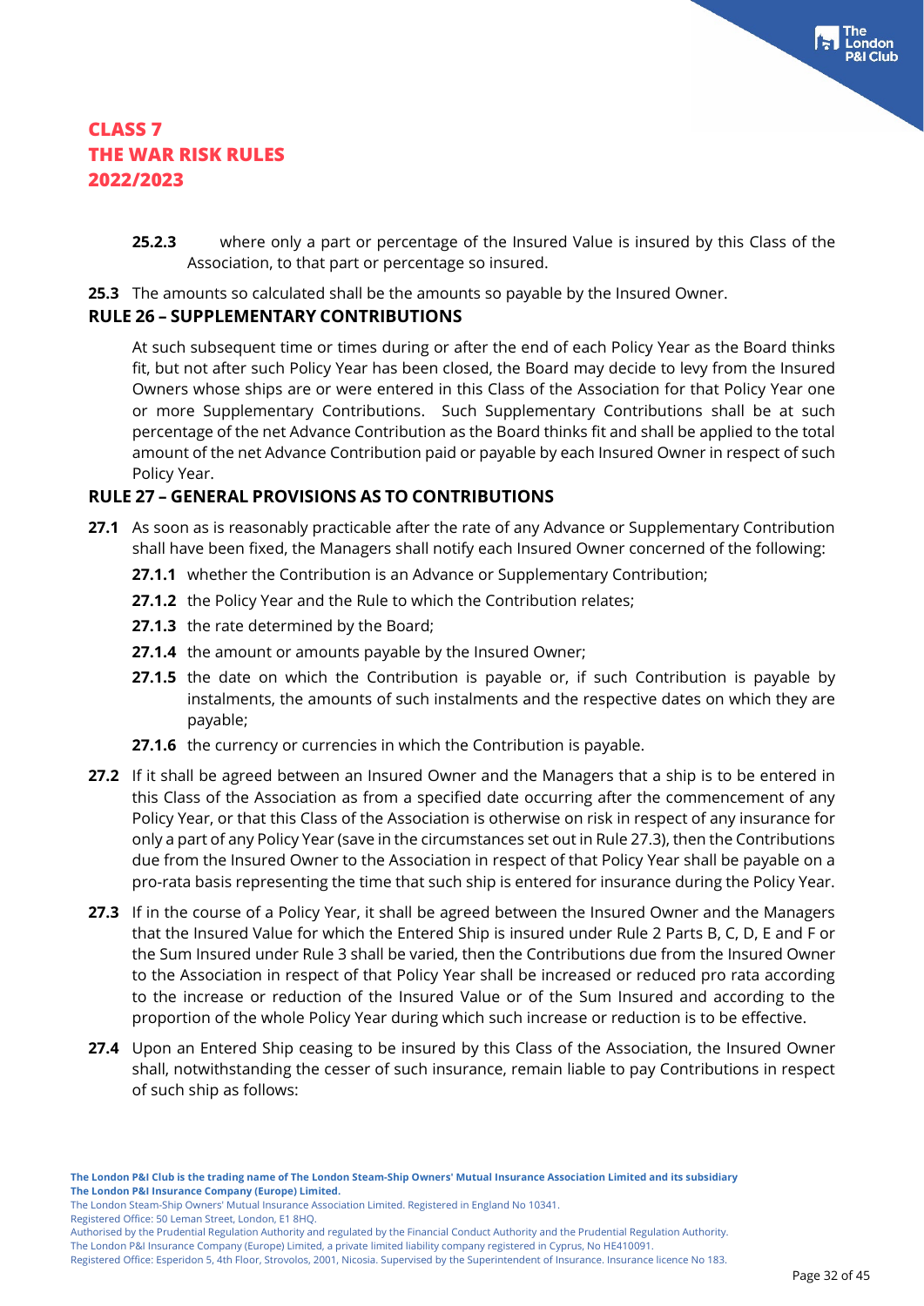**25.2.3** where only a part or percentage of the Insured Value is insured by this Class of the Association, to that part or percentage so insured.

**25.3** The amounts so calculated shall be the amounts so payable by the Insured Owner.

## RULE 26 – SUPPLEMENTARY CONTRIBUTIONS

At such subsequent time or times during or after the end of each Policy Year as the Board thinks fit, but not after such Policy Year has been closed, the Board may decide to levy from the Insured Owners whose ships are or were entered in this Class of the Association for that Policy Year one or more Supplementary Contributions. Such Supplementary Contributions shall be at such percentage of the net Advance Contribution as the Board thinks fit and shall be applied to the total amount of the net Advance Contribution paid or payable by each Insured Owner in respect of such Policy Year.

## RULE 27 – GENERAL PROVISIONS AS TO CONTRIBUTIONS

**27.1** As soon as is reasonably practicable after the rate of any Advance or Supplementary Contribution shall have been fixed, the Managers shall notify each Insured Owner concerned of the following:

**27.1.1** whether the Contribution is an Advance or Supplementary Contribution;

**27.1.2** the Policy Year and the Rule to which the Contribution relates;

**27.1.3** the rate determined by the Board;

**27.1.4** the amount or amounts payable by the Insured Owner;

**27.1.5** the date on which the Contribution is payable or, if such Contribution is payable by instalments, the amounts of such instalments and the respective dates on which they are payable;

**27.1.6** the currency or currencies in which the Contribution is payable.

**27.2** If it shall be agreed between an Insured Owner and the Managers that a ship is to be entered in this Class of the Association as from a specified date occurring after the commencement of any Policy Year, or that this Class of the Association is otherwise on risk in respect of any insurance for only a part of any Policy Year (save in the circumstances set out in Rule 27.3), then the Contributions due from the Insured Owner to the Association in respect of that Policy Year shall be payable on a pro-rata basis representing the time that such ship is entered for insurance during the Policy Year.

**27.3** If in the course of a Policy Year, it shall be agreed between the Insured Owner and the Managers that the Insured Value for which the Entered Ship is insured under Rule 2 Parts B, C, D, E and F or the Sum Insured under Rule 3 shall be varied, then the Contributions due from the Insured Owner to the Association in respect of that Policy Year shall be increased or reduced pro rata according to the increase or reduction of the Insured Value or of the Sum Insured and according to the proportion of the whole Policy Year during which such increase or reduction is to be effective.

**27.4** Upon an Entered Ship ceasing to be insured by this Class of the Association, the Insured Owner shall, notwithstanding the cesser of such insurance, remain liable to pay Contributions in respect of such ship as follows: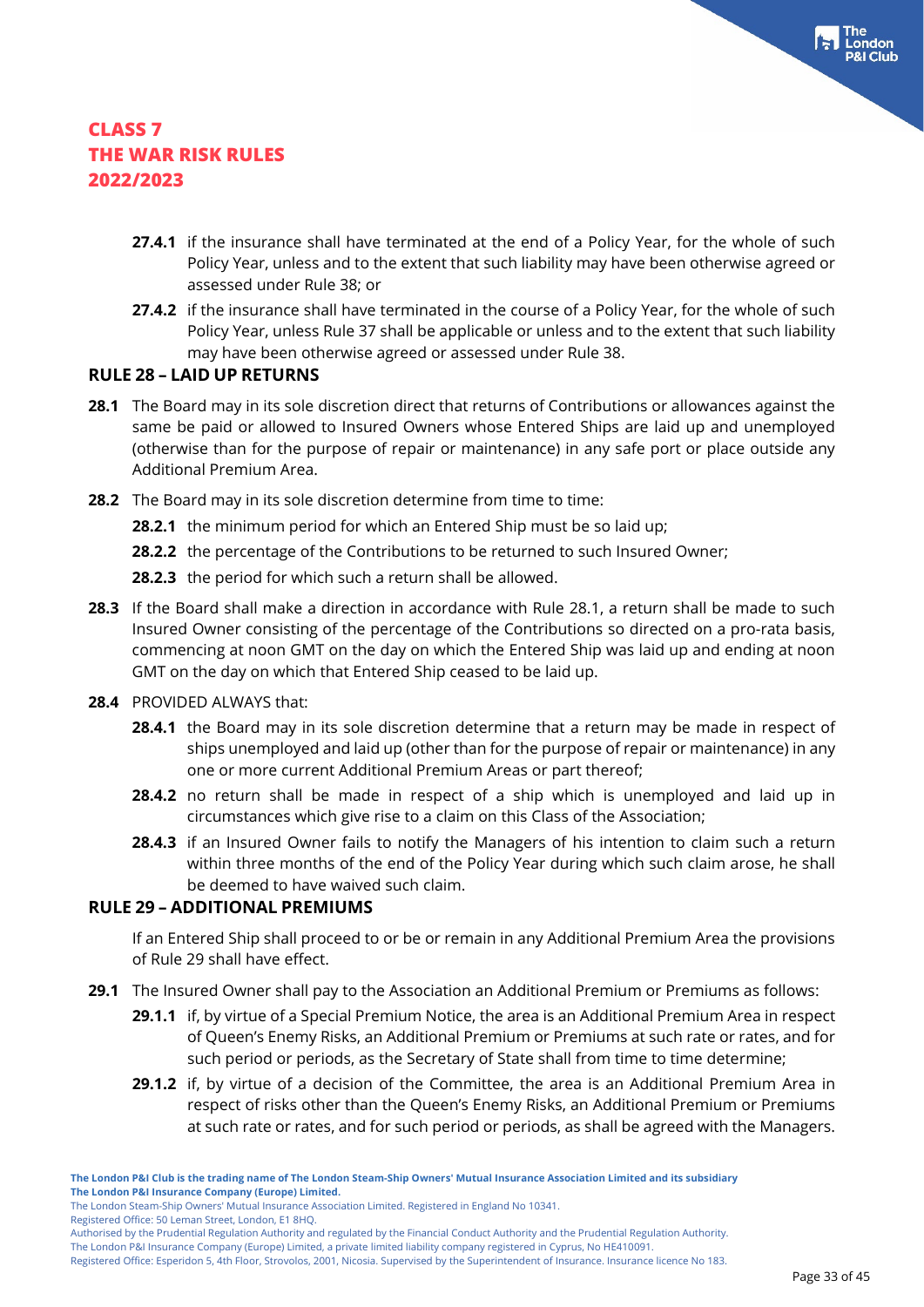**27.4.1** if the insurance shall have terminated at the end of a Policy Year, for the whole of such Policy Year, unless and to the extent that such liability may have been otherwise agreed or assessed under Rule 38; or

**27.4.2** if the insurance shall have terminated in the course of a Policy Year, for the whole of such Policy Year, unless Rule 37 shall be applicable or unless and to the extent that such liability may have been otherwise agreed or assessed under Rule 38.

## RULE 28 – LAID UP RETURNS

**28.1** The Board may in its sole discretion direct that returns of Contributions or allowances against the same be paid or allowed to Insured Owners whose Entered Ships are laid up and unemployed (otherwise than for the purpose of repair or maintenance) in any safe port or place outside any Additional Premium Area.

**28.2** The Board may in its sole discretion determine from time to time:

**28.2.1** the minimum period for which an Entered Ship must be so laid up;

**28.2.2** the percentage of the Contributions to be returned to such Insured Owner;

**28.2.3** the period for which such a return shall be allowed.

**28.3** If the Board shall make a direction in accordance with Rule 28.1, a return shall be made to such Insured Owner consisting of the percentage of the Contributions so directed on a pro-rata basis, commencing at noon GMT on the day on which the Entered Ship was laid up and ending at noon GMT on the day on which that Entered Ship ceased to be laid up.

**28.4** PROVIDED ALWAYS that:

**28.4.1** the Board may in its sole discretion determine that a return may be made in respect of ships unemployed and laid up (other than for the purpose of repair or maintenance) in any one or more current Additional Premium Areas or part thereof;

**28.4.2** no return shall be made in respect of a ship which is unemployed and laid up in circumstances which give rise to a claim on this Class of the Association;

**28.4.3** if an Insured Owner fails to notify the Managers of his intention to claim such a return within three months of the end of the Policy Year during which such claim arose, he shall be deemed to have waived such claim.

## RULE 29 – ADDITIONAL PREMIUMS

If an Entered Ship shall proceed to or be or remain in any Additional Premium Area the provisions of Rule 29 shall have effect.

**29.1** The Insured Owner shall pay to the Association an Additional Premium or Premiums as follows:

**29.1.1** if, by virtue of a Special Premium Notice, the area is an Additional Premium Area in respect of Queen's Enemy Risks, an Additional Premium or Premiums at such rate or rates, and for such period or periods, as the Secretary of State shall from time to time determine;

**29.1.2** if, by virtue of a decision of the Committee, the area is an Additional Premium Area in respect of risks other than the Queen's Enemy Risks, an Additional Premium or Premiums at such rate or rates, and for such period or periods, as shall be agreed with the Managers.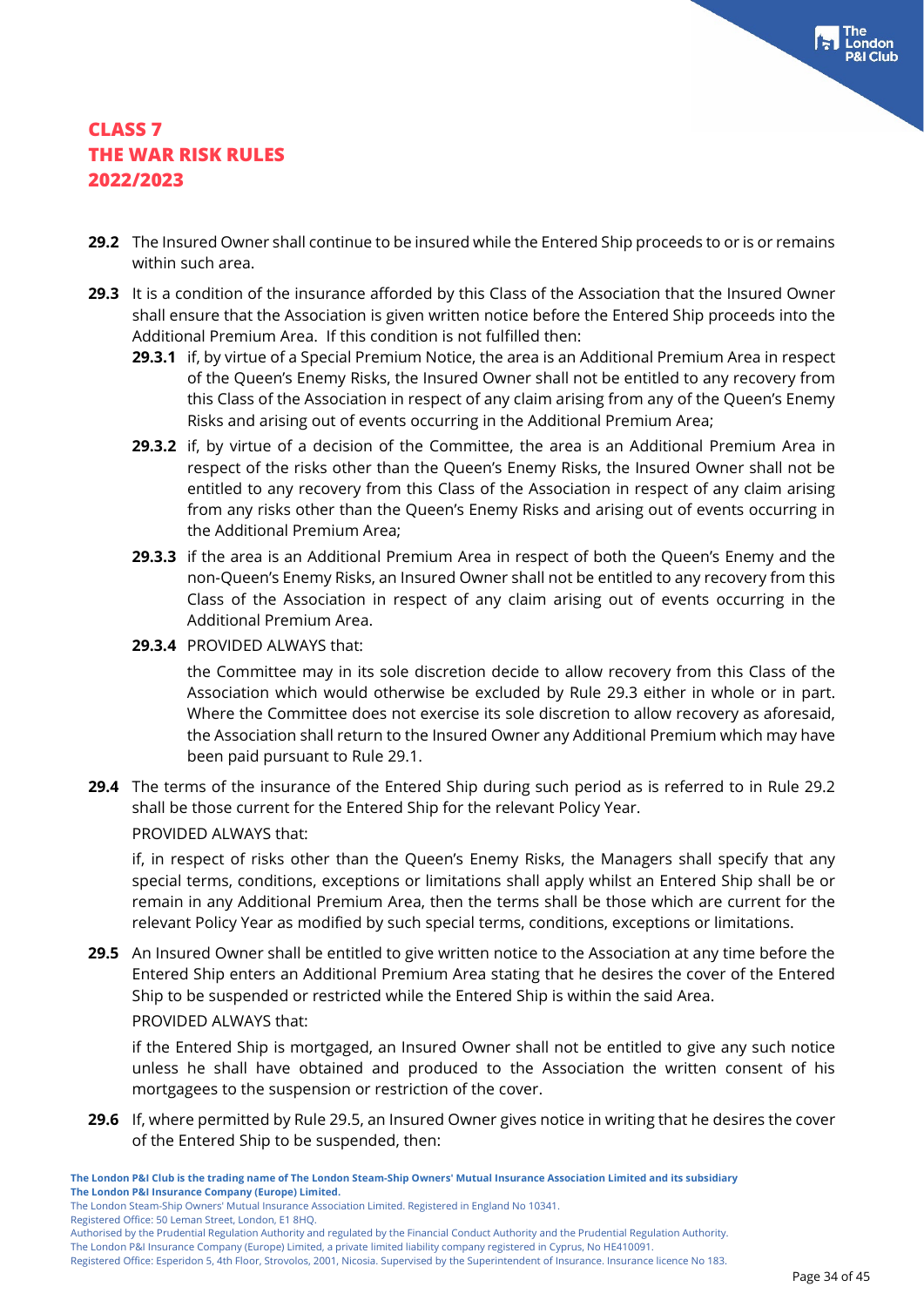**29.2** The Insured Owner shall continue to be insured while the Entered Ship proceeds to or is or remains within such area.

**29.3** It is a condition of the insurance afforded by this Class of the Association that the Insured Owner shall ensure that the Association is given written notice before the Entered Ship proceeds into the Additional Premium Area. If this condition is not fulfilled then:

**29.3.1** if, by virtue of a Special Premium Notice, the area is an Additional Premium Area in respect of the Queen's Enemy Risks, the Insured Owner shall not be entitled to any recovery from this Class of the Association in respect of any claim arising from any of the Queen's Enemy Risks and arising out of events occurring in the Additional Premium Area;

**29.3.2** if, by virtue of a decision of the Committee, the area is an Additional Premium Area in respect of the risks other than the Queen's Enemy Risks, the Insured Owner shall not be entitled to any recovery from this Class of the Association in respect of any claim arising from any risks other than the Queen's Enemy Risks and arising out of events occurring in the Additional Premium Area;

**29.3.3** if the area is an Additional Premium Area in respect of both the Queen's Enemy and the non-Queen's Enemy Risks, an Insured Owner shall not be entitled to any recovery from this Class of the Association in respect of any claim arising out of events occurring in the Additional Premium Area.

**29.3.4** PROVIDED ALWAYS that:

the Committee may in its sole discretion decide to allow recovery from this Class of the Association which would otherwise be excluded by Rule 29.3 either in whole or in part. Where the Committee does not exercise its sole discretion to allow recovery as aforesaid, the Association shall return to the Insured Owner any Additional Premium which may have been paid pursuant to Rule 29.1.

**29.4** The terms of the insurance of the Entered Ship during such period as is referred to in Rule 29.2 shall be those current for the Entered Ship for the relevant Policy Year.

PROVIDED ALWAYS that:

if, in respect of risks other than the Queen's Enemy Risks, the Managers shall specify that any special terms, conditions, exceptions or limitations shall apply whilst an Entered Ship shall be or remain in any Additional Premium Area, then the terms shall be those which are current for the relevant Policy Year as modified by such special terms, conditions, exceptions or limitations.

**29.5** An Insured Owner shall be entitled to give written notice to the Association at any time before the Entered Ship enters an Additional Premium Area stating that he desires the cover of the Entered Ship to be suspended or restricted while the Entered Ship is within the said Area.

PROVIDED ALWAYS that:

if the Entered Ship is mortgaged, an Insured Owner shall not be entitled to give any such notice unless he shall have obtained and produced to the Association the written consent of his mortgagees to the suspension or restriction of the cover.

**29.6** If, where permitted by Rule 29.5, an Insured Owner gives notice in writing that he desires the cover of the Entered Ship to be suspended, then: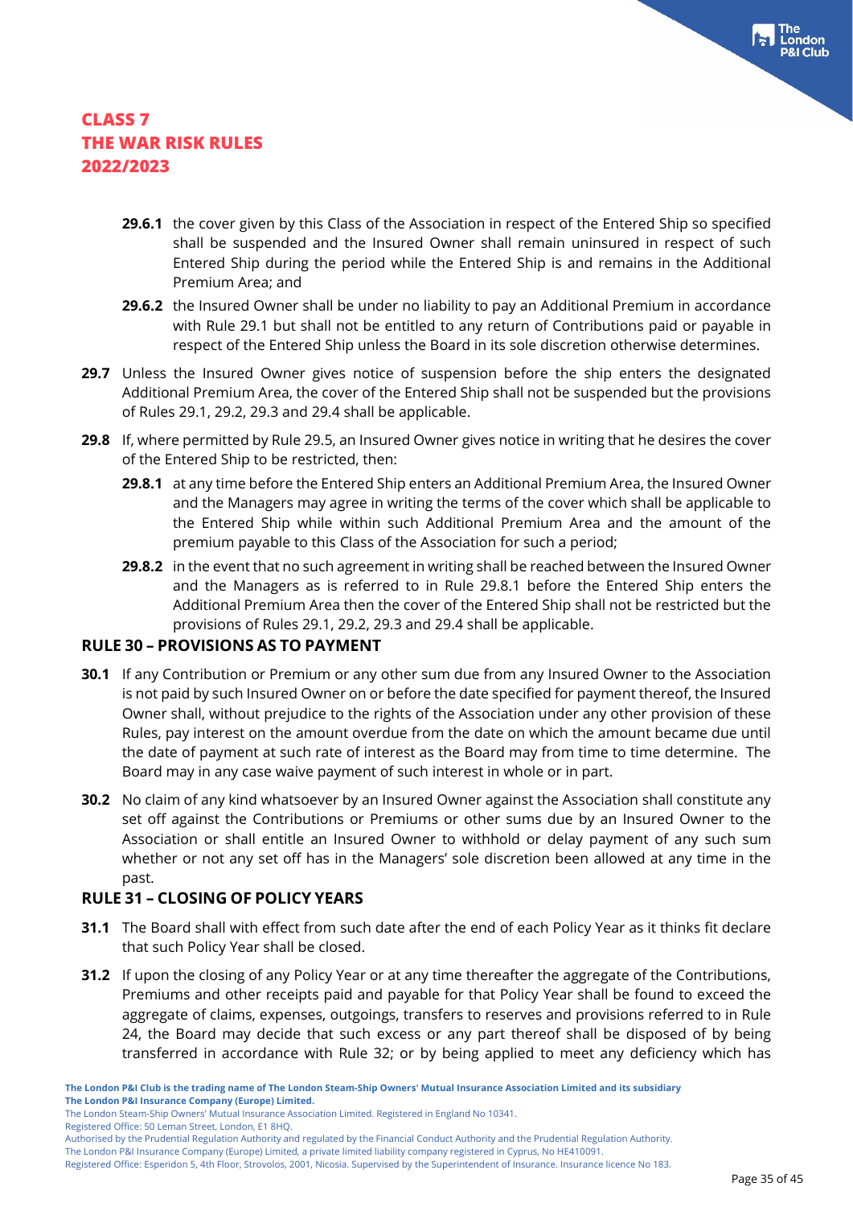# CLASS 7
# THE WAR RISK RULES
# 2022/2023

- **29.6.1** the cover given by this Class of the Association in respect of the Entered Ship so specified shall be suspended and the Insured Owner shall remain uninsured in respect of such Entered Ship during the period while the Entered Ship is and remains in the Additional Premium Area; and
- **29.6.2** the Insured Owner shall be under no liability to pay an Additional Premium in accordance with Rule 29.1 but shall not be entitled to any return of Contributions paid or payable in respect of the Entered Ship unless the Board in its sole discretion otherwise determines.

**29.7** Unless the Insured Owner gives notice of suspension before the ship enters the designated Additional Premium Area, the cover of the Entered Ship shall not be suspended but the provisions of Rules 29.1, 29.2, 29.3 and 29.4 shall be applicable.

**29.8** If, where permitted by Rule 29.5, an Insured Owner gives notice in writing that he desires the cover of the Entered Ship to be restricted, then:

- **29.8.1** at any time before the Entered Ship enters an Additional Premium Area, the Insured Owner and the Managers may agree in writing the terms of the cover which shall be applicable to the Entered Ship while within such Additional Premium Area and the amount of the premium payable to this Class of the Association for such a period;
- **29.8.2** in the event that no such agreement in writing shall be reached between the Insured Owner and the Managers as is referred to in Rule 29.8.1 before the Entered Ship enters the Additional Premium Area then the cover of the Entered Ship shall not be restricted but the provisions of Rules 29.1, 29.2, 29.3 and 29.4 shall be applicable.

## RULE 30 – PROVISIONS AS TO PAYMENT

**30.1** If any Contribution or Premium or any other sum due from any Insured Owner to the Association is not paid by such Insured Owner on or before the date specified for payment thereof, the Insured Owner shall, without prejudice to the rights of the Association under any other provision of these Rules, pay interest on the amount overdue from the date on which the amount became due until the date of payment at such rate of interest as the Board may from time to time determine. The Board may in any case waive payment of such interest in whole or in part.

**30.2** No claim of any kind whatsoever by an Insured Owner against the Association shall constitute any set off against the Contributions or Premiums or other sums due by an Insured Owner to the Association or shall entitle an Insured Owner to withhold or delay payment of any such sum whether or not any set off has in the Managers' sole discretion been allowed at any time in the past.

## RULE 31 – CLOSING OF POLICY YEARS

**31.1** The Board shall with effect from such date after the end of each Policy Year as it thinks fit declare that such Policy Year shall be closed.

**31.2** If upon the closing of any Policy Year or at any time thereafter the aggregate of the Contributions, Premiums and other receipts paid and payable for that Policy Year shall be found to exceed the aggregate of claims, expenses, outgoings, transfers to reserves and provisions referred to in Rule 24, the Board may decide that such excess or any part thereof shall be disposed of by being transferred in accordance with Rule 32; or by being applied to meet any deficiency which has

The London P&I Club is the trading name of The London Steam-Ship Owners' Mutual Insurance Association Limited and its subsidiary The London P&I Insurance Company (Europe) Limited.
The London Steam-Ship Owners' Mutual Insurance Association Limited. Registered in England No 10341.
Registered Office: 50 Leman Street, London, E1 8HQ.
Authorised by the Prudential Regulation Authority and regulated by the Financial Conduct Authority and the Prudential Regulation Authority.
The London P&I Insurance Company (Europe) Limited, a private limited liability company registered in Cyprus, No HE410091.
Registered Office: Esperidon 5, 4th Floor, Strovolos, 2001, Nicosia. Supervised by the Superintendent of Insurance. Insurance licence No 183.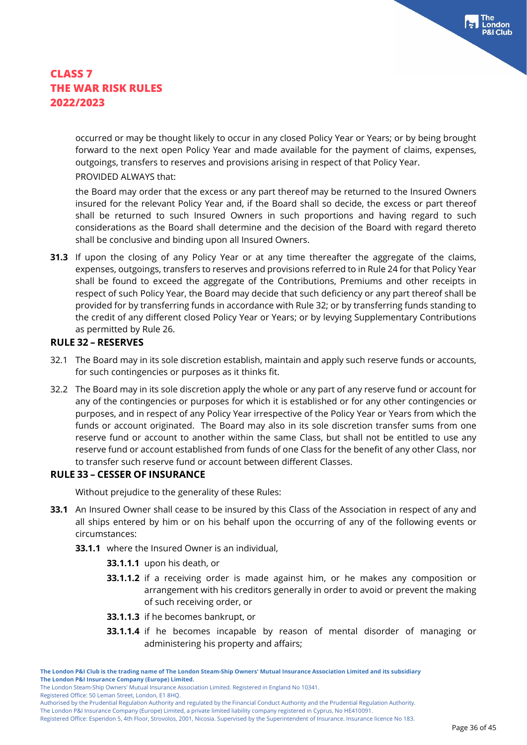occurred or may be thought likely to occur in any closed Policy Year or Years; or by being brought forward to the next open Policy Year and made available for the payment of claims, expenses, outgoings, transfers to reserves and provisions arising in respect of that Policy Year.

PROVIDED ALWAYS that:

the Board may order that the excess or any part thereof may be returned to the Insured Owners insured for the relevant Policy Year and, if the Board shall so decide, the excess or part thereof shall be returned to such Insured Owners in such proportions and having regard to such considerations as the Board shall determine and the decision of the Board with regard thereto shall be conclusive and binding upon all Insured Owners.

**31.3** If upon the closing of any Policy Year or at any time thereafter the aggregate of the claims, expenses, outgoings, transfers to reserves and provisions referred to in Rule 24 for that Policy Year shall be found to exceed the aggregate of the Contributions, Premiums and other receipts in respect of such Policy Year, the Board may decide that such deficiency or any part thereof shall be provided for by transferring funds in accordance with Rule 32; or by transferring funds standing to the credit of any different closed Policy Year or Years; or by levying Supplementary Contributions as permitted by Rule 26.

## RULE 32 – RESERVES

32.1 The Board may in its sole discretion establish, maintain and apply such reserve funds or accounts, for such contingencies or purposes as it thinks fit.

32.2 The Board may in its sole discretion apply the whole or any part of any reserve fund or account for any of the contingencies or purposes for which it is established or for any other contingencies or purposes, and in respect of any Policy Year irrespective of the Policy Year or Years from which the funds or account originated. The Board may also in its sole discretion transfer sums from one reserve fund or account to another within the same Class, but shall not be entitled to use any reserve fund or account established from funds of one Class for the benefit of any other Class, nor to transfer such reserve fund or account between different Classes.

## RULE 33 – CESSER OF INSURANCE

Without prejudice to the generality of these Rules:

**33.1** An Insured Owner shall cease to be insured by this Class of the Association in respect of any and all ships entered by him or on his behalf upon the occurring of any of the following events or circumstances:

**33.1.1** where the Insured Owner is an individual,

**33.1.1.1** upon his death, or

**33.1.1.2** if a receiving order is made against him, or he makes any composition or arrangement with his creditors generally in order to avoid or prevent the making of such receiving order, or

**33.1.1.3** if he becomes bankrupt, or

**33.1.1.4** if he becomes incapable by reason of mental disorder of managing or administering his property and affairs;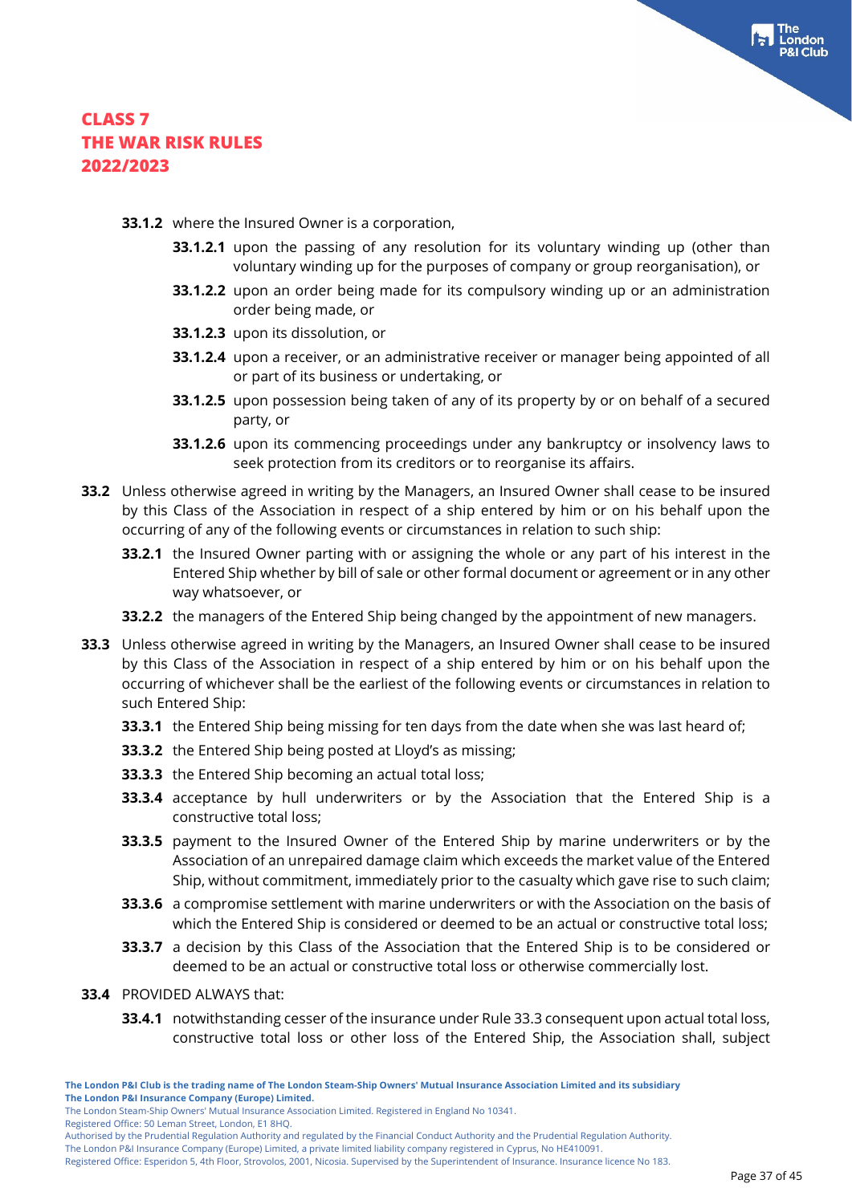**33.1.2** where the Insured Owner is a corporation,

**33.1.2.1** upon the passing of any resolution for its voluntary winding up (other than voluntary winding up for the purposes of company or group reorganisation), or

**33.1.2.2** upon an order being made for its compulsory winding up or an administration order being made, or

**33.1.2.3** upon its dissolution, or

**33.1.2.4** upon a receiver, or an administrative receiver or manager being appointed of all or part of its business or undertaking, or

**33.1.2.5** upon possession being taken of any of its property by or on behalf of a secured party, or

**33.1.2.6** upon its commencing proceedings under any bankruptcy or insolvency laws to seek protection from its creditors or to reorganise its affairs.

**33.2** Unless otherwise agreed in writing by the Managers, an Insured Owner shall cease to be insured by this Class of the Association in respect of a ship entered by him or on his behalf upon the occurring of any of the following events or circumstances in relation to such ship:

**33.2.1** the Insured Owner parting with or assigning the whole or any part of his interest in the Entered Ship whether by bill of sale or other formal document or agreement or in any other way whatsoever, or

**33.2.2** the managers of the Entered Ship being changed by the appointment of new managers.

**33.3** Unless otherwise agreed in writing by the Managers, an Insured Owner shall cease to be insured by this Class of the Association in respect of a ship entered by him or on his behalf upon the occurring of whichever shall be the earliest of the following events or circumstances in relation to such Entered Ship:

**33.3.1** the Entered Ship being missing for ten days from the date when she was last heard of;

**33.3.2** the Entered Ship being posted at Lloyd's as missing;

**33.3.3** the Entered Ship becoming an actual total loss;

**33.3.4** acceptance by hull underwriters or by the Association that the Entered Ship is a constructive total loss;

**33.3.5** payment to the Insured Owner of the Entered Ship by marine underwriters or by the Association of an unrepaired damage claim which exceeds the market value of the Entered Ship, without commitment, immediately prior to the casualty which gave rise to such claim;

**33.3.6** a compromise settlement with marine underwriters or with the Association on the basis of which the Entered Ship is considered or deemed to be an actual or constructive total loss;

**33.3.7** a decision by this Class of the Association that the Entered Ship is to be considered or deemed to be an actual or constructive total loss or otherwise commercially lost.

**33.4** PROVIDED ALWAYS that:

**33.4.1** notwithstanding cesser of the insurance under Rule 33.3 consequent upon actual total loss, constructive total loss or other loss of the Entered Ship, the Association shall, subject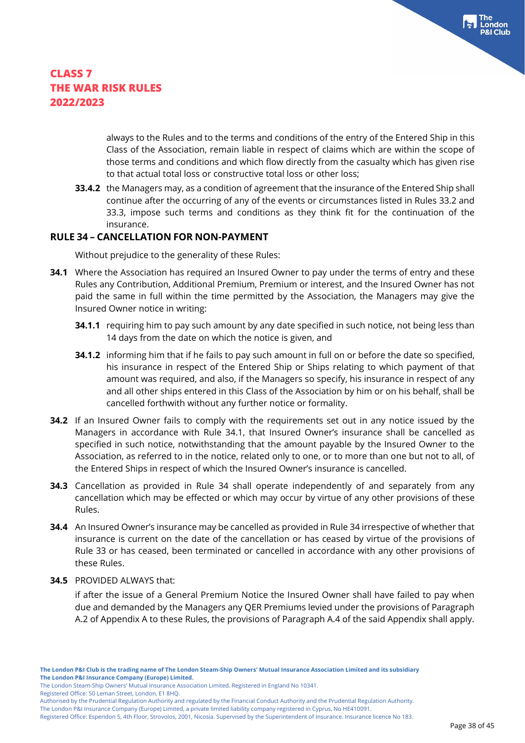always to the Rules and to the terms and conditions of the entry of the Entered Ship in this Class of the Association, remain liable in respect of claims which are within the scope of those terms and conditions and which flow directly from the casualty which has given rise to that actual total loss or constructive total loss or other loss;

**33.4.2** the Managers may, as a condition of agreement that the insurance of the Entered Ship shall continue after the occurring of any of the events or circumstances listed in Rules 33.2 and 33.3, impose such terms and conditions as they think fit for the continuation of the insurance.

## RULE 34 – CANCELLATION FOR NON-PAYMENT

Without prejudice to the generality of these Rules:

**34.1** Where the Association has required an Insured Owner to pay under the terms of entry and these Rules any Contribution, Additional Premium, Premium or interest, and the Insured Owner has not paid the same in full within the time permitted by the Association, the Managers may give the Insured Owner notice in writing:

**34.1.1** requiring him to pay such amount by any date specified in such notice, not being less than 14 days from the date on which the notice is given, and

**34.1.2** informing him that if he fails to pay such amount in full on or before the date so specified, his insurance in respect of the Entered Ship or Ships relating to which payment of that amount was required, and also, if the Managers so specify, his insurance in respect of any and all other ships entered in this Class of the Association by him or on his behalf, shall be cancelled forthwith without any further notice or formality.

**34.2** If an Insured Owner fails to comply with the requirements set out in any notice issued by the Managers in accordance with Rule 34.1, that Insured Owner's insurance shall be cancelled as specified in such notice, notwithstanding that the amount payable by the Insured Owner to the Association, as referred to in the notice, related only to one, or to more than one but not to all, of the Entered Ships in respect of which the Insured Owner's insurance is cancelled.

**34.3** Cancellation as provided in Rule 34 shall operate independently of and separately from any cancellation which may be effected or which may occur by virtue of any other provisions of these Rules.

**34.4** An Insured Owner's insurance may be cancelled as provided in Rule 34 irrespective of whether that insurance is current on the date of the cancellation or has ceased by virtue of the provisions of Rule 33 or has ceased, been terminated or cancelled in accordance with any other provisions of these Rules.

**34.5** PROVIDED ALWAYS that:

if after the issue of a General Premium Notice the Insured Owner shall have failed to pay when due and demanded by the Managers any QER Premiums levied under the provisions of Paragraph A.2 of Appendix A to these Rules, the provisions of Paragraph A.4 of the said Appendix shall apply.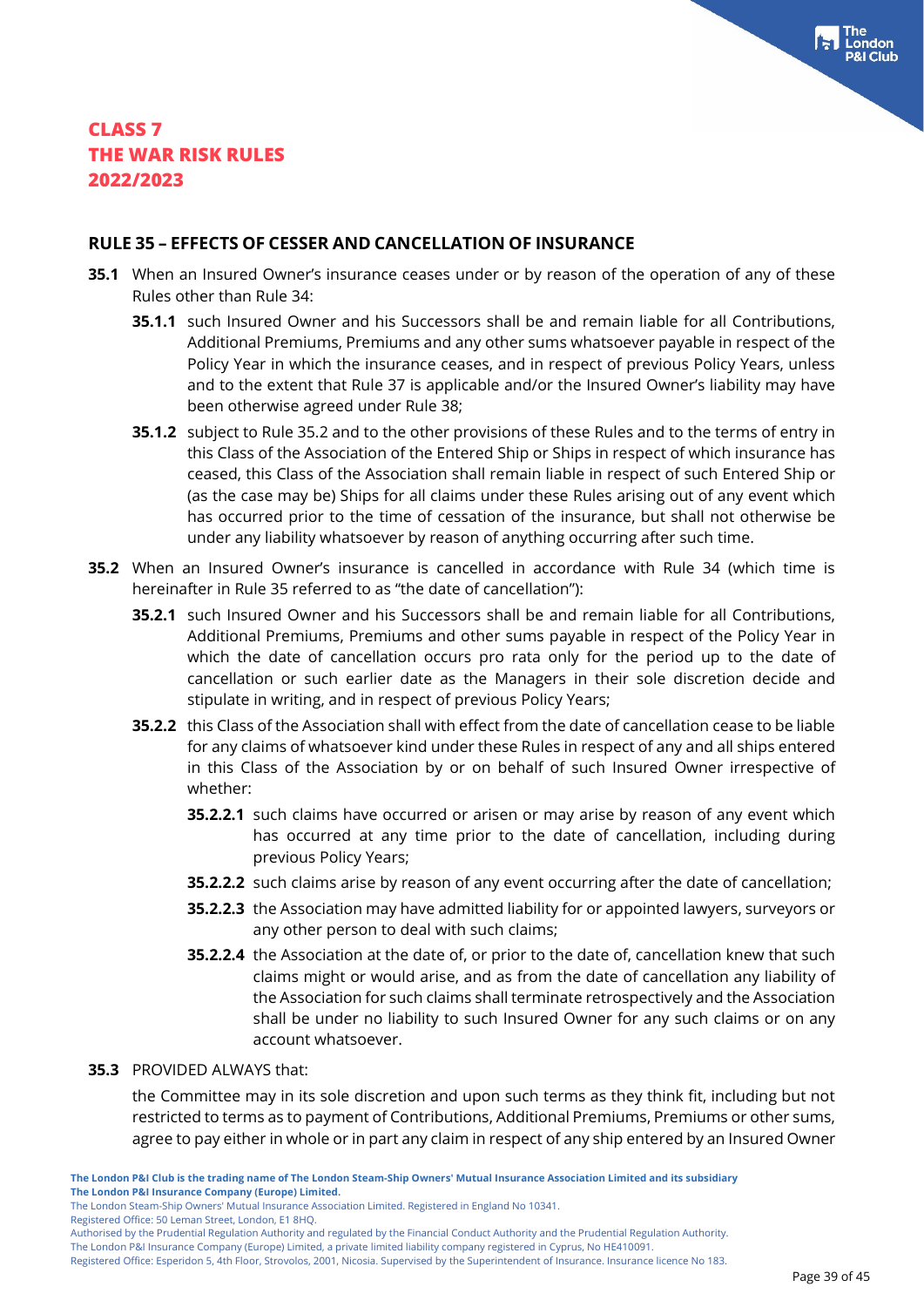# CLASS 7
# THE WAR RISK RULES
# 2022/2023

## RULE 35 – EFFECTS OF CESSER AND CANCELLATION OF INSURANCE

**35.1** When an Insured Owner's insurance ceases under or by reason of the operation of any of these Rules other than Rule 34:

**35.1.1** such Insured Owner and his Successors shall be and remain liable for all Contributions, Additional Premiums, Premiums and any other sums whatsoever payable in respect of the Policy Year in which the insurance ceases, and in respect of previous Policy Years, unless and to the extent that Rule 37 is applicable and/or the Insured Owner's liability may have been otherwise agreed under Rule 38;

**35.1.2** subject to Rule 35.2 and to the other provisions of these Rules and to the terms of entry in this Class of the Association of the Entered Ship or Ships in respect of which insurance has ceased, this Class of the Association shall remain liable in respect of such Entered Ship or (as the case may be) Ships for all claims under these Rules arising out of any event which has occurred prior to the time of cessation of the insurance, but shall not otherwise be under any liability whatsoever by reason of anything occurring after such time.

**35.2** When an Insured Owner's insurance is cancelled in accordance with Rule 34 (which time is hereinafter in Rule 35 referred to as "the date of cancellation"):

**35.2.1** such Insured Owner and his Successors shall be and remain liable for all Contributions, Additional Premiums, Premiums and other sums payable in respect of the Policy Year in which the date of cancellation occurs pro rata only for the period up to the date of cancellation or such earlier date as the Managers in their sole discretion decide and stipulate in writing, and in respect of previous Policy Years;

**35.2.2** this Class of the Association shall with effect from the date of cancellation cease to be liable for any claims of whatsoever kind under these Rules in respect of any and all ships entered in this Class of the Association by or on behalf of such Insured Owner irrespective of whether:

**35.2.2.1** such claims have occurred or arisen or may arise by reason of any event which has occurred at any time prior to the date of cancellation, including during previous Policy Years;

**35.2.2.2** such claims arise by reason of any event occurring after the date of cancellation;

**35.2.2.3** the Association may have admitted liability for or appointed lawyers, surveyors or any other person to deal with such claims;

**35.2.2.4** the Association at the date of, or prior to the date of, cancellation knew that such claims might or would arise, and as from the date of cancellation any liability of the Association for such claims shall terminate retrospectively and the Association shall be under no liability to such Insured Owner for any such claims or on any account whatsoever.

**35.3** PROVIDED ALWAYS that:

the Committee may in its sole discretion and upon such terms as they think fit, including but not restricted to terms as to payment of Contributions, Additional Premiums, Premiums or other sums, agree to pay either in whole or in part any claim in respect of any ship entered by an Insured Owner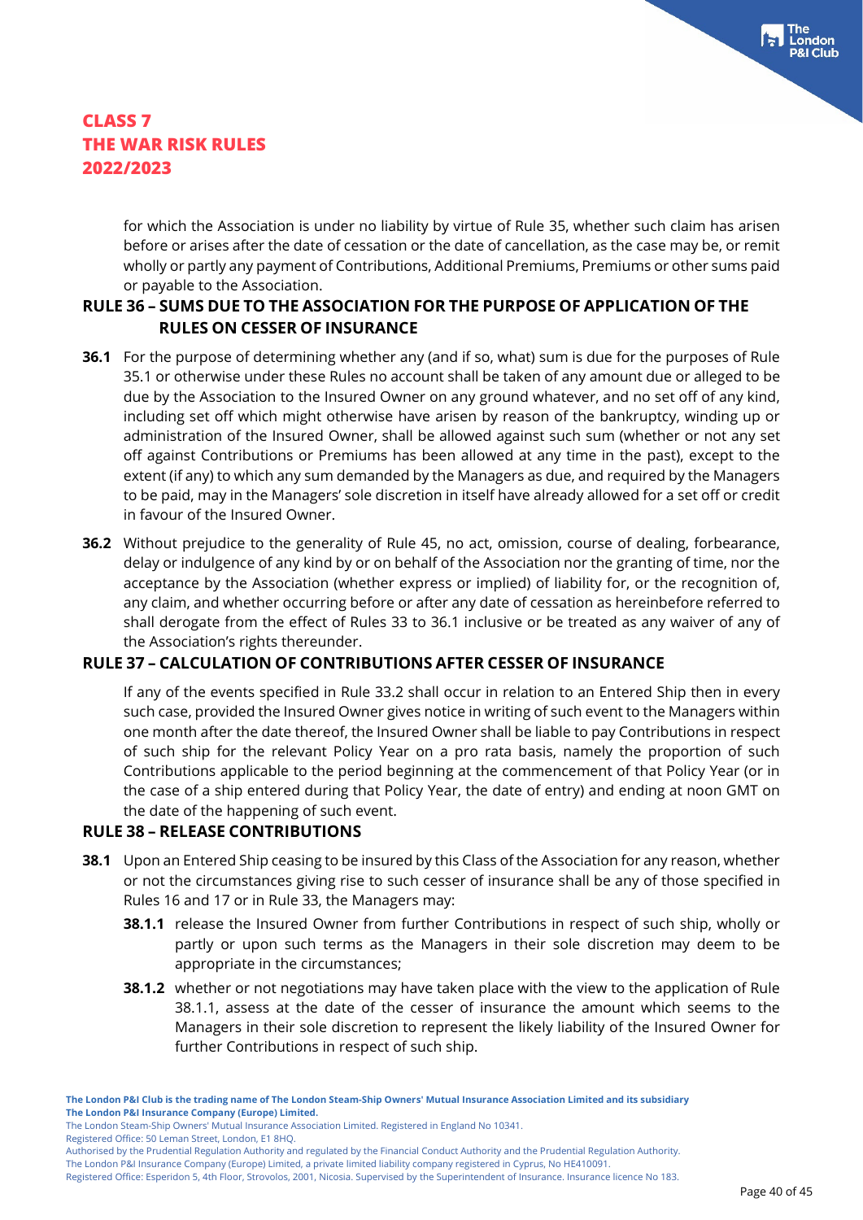for which the Association is under no liability by virtue of Rule 35, whether such claim has arisen before or arises after the date of cessation or the date of cancellation, as the case may be, or remit wholly or partly any payment of Contributions, Additional Premiums, Premiums or other sums paid or payable to the Association.

## RULE 36 – SUMS DUE TO THE ASSOCIATION FOR THE PURPOSE OF APPLICATION OF THE RULES ON CESSER OF INSURANCE

**36.1** For the purpose of determining whether any (and if so, what) sum is due for the purposes of Rule 35.1 or otherwise under these Rules no account shall be taken of any amount due or alleged to be due by the Association to the Insured Owner on any ground whatever, and no set off of any kind, including set off which might otherwise have arisen by reason of the bankruptcy, winding up or administration of the Insured Owner, shall be allowed against such sum (whether or not any set off against Contributions or Premiums has been allowed at any time in the past), except to the extent (if any) to which any sum demanded by the Managers as due, and required by the Managers to be paid, may in the Managers' sole discretion in itself have already allowed for a set off or credit in favour of the Insured Owner.

**36.2** Without prejudice to the generality of Rule 45, no act, omission, course of dealing, forbearance, delay or indulgence of any kind by or on behalf of the Association nor the granting of time, nor the acceptance by the Association (whether express or implied) of liability for, or the recognition of, any claim, and whether occurring before or after any date of cessation as hereinbefore referred to shall derogate from the effect of Rules 33 to 36.1 inclusive or be treated as any waiver of any of the Association's rights thereunder.

## RULE 37 – CALCULATION OF CONTRIBUTIONS AFTER CESSER OF INSURANCE

If any of the events specified in Rule 33.2 shall occur in relation to an Entered Ship then in every such case, provided the Insured Owner gives notice in writing of such event to the Managers within one month after the date thereof, the Insured Owner shall be liable to pay Contributions in respect of such ship for the relevant Policy Year on a pro rata basis, namely the proportion of such Contributions applicable to the period beginning at the commencement of that Policy Year (or in the case of a ship entered during that Policy Year, the date of entry) and ending at noon GMT on the date of the happening of such event.

## RULE 38 – RELEASE CONTRIBUTIONS

**38.1** Upon an Entered Ship ceasing to be insured by this Class of the Association for any reason, whether or not the circumstances giving rise to such cesser of insurance shall be any of those specified in Rules 16 and 17 or in Rule 33, the Managers may:

- **38.1.1** release the Insured Owner from further Contributions in respect of such ship, wholly or partly or upon such terms as the Managers in their sole discretion may deem to be appropriate in the circumstances;
- **38.1.2** whether or not negotiations may have taken place with the view to the application of Rule 38.1.1, assess at the date of the cesser of insurance the amount which seems to the Managers in their sole discretion to represent the likely liability of the Insured Owner for further Contributions in respect of such ship.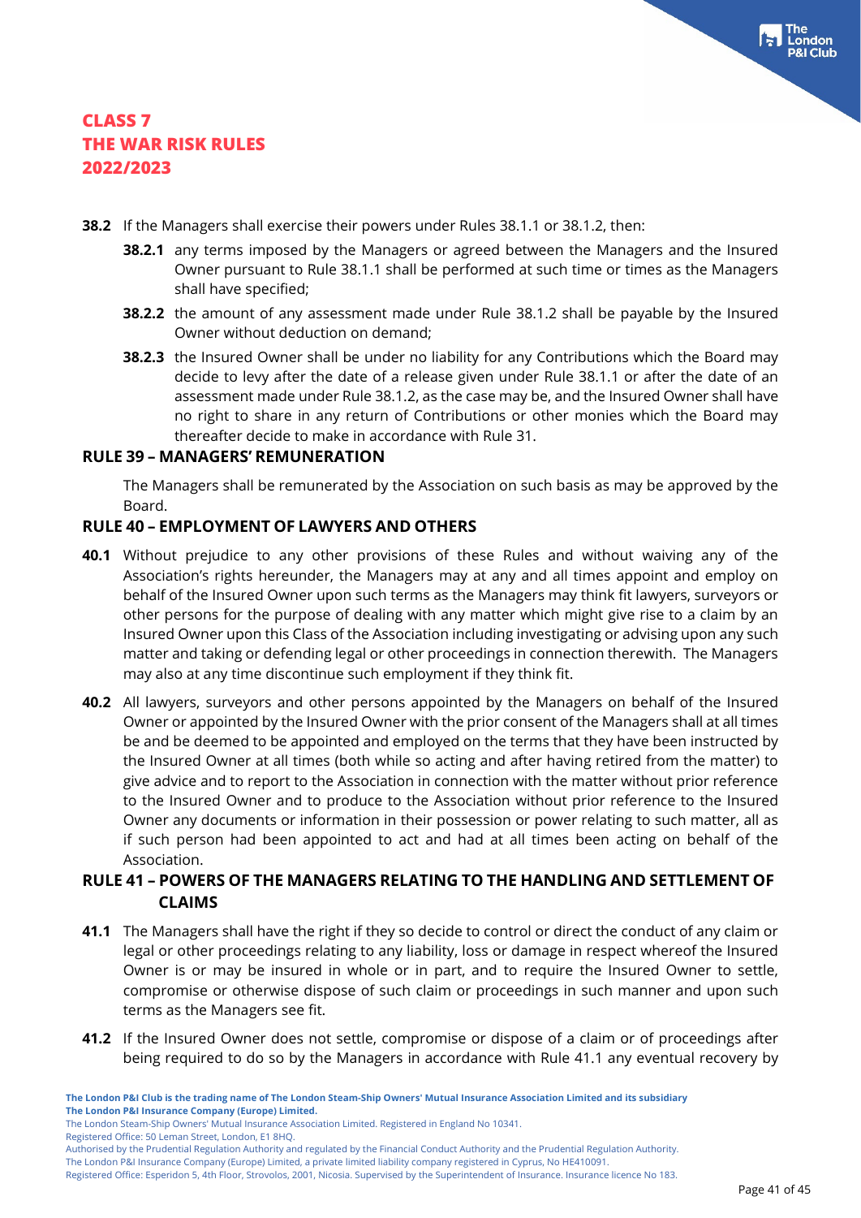# CLASS 7
# THE WAR RISK RULES
# 2022/2023

**38.2** If the Managers shall exercise their powers under Rules 38.1.1 or 38.1.2, then:

**38.2.1** any terms imposed by the Managers or agreed between the Managers and the Insured Owner pursuant to Rule 38.1.1 shall be performed at such time or times as the Managers shall have specified;

**38.2.2** the amount of any assessment made under Rule 38.1.2 shall be payable by the Insured Owner without deduction on demand;

**38.2.3** the Insured Owner shall be under no liability for any Contributions which the Board may decide to levy after the date of a release given under Rule 38.1.1 or after the date of an assessment made under Rule 38.1.2, as the case may be, and the Insured Owner shall have no right to share in any return of Contributions or other monies which the Board may thereafter decide to make in accordance with Rule 31.

## RULE 39 – MANAGERS' REMUNERATION

The Managers shall be remunerated by the Association on such basis as may be approved by the Board.

## RULE 40 – EMPLOYMENT OF LAWYERS AND OTHERS

**40.1** Without prejudice to any other provisions of these Rules and without waiving any of the Association's rights hereunder, the Managers may at any and all times appoint and employ on behalf of the Insured Owner upon such terms as the Managers may think fit lawyers, surveyors or other persons for the purpose of dealing with any matter which might give rise to a claim by an Insured Owner upon this Class of the Association including investigating or advising upon any such matter and taking or defending legal or other proceedings in connection therewith. The Managers may also at any time discontinue such employment if they think fit.

**40.2** All lawyers, surveyors and other persons appointed by the Managers on behalf of the Insured Owner or appointed by the Insured Owner with the prior consent of the Managers shall at all times be and be deemed to be appointed and employed on the terms that they have been instructed by the Insured Owner at all times (both while so acting and after having retired from the matter) to give advice and to report to the Association in connection with the matter without prior reference to the Insured Owner and to produce to the Association without prior reference to the Insured Owner any documents or information in their possession or power relating to such matter, all as if such person had been appointed to act and had at all times been acting on behalf of the Association.

## RULE 41 – POWERS OF THE MANAGERS RELATING TO THE HANDLING AND SETTLEMENT OF CLAIMS

**41.1** The Managers shall have the right if they so decide to control or direct the conduct of any claim or legal or other proceedings relating to any liability, loss or damage in respect whereof the Insured Owner is or may be insured in whole or in part, and to require the Insured Owner to settle, compromise or otherwise dispose of such claim or proceedings in such manner and upon such terms as the Managers see fit.

**41.2** If the Insured Owner does not settle, compromise or dispose of a claim or of proceedings after being required to do so by the Managers in accordance with Rule 41.1 any eventual recovery by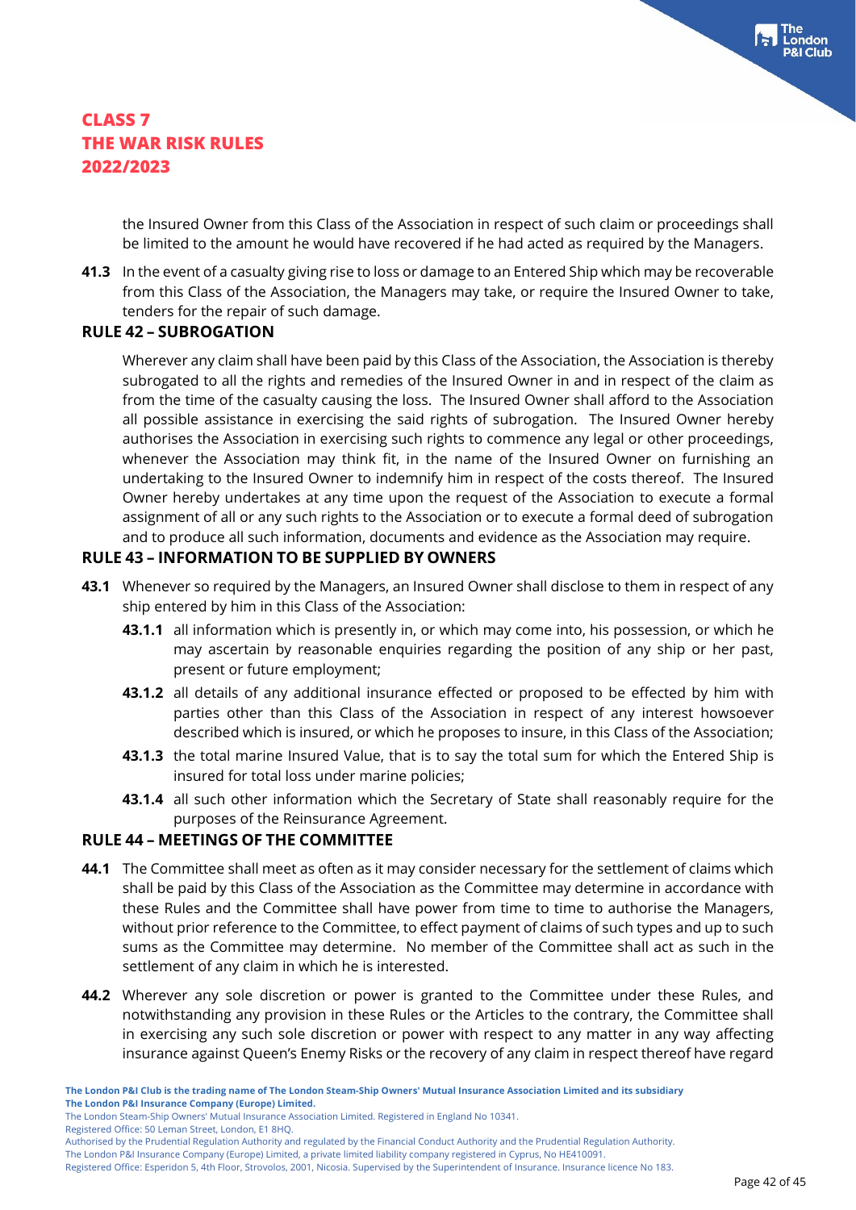the Insured Owner from this Class of the Association in respect of such claim or proceedings shall be limited to the amount he would have recovered if he had acted as required by the Managers.

**41.3** In the event of a casualty giving rise to loss or damage to an Entered Ship which may be recoverable from this Class of the Association, the Managers may take, or require the Insured Owner to take, tenders for the repair of such damage.

## RULE 42 – SUBROGATION

Wherever any claim shall have been paid by this Class of the Association, the Association is thereby subrogated to all the rights and remedies of the Insured Owner in and in respect of the claim as from the time of the casualty causing the loss. The Insured Owner shall afford to the Association all possible assistance in exercising the said rights of subrogation. The Insured Owner hereby authorises the Association in exercising such rights to commence any legal or other proceedings, whenever the Association may think fit, in the name of the Insured Owner on furnishing an undertaking to the Insured Owner to indemnify him in respect of the costs thereof. The Insured Owner hereby undertakes at any time upon the request of the Association to execute a formal assignment of all or any such rights to the Association or to execute a formal deed of subrogation and to produce all such information, documents and evidence as the Association may require.

## RULE 43 – INFORMATION TO BE SUPPLIED BY OWNERS

**43.1** Whenever so required by the Managers, an Insured Owner shall disclose to them in respect of any ship entered by him in this Class of the Association:

- **43.1.1** all information which is presently in, or which may come into, his possession, or which he may ascertain by reasonable enquiries regarding the position of any ship or her past, present or future employment;
- **43.1.2** all details of any additional insurance effected or proposed to be effected by him with parties other than this Class of the Association in respect of any interest howsoever described which is insured, or which he proposes to insure, in this Class of the Association;
- **43.1.3** the total marine Insured Value, that is to say the total sum for which the Entered Ship is insured for total loss under marine policies;
- **43.1.4** all such other information which the Secretary of State shall reasonably require for the purposes of the Reinsurance Agreement.

## RULE 44 – MEETINGS OF THE COMMITTEE

**44.1** The Committee shall meet as often as it may consider necessary for the settlement of claims which shall be paid by this Class of the Association as the Committee may determine in accordance with these Rules and the Committee shall have power from time to time to authorise the Managers, without prior reference to the Committee, to effect payment of claims of such types and up to such sums as the Committee may determine. No member of the Committee shall act as such in the settlement of any claim in which he is interested.

**44.2** Wherever any sole discretion or power is granted to the Committee under these Rules, and notwithstanding any provision in these Rules or the Articles to the contrary, the Committee shall in exercising any such sole discretion or power with respect to any matter in any way affecting insurance against Queen's Enemy Risks or the recovery of any claim in respect thereof have regard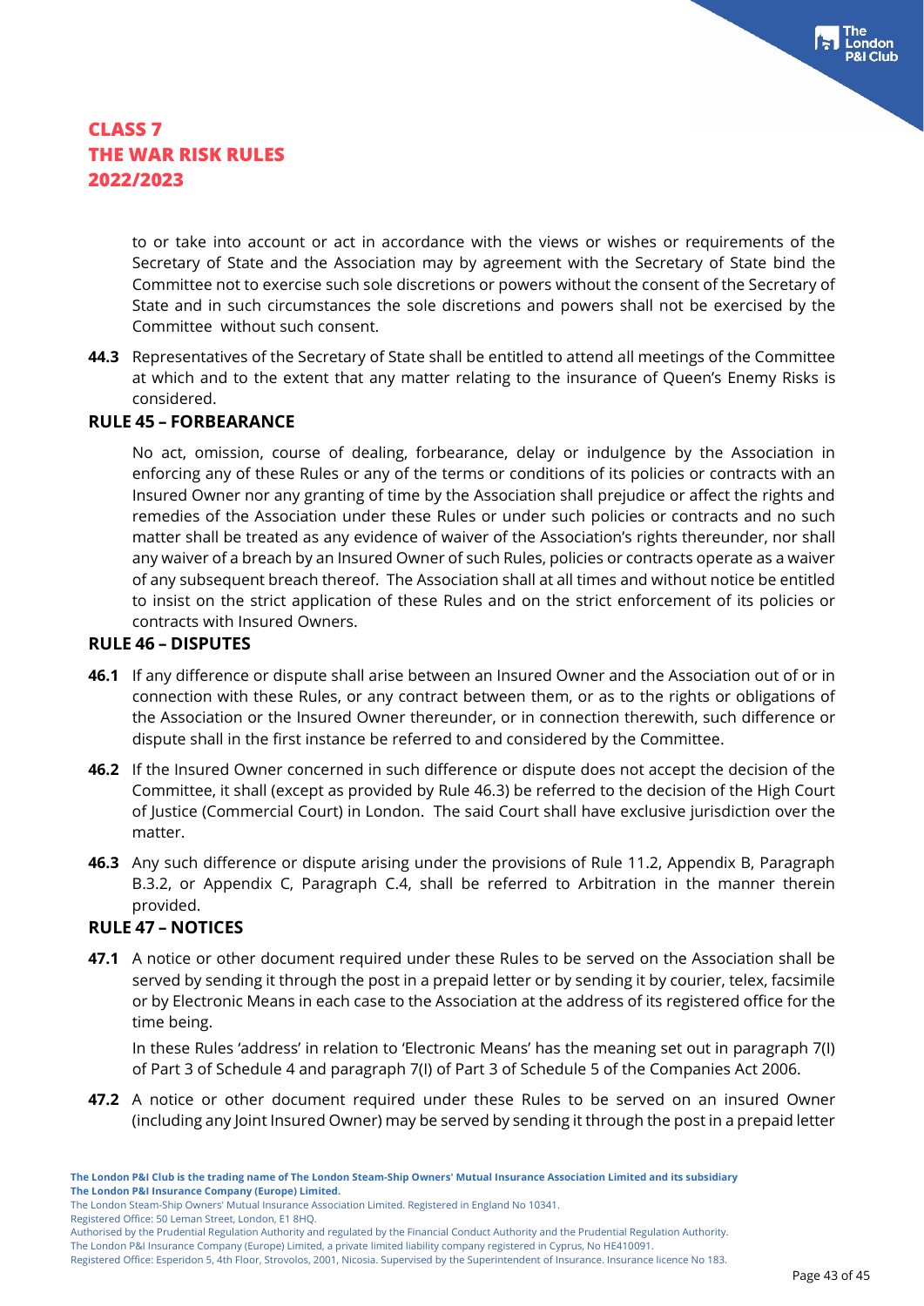to or take into account or act in accordance with the views or wishes or requirements of the Secretary of State and the Association may by agreement with the Secretary of State bind the Committee not to exercise such sole discretions or powers without the consent of the Secretary of State and in such circumstances the sole discretions and powers shall not be exercised by the Committee without such consent.

**44.3** Representatives of the Secretary of State shall be entitled to attend all meetings of the Committee at which and to the extent that any matter relating to the insurance of Queen's Enemy Risks is considered.

## RULE 45 – FORBEARANCE

No act, omission, course of dealing, forbearance, delay or indulgence by the Association in enforcing any of these Rules or any of the terms or conditions of its policies or contracts with an Insured Owner nor any granting of time by the Association shall prejudice or affect the rights and remedies of the Association under these Rules or under such policies or contracts and no such matter shall be treated as any evidence of waiver of the Association's rights thereunder, nor shall any waiver of a breach by an Insured Owner of such Rules, policies or contracts operate as a waiver of any subsequent breach thereof. The Association shall at all times and without notice be entitled to insist on the strict application of these Rules and on the strict enforcement of its policies or contracts with Insured Owners.

## RULE 46 – DISPUTES

**46.1** If any difference or dispute shall arise between an Insured Owner and the Association out of or in connection with these Rules, or any contract between them, or as to the rights or obligations of the Association or the Insured Owner thereunder, or in connection therewith, such difference or dispute shall in the first instance be referred to and considered by the Committee.

**46.2** If the Insured Owner concerned in such difference or dispute does not accept the decision of the Committee, it shall (except as provided by Rule 46.3) be referred to the decision of the High Court of Justice (Commercial Court) in London. The said Court shall have exclusive jurisdiction over the matter.

**46.3** Any such difference or dispute arising under the provisions of Rule 11.2, Appendix B, Paragraph B.3.2, or Appendix C, Paragraph C.4, shall be referred to Arbitration in the manner therein provided.

## RULE 47 – NOTICES

**47.1** A notice or other document required under these Rules to be served on the Association shall be served by sending it through the post in a prepaid letter or by sending it by courier, telex, facsimile or by Electronic Means in each case to the Association at the address of its registered office for the time being.

In these Rules 'address' in relation to 'Electronic Means' has the meaning set out in paragraph 7(I) of Part 3 of Schedule 4 and paragraph 7(I) of Part 3 of Schedule 5 of the Companies Act 2006.

**47.2** A notice or other document required under these Rules to be served on an insured Owner (including any Joint Insured Owner) may be served by sending it through the post in a prepaid letter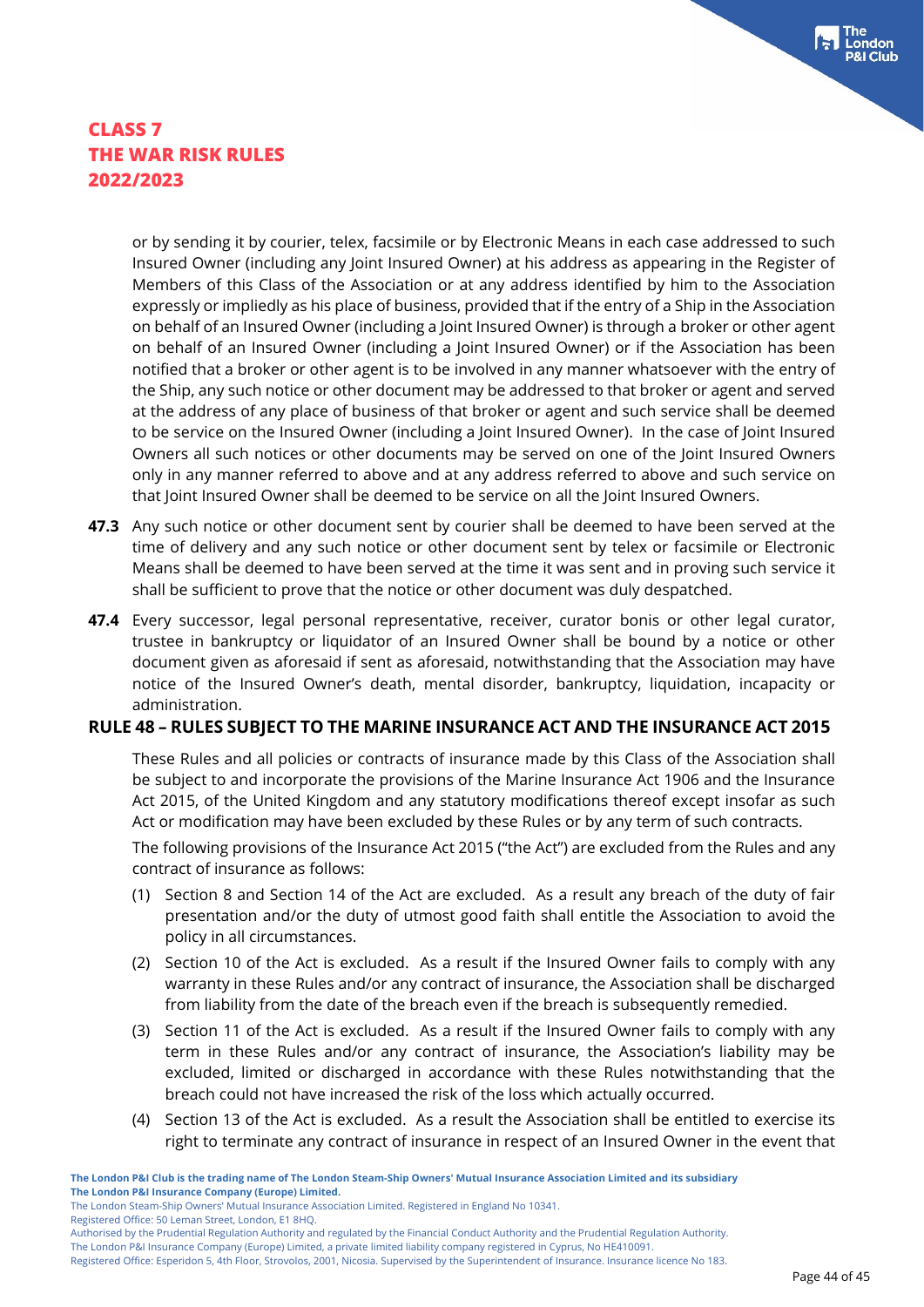or by sending it by courier, telex, facsimile or by Electronic Means in each case addressed to such Insured Owner (including any Joint Insured Owner) at his address as appearing in the Register of Members of this Class of the Association or at any address identified by him to the Association expressly or impliedly as his place of business, provided that if the entry of a Ship in the Association on behalf of an Insured Owner (including a Joint Insured Owner) is through a broker or other agent on behalf of an Insured Owner (including a Joint Insured Owner) or if the Association has been notified that a broker or other agent is to be involved in any manner whatsoever with the entry of the Ship, any such notice or other document may be addressed to that broker or agent and served at the address of any place of business of that broker or agent and such service shall be deemed to be service on the Insured Owner (including a Joint Insured Owner). In the case of Joint Insured Owners all such notices or other documents may be served on one of the Joint Insured Owners only in any manner referred to above and at any address referred to above and such service on that Joint Insured Owner shall be deemed to be service on all the Joint Insured Owners.

**47.3** Any such notice or other document sent by courier shall be deemed to have been served at the time of delivery and any such notice or other document sent by telex or facsimile or Electronic Means shall be deemed to have been served at the time it was sent and in proving such service it shall be sufficient to prove that the notice or other document was duly despatched.

**47.4** Every successor, legal personal representative, receiver, curator bonis or other legal curator, trustee in bankruptcy or liquidator of an Insured Owner shall be bound by a notice or other document given as aforesaid if sent as aforesaid, notwithstanding that the Association may have notice of the Insured Owner's death, mental disorder, bankruptcy, liquidation, incapacity or administration.

## RULE 48 – RULES SUBJECT TO THE MARINE INSURANCE ACT AND THE INSURANCE ACT 2015

These Rules and all policies or contracts of insurance made by this Class of the Association shall be subject to and incorporate the provisions of the Marine Insurance Act 1906 and the Insurance Act 2015, of the United Kingdom and any statutory modifications thereof except insofar as such Act or modification may have been excluded by these Rules or by any term of such contracts.

The following provisions of the Insurance Act 2015 ("the Act") are excluded from the Rules and any contract of insurance as follows:

(1) Section 8 and Section 14 of the Act are excluded. As a result any breach of the duty of fair presentation and/or the duty of utmost good faith shall entitle the Association to avoid the policy in all circumstances.

(2) Section 10 of the Act is excluded. As a result if the Insured Owner fails to comply with any warranty in these Rules and/or any contract of insurance, the Association shall be discharged from liability from the date of the breach even if the breach is subsequently remedied.

(3) Section 11 of the Act is excluded. As a result if the Insured Owner fails to comply with any term in these Rules and/or any contract of insurance, the Association's liability may be excluded, limited or discharged in accordance with these Rules notwithstanding that the breach could not have increased the risk of the loss which actually occurred.

(4) Section 13 of the Act is excluded. As a result the Association shall be entitled to exercise its right to terminate any contract of insurance in respect of an Insured Owner in the event that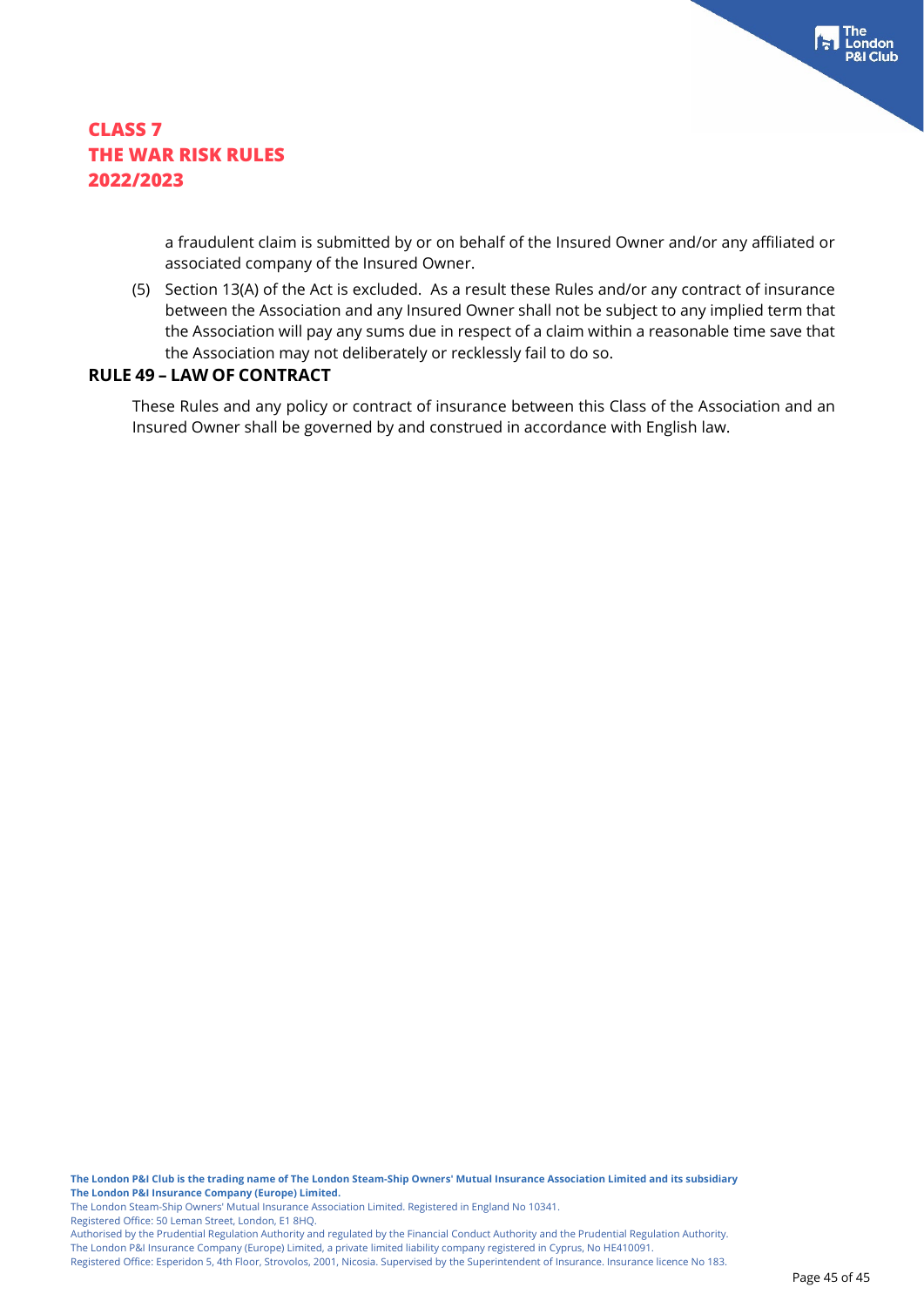a fraudulent claim is submitted by or on behalf of the Insured Owner and/or any affiliated or associated company of the Insured Owner.

(5) Section 13(A) of the Act is excluded. As a result these Rules and/or any contract of insurance between the Association and any Insured Owner shall not be subject to any implied term that the Association will pay any sums due in respect of a claim within a reasonable time save that the Association may not deliberately or recklessly fail to do so.

## RULE 49 – LAW OF CONTRACT

These Rules and any policy or contract of insurance between this Class of the Association and an Insured Owner shall be governed by and construed in accordance with English law.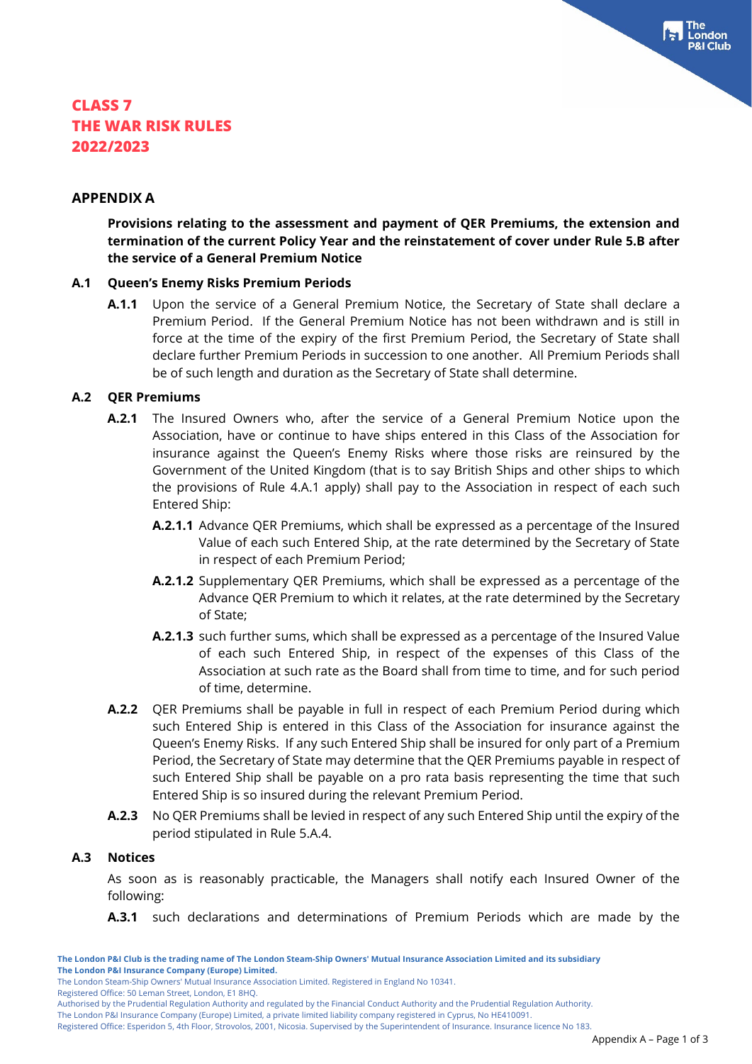# CLASS 7
# THE WAR RISK RULES
# 2022/2023

## APPENDIX A

**Provisions relating to the assessment and payment of QER Premiums, the extension and termination of the current Policy Year and the reinstatement of cover under Rule 5.B after the service of a General Premium Notice**

### A.1 Queen's Enemy Risks Premium Periods

**A.1.1** Upon the service of a General Premium Notice, the Secretary of State shall declare a Premium Period. If the General Premium Notice has not been withdrawn and is still in force at the time of the expiry of the first Premium Period, the Secretary of State shall declare further Premium Periods in succession to one another. All Premium Periods shall be of such length and duration as the Secretary of State shall determine.

### A.2 QER Premiums

**A.2.1** The Insured Owners who, after the service of a General Premium Notice upon the Association, have or continue to have ships entered in this Class of the Association for insurance against the Queen's Enemy Risks where those risks are reinsured by the Government of the United Kingdom (that is to say British Ships and other ships to which the provisions of Rule 4.A.1 apply) shall pay to the Association in respect of each such Entered Ship:

**A.2.1.1** Advance QER Premiums, which shall be expressed as a percentage of the Insured Value of each such Entered Ship, at the rate determined by the Secretary of State in respect of each Premium Period;

**A.2.1.2** Supplementary QER Premiums, which shall be expressed as a percentage of the Advance QER Premium to which it relates, at the rate determined by the Secretary of State;

**A.2.1.3** such further sums, which shall be expressed as a percentage of the Insured Value of each such Entered Ship, in respect of the expenses of this Class of the Association at such rate as the Board shall from time to time, and for such period of time, determine.

**A.2.2** QER Premiums shall be payable in full in respect of each Premium Period during which such Entered Ship is entered in this Class of the Association for insurance against the Queen's Enemy Risks. If any such Entered Ship shall be insured for only part of a Premium Period, the Secretary of State may determine that the QER Premiums payable in respect of such Entered Ship shall be payable on a pro rata basis representing the time that such Entered Ship is so insured during the relevant Premium Period.

**A.2.3** No QER Premiums shall be levied in respect of any such Entered Ship until the expiry of the period stipulated in Rule 5.A.4.

### A.3 Notices

As soon as is reasonably practicable, the Managers shall notify each Insured Owner of the following:

**A.3.1** such declarations and determinations of Premium Periods which are made by the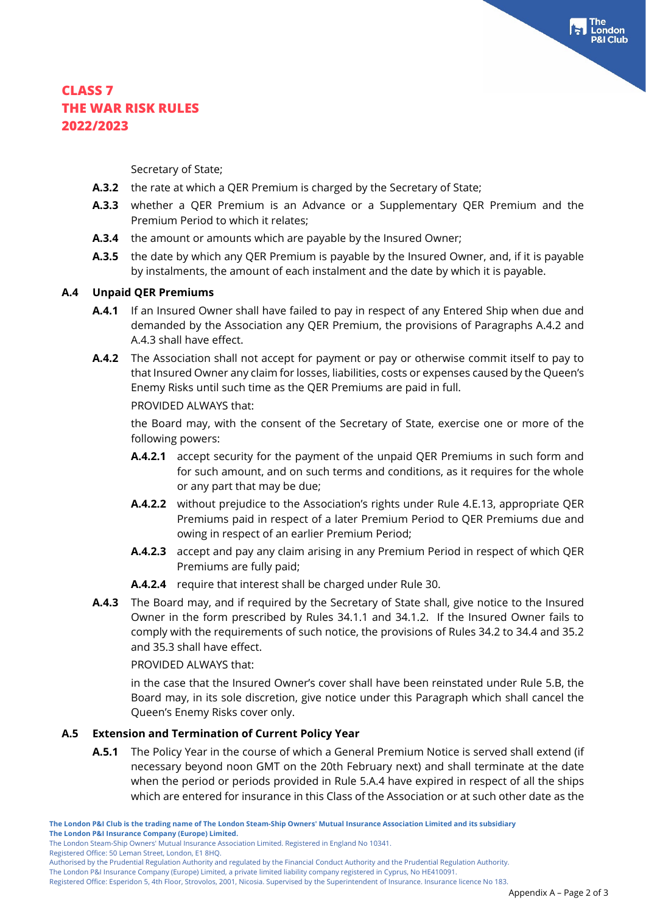Secretary of State;

**A.3.2** the rate at which a QER Premium is charged by the Secretary of State;

**A.3.3** whether a QER Premium is an Advance or a Supplementary QER Premium and the Premium Period to which it relates;

**A.3.4** the amount or amounts which are payable by the Insured Owner;

**A.3.5** the date by which any QER Premium is payable by the Insured Owner, and, if it is payable by instalments, the amount of each instalment and the date by which it is payable.

### A.4 Unpaid QER Premiums

**A.4.1** If an Insured Owner shall have failed to pay in respect of any Entered Ship when due and demanded by the Association any QER Premium, the provisions of Paragraphs A.4.2 and A.4.3 shall have effect.

**A.4.2** The Association shall not accept for payment or pay or otherwise commit itself to pay to that Insured Owner any claim for losses, liabilities, costs or expenses caused by the Queen's Enemy Risks until such time as the QER Premiums are paid in full.

PROVIDED ALWAYS that:

the Board may, with the consent of the Secretary of State, exercise one or more of the following powers:

**A.4.2.1** accept security for the payment of the unpaid QER Premiums in such form and for such amount, and on such terms and conditions, as it requires for the whole or any part that may be due;

**A.4.2.2** without prejudice to the Association's rights under Rule 4.E.13, appropriate QER Premiums paid in respect of a later Premium Period to QER Premiums due and owing in respect of an earlier Premium Period;

**A.4.2.3** accept and pay any claim arising in any Premium Period in respect of which QER Premiums are fully paid;

**A.4.2.4** require that interest shall be charged under Rule 30.

**A.4.3** The Board may, and if required by the Secretary of State shall, give notice to the Insured Owner in the form prescribed by Rules 34.1.1 and 34.1.2. If the Insured Owner fails to comply with the requirements of such notice, the provisions of Rules 34.2 to 34.4 and 35.2 and 35.3 shall have effect.

PROVIDED ALWAYS that:

in the case that the Insured Owner's cover shall have been reinstated under Rule 5.B, the Board may, in its sole discretion, give notice under this Paragraph which shall cancel the Queen's Enemy Risks cover only.

### A.5 Extension and Termination of Current Policy Year

**A.5.1** The Policy Year in the course of which a General Premium Notice is served shall extend (if necessary beyond noon GMT on the 20th February next) and shall terminate at the date when the period or periods provided in Rule 5.A.4 have expired in respect of all the ships which are entered for insurance in this Class of the Association or at such other date as the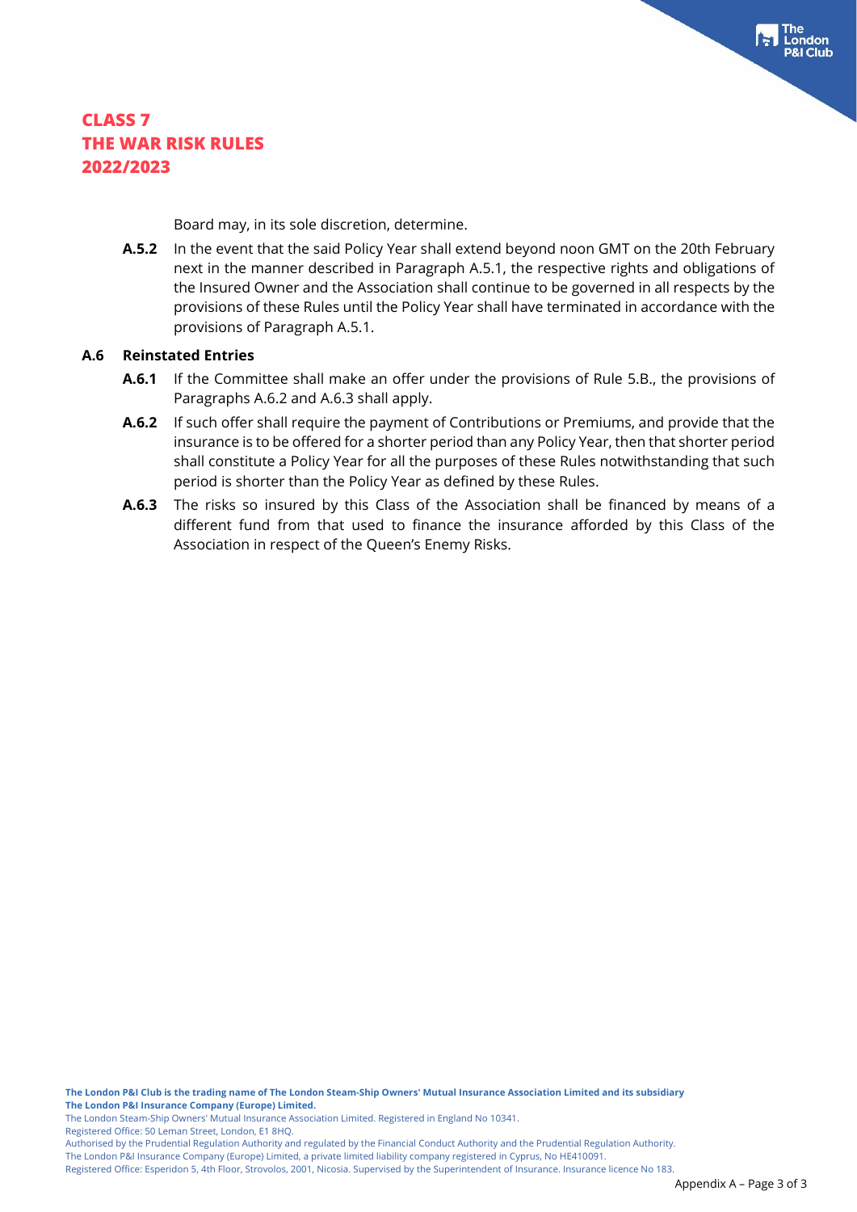Board may, in its sole discretion, determine.

**A.5.2** In the event that the said Policy Year shall extend beyond noon GMT on the 20th February next in the manner described in Paragraph A.5.1, the respective rights and obligations of the Insured Owner and the Association shall continue to be governed in all respects by the provisions of these Rules until the Policy Year shall have terminated in accordance with the provisions of Paragraph A.5.1.

**A.6 Reinstated Entries**

**A.6.1** If the Committee shall make an offer under the provisions of Rule 5.B., the provisions of Paragraphs A.6.2 and A.6.3 shall apply.

**A.6.2** If such offer shall require the payment of Contributions or Premiums, and provide that the insurance is to be offered for a shorter period than any Policy Year, then that shorter period shall constitute a Policy Year for all the purposes of these Rules notwithstanding that such period is shorter than the Policy Year as defined by these Rules.

**A.6.3** The risks so insured by this Class of the Association shall be financed by means of a different fund from that used to finance the insurance afforded by this Class of the Association in respect of the Queen's Enemy Risks.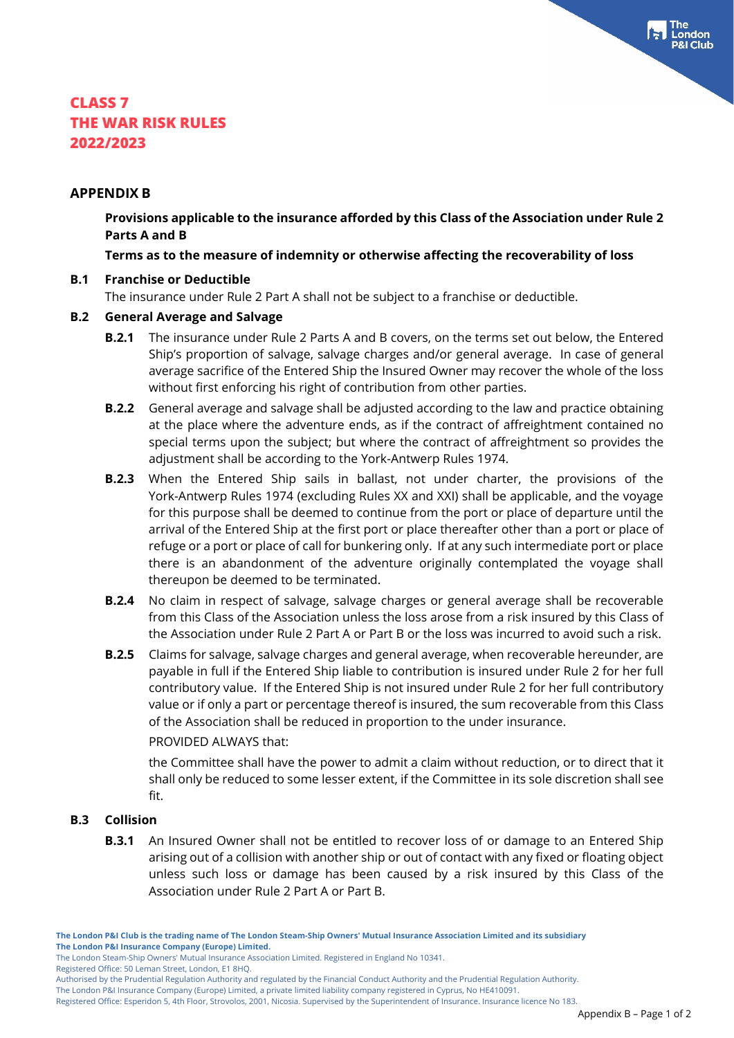# CLASS 7
# THE WAR RISK RULES
# 2022/2023

## APPENDIX B

**Provisions applicable to the insurance afforded by this Class of the Association under Rule 2 Parts A and B**

**Terms as to the measure of indemnity or otherwise affecting the recoverability of loss**

**B.1 Franchise or Deductible**

The insurance under Rule 2 Part A shall not be subject to a franchise or deductible.

**B.2 General Average and Salvage**

**B.2.1** The insurance under Rule 2 Parts A and B covers, on the terms set out below, the Entered Ship's proportion of salvage, salvage charges and/or general average. In case of general average sacrifice of the Entered Ship the Insured Owner may recover the whole of the loss without first enforcing his right of contribution from other parties.

**B.2.2** General average and salvage shall be adjusted according to the law and practice obtaining at the place where the adventure ends, as if the contract of affreightment contained no special terms upon the subject; but where the contract of affreightment so provides the adjustment shall be according to the York-Antwerp Rules 1974.

**B.2.3** When the Entered Ship sails in ballast, not under charter, the provisions of the York-Antwerp Rules 1974 (excluding Rules XX and XXI) shall be applicable, and the voyage for this purpose shall be deemed to continue from the port or place of departure until the arrival of the Entered Ship at the first port or place thereafter other than a port or place of refuge or a port or place of call for bunkering only. If at any such intermediate port or place there is an abandonment of the adventure originally contemplated the voyage shall thereupon be deemed to be terminated.

**B.2.4** No claim in respect of salvage, salvage charges or general average shall be recoverable from this Class of the Association unless the loss arose from a risk insured by this Class of the Association under Rule 2 Part A or Part B or the loss was incurred to avoid such a risk.

**B.2.5** Claims for salvage, salvage charges and general average, when recoverable hereunder, are payable in full if the Entered Ship liable to contribution is insured under Rule 2 for her full contributory value. If the Entered Ship is not insured under Rule 2 for her full contributory value or if only a part or percentage thereof is insured, the sum recoverable from this Class of the Association shall be reduced in proportion to the under insurance.

PROVIDED ALWAYS that:

the Committee shall have the power to admit a claim without reduction, or to direct that it shall only be reduced to some lesser extent, if the Committee in its sole discretion shall see fit.

**B.3 Collision**

**B.3.1** An Insured Owner shall not be entitled to recover loss of or damage to an Entered Ship arising out of a collision with another ship or out of contact with any fixed or floating object unless such loss or damage has been caused by a risk insured by this Class of the Association under Rule 2 Part A or Part B.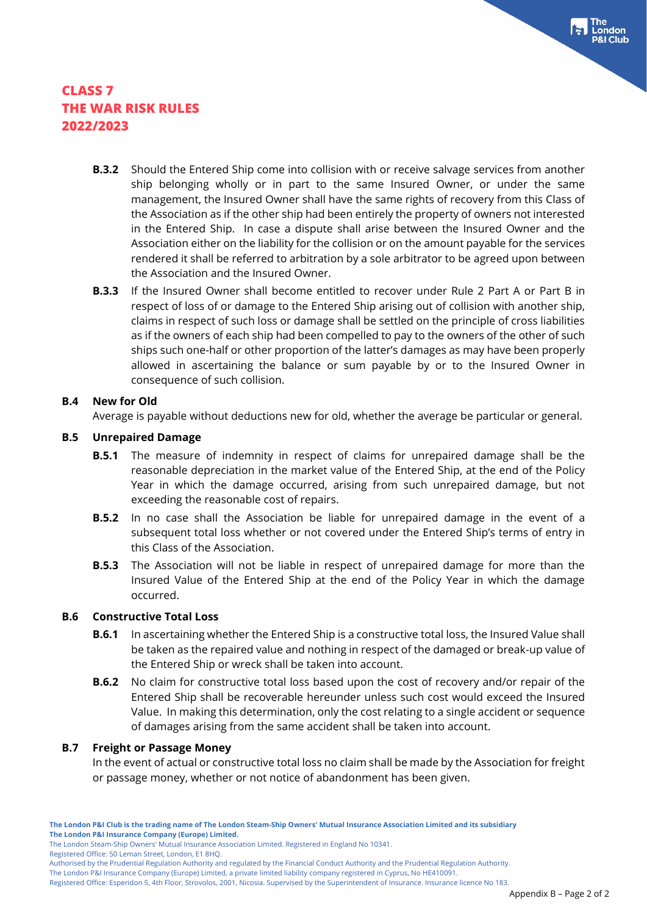**B.3.2** Should the Entered Ship come into collision with or receive salvage services from another ship belonging wholly or in part to the same Insured Owner, or under the same management, the Insured Owner shall have the same rights of recovery from this Class of the Association as if the other ship had been entirely the property of owners not interested in the Entered Ship. In case a dispute shall arise between the Insured Owner and the Association either on the liability for the collision or on the amount payable for the services rendered it shall be referred to arbitration by a sole arbitrator to be agreed upon between the Association and the Insured Owner.

**B.3.3** If the Insured Owner shall become entitled to recover under Rule 2 Part A or Part B in respect of loss of or damage to the Entered Ship arising out of collision with another ship, claims in respect of such loss or damage shall be settled on the principle of cross liabilities as if the owners of each ship had been compelled to pay to the owners of the other of such ships such one-half or other proportion of the latter's damages as may have been properly allowed in ascertaining the balance or sum payable by or to the Insured Owner in consequence of such collision.

### B.4 New for Old

Average is payable without deductions new for old, whether the average be particular or general.

### B.5 Unrepaired Damage

**B.5.1** The measure of indemnity in respect of claims for unrepaired damage shall be the reasonable depreciation in the market value of the Entered Ship, at the end of the Policy Year in which the damage occurred, arising from such unrepaired damage, but not exceeding the reasonable cost of repairs.

**B.5.2** In no case shall the Association be liable for unrepaired damage in the event of a subsequent total loss whether or not covered under the Entered Ship's terms of entry in this Class of the Association.

**B.5.3** The Association will not be liable in respect of unrepaired damage for more than the Insured Value of the Entered Ship at the end of the Policy Year in which the damage occurred.

### B.6 Constructive Total Loss

**B.6.1** In ascertaining whether the Entered Ship is a constructive total loss, the Insured Value shall be taken as the repaired value and nothing in respect of the damaged or break-up value of the Entered Ship or wreck shall be taken into account.

**B.6.2** No claim for constructive total loss based upon the cost of recovery and/or repair of the Entered Ship shall be recoverable hereunder unless such cost would exceed the Insured Value. In making this determination, only the cost relating to a single accident or sequence of damages arising from the same accident shall be taken into account.

### B.7 Freight or Passage Money

In the event of actual or constructive total loss no claim shall be made by the Association for freight or passage money, whether or not notice of abandonment has been given.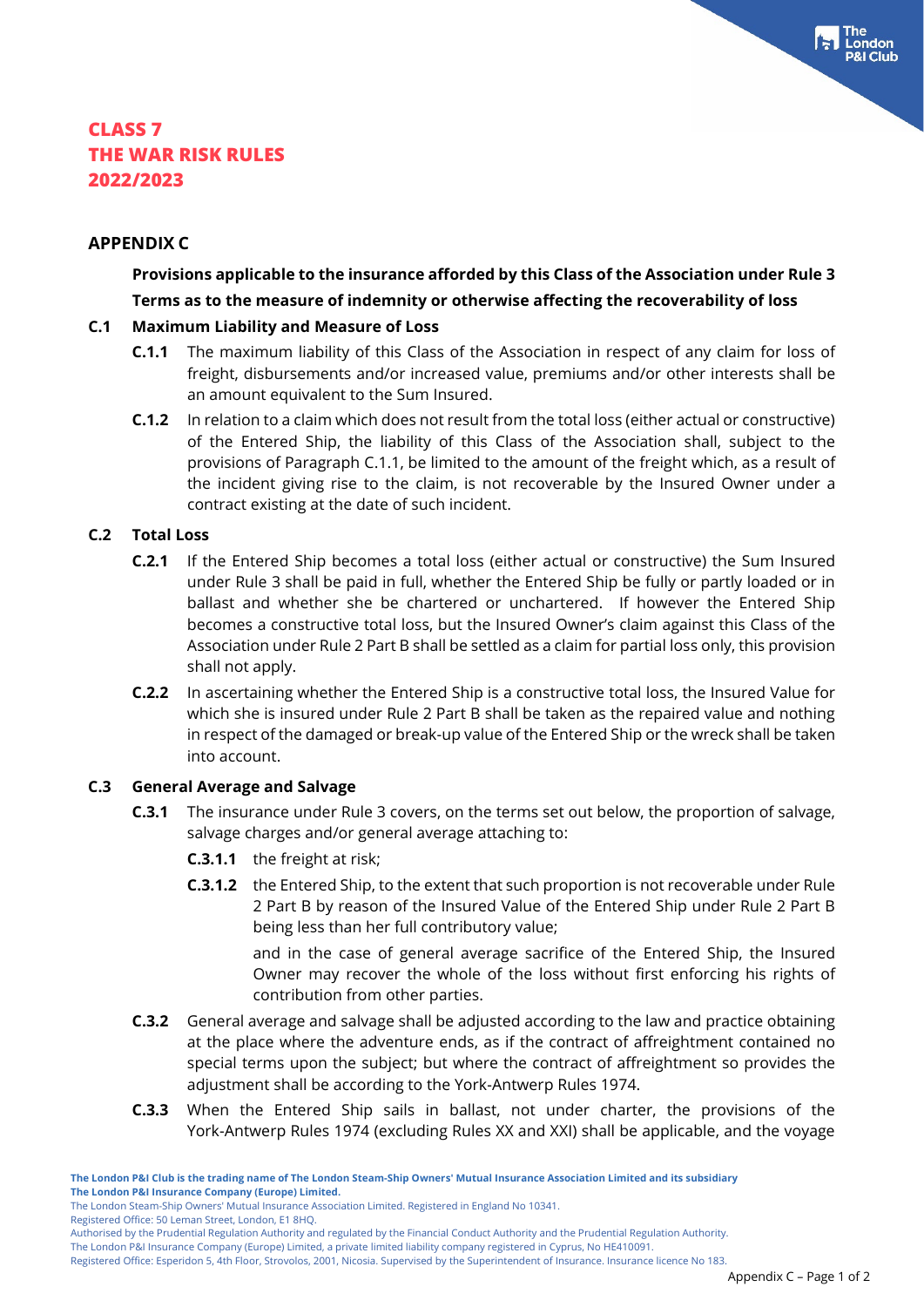# CLASS 7
# THE WAR RISK RULES
# 2022/2023

## APPENDIX C

**Provisions applicable to the insurance afforded by this Class of the Association under Rule 3**

**Terms as to the measure of indemnity or otherwise affecting the recoverability of loss**

### C.1 Maximum Liability and Measure of Loss

**C.1.1** The maximum liability of this Class of the Association in respect of any claim for loss of freight, disbursements and/or increased value, premiums and/or other interests shall be an amount equivalent to the Sum Insured.

**C.1.2** In relation to a claim which does not result from the total loss (either actual or constructive) of the Entered Ship, the liability of this Class of the Association shall, subject to the provisions of Paragraph C.1.1, be limited to the amount of the freight which, as a result of the incident giving rise to the claim, is not recoverable by the Insured Owner under a contract existing at the date of such incident.

### C.2 Total Loss

**C.2.1** If the Entered Ship becomes a total loss (either actual or constructive) the Sum Insured under Rule 3 shall be paid in full, whether the Entered Ship be fully or partly loaded or in ballast and whether she be chartered or unchartered. If however the Entered Ship becomes a constructive total loss, but the Insured Owner's claim against this Class of the Association under Rule 2 Part B shall be settled as a claim for partial loss only, this provision shall not apply.

**C.2.2** In ascertaining whether the Entered Ship is a constructive total loss, the Insured Value for which she is insured under Rule 2 Part B shall be taken as the repaired value and nothing in respect of the damaged or break-up value of the Entered Ship or the wreck shall be taken into account.

### C.3 General Average and Salvage

**C.3.1** The insurance under Rule 3 covers, on the terms set out below, the proportion of salvage, salvage charges and/or general average attaching to:

**C.3.1.1** the freight at risk;

**C.3.1.2** the Entered Ship, to the extent that such proportion is not recoverable under Rule 2 Part B by reason of the Insured Value of the Entered Ship under Rule 2 Part B being less than her full contributory value;

and in the case of general average sacrifice of the Entered Ship, the Insured Owner may recover the whole of the loss without first enforcing his rights of contribution from other parties.

**C.3.2** General average and salvage shall be adjusted according to the law and practice obtaining at the place where the adventure ends, as if the contract of affreightment contained no special terms upon the subject; but where the contract of affreightment so provides the adjustment shall be according to the York-Antwerp Rules 1974.

**C.3.3** When the Entered Ship sails in ballast, not under charter, the provisions of the York-Antwerp Rules 1974 (excluding Rules XX and XXI) shall be applicable, and the voyage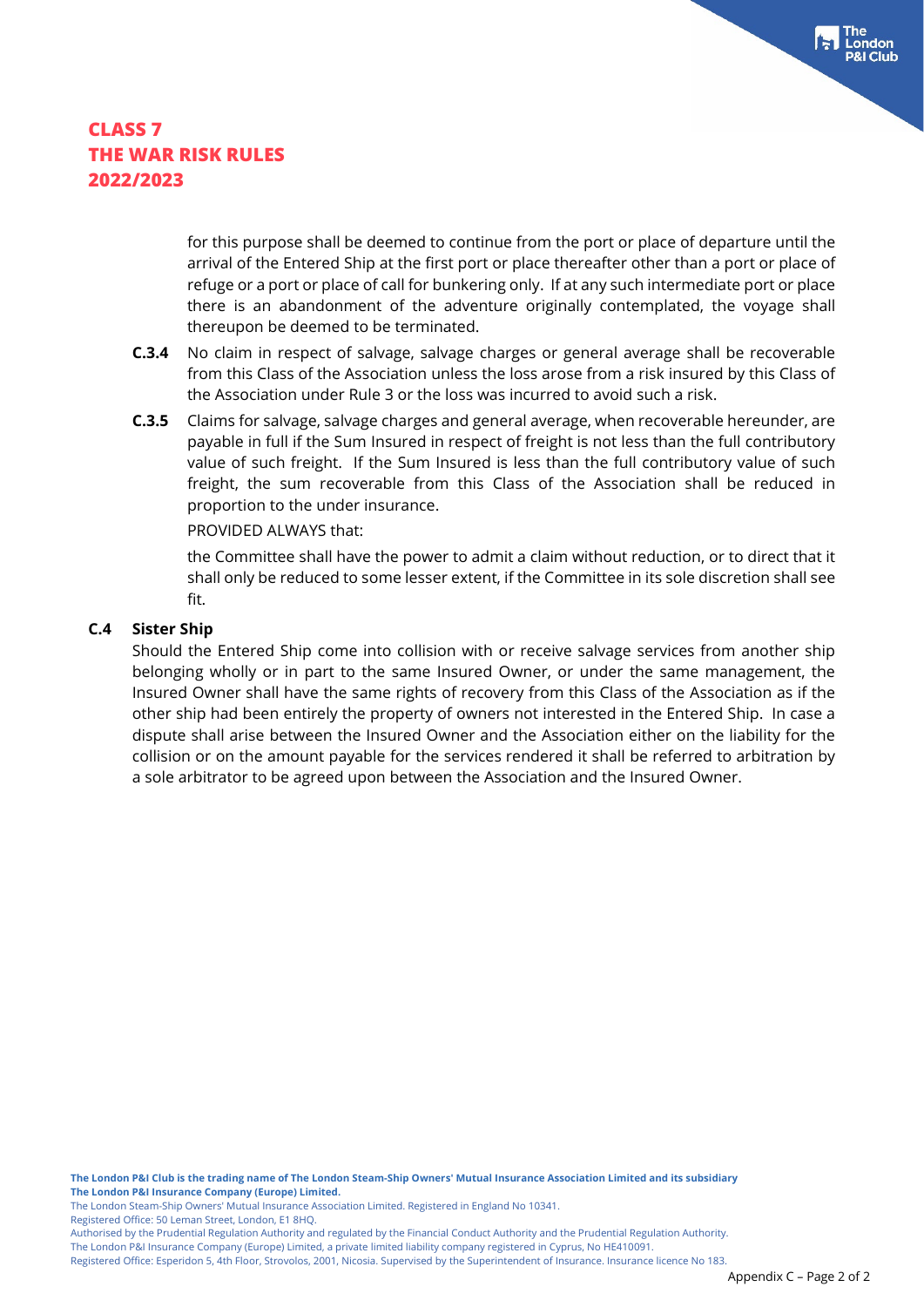for this purpose shall be deemed to continue from the port or place of departure until the arrival of the Entered Ship at the first port or place thereafter other than a port or place of refuge or a port or place of call for bunkering only. If at any such intermediate port or place there is an abandonment of the adventure originally contemplated, the voyage shall thereupon be deemed to be terminated.

**C.3.4** No claim in respect of salvage, salvage charges or general average shall be recoverable from this Class of the Association unless the loss arose from a risk insured by this Class of the Association under Rule 3 or the loss was incurred to avoid such a risk.

**C.3.5** Claims for salvage, salvage charges and general average, when recoverable hereunder, are payable in full if the Sum Insured in respect of freight is not less than the full contributory value of such freight. If the Sum Insured is less than the full contributory value of such freight, the sum recoverable from this Class of the Association shall be reduced in proportion to the under insurance.

PROVIDED ALWAYS that:

the Committee shall have the power to admit a claim without reduction, or to direct that it shall only be reduced to some lesser extent, if the Committee in its sole discretion shall see fit.

## C.4 Sister Ship

Should the Entered Ship come into collision with or receive salvage services from another ship belonging wholly or in part to the same Insured Owner, or under the same management, the Insured Owner shall have the same rights of recovery from this Class of the Association as if the other ship had been entirely the property of owners not interested in the Entered Ship. In case a dispute shall arise between the Insured Owner and the Association either on the liability for the collision or on the amount payable for the services rendered it shall be referred to arbitration by a sole arbitrator to be agreed upon between the Association and the Insured Owner.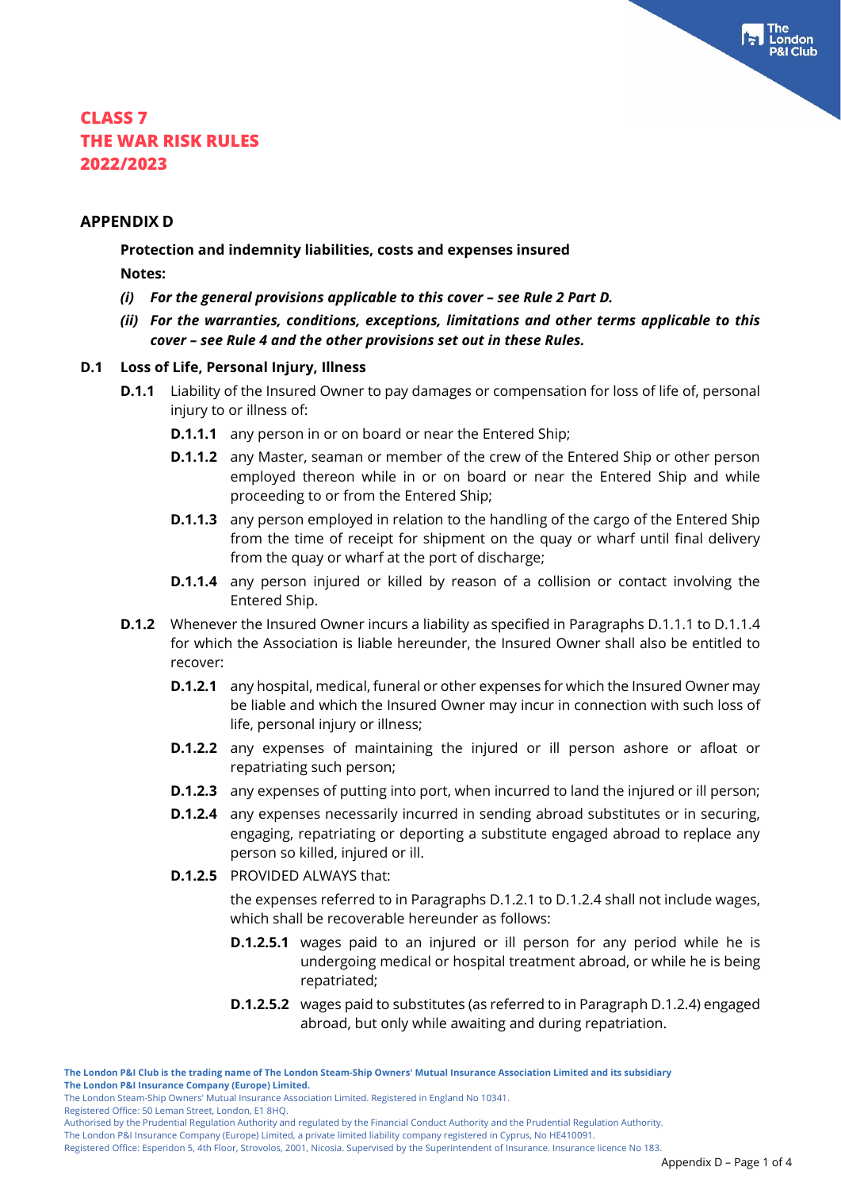# CLASS 7
# THE WAR RISK RULES
# 2022/2023

## APPENDIX D

**Protection and indemnity liabilities, costs and expenses insured**

**Notes:**

*(i)* ***For the general provisions applicable to this cover – see Rule 2 Part D.***

*(ii)* ***For the warranties, conditions, exceptions, limitations and other terms applicable to this cover – see Rule 4 and the other provisions set out in these Rules.***

### D.1 Loss of Life, Personal Injury, Illness

**D.1.1** Liability of the Insured Owner to pay damages or compensation for loss of life of, personal injury to or illness of:

**D.1.1.1** any person in or on board or near the Entered Ship;

**D.1.1.2** any Master, seaman or member of the crew of the Entered Ship or other person employed thereon while in or on board or near the Entered Ship and while proceeding to or from the Entered Ship;

**D.1.1.3** any person employed in relation to the handling of the cargo of the Entered Ship from the time of receipt for shipment on the quay or wharf until final delivery from the quay or wharf at the port of discharge;

**D.1.1.4** any person injured or killed by reason of a collision or contact involving the Entered Ship.

**D.1.2** Whenever the Insured Owner incurs a liability as specified in Paragraphs D.1.1.1 to D.1.1.4 for which the Association is liable hereunder, the Insured Owner shall also be entitled to recover:

**D.1.2.1** any hospital, medical, funeral or other expenses for which the Insured Owner may be liable and which the Insured Owner may incur in connection with such loss of life, personal injury or illness;

**D.1.2.2** any expenses of maintaining the injured or ill person ashore or afloat or repatriating such person;

**D.1.2.3** any expenses of putting into port, when incurred to land the injured or ill person;

**D.1.2.4** any expenses necessarily incurred in sending abroad substitutes or in securing, engaging, repatriating or deporting a substitute engaged abroad to replace any person so killed, injured or ill.

**D.1.2.5** PROVIDED ALWAYS that:

the expenses referred to in Paragraphs D.1.2.1 to D.1.2.4 shall not include wages, which shall be recoverable hereunder as follows:

**D.1.2.5.1** wages paid to an injured or ill person for any period while he is undergoing medical or hospital treatment abroad, or while he is being repatriated;

**D.1.2.5.2** wages paid to substitutes (as referred to in Paragraph D.1.2.4) engaged abroad, but only while awaiting and during repatriation.

**The London P&I Club is the trading name of The London Steam-Ship Owners' Mutual Insurance Association Limited and its subsidiary The London P&I Insurance Company (Europe) Limited.**
The London Steam-Ship Owners' Mutual Insurance Association Limited. Registered in England No 10341.
Registered Office: 50 Leman Street, London, E1 8HQ.
Authorised by the Prudential Regulation Authority and regulated by the Financial Conduct Authority and the Prudential Regulation Authority.
The London P&I Insurance Company (Europe) Limited, a private limited liability company registered in Cyprus, No HE410091.
Registered Office: Esperidon 5, 4th Floor, Strovolos, 2001, Nicosia. Supervised by the Superintendent of Insurance. Insurance licence No 183.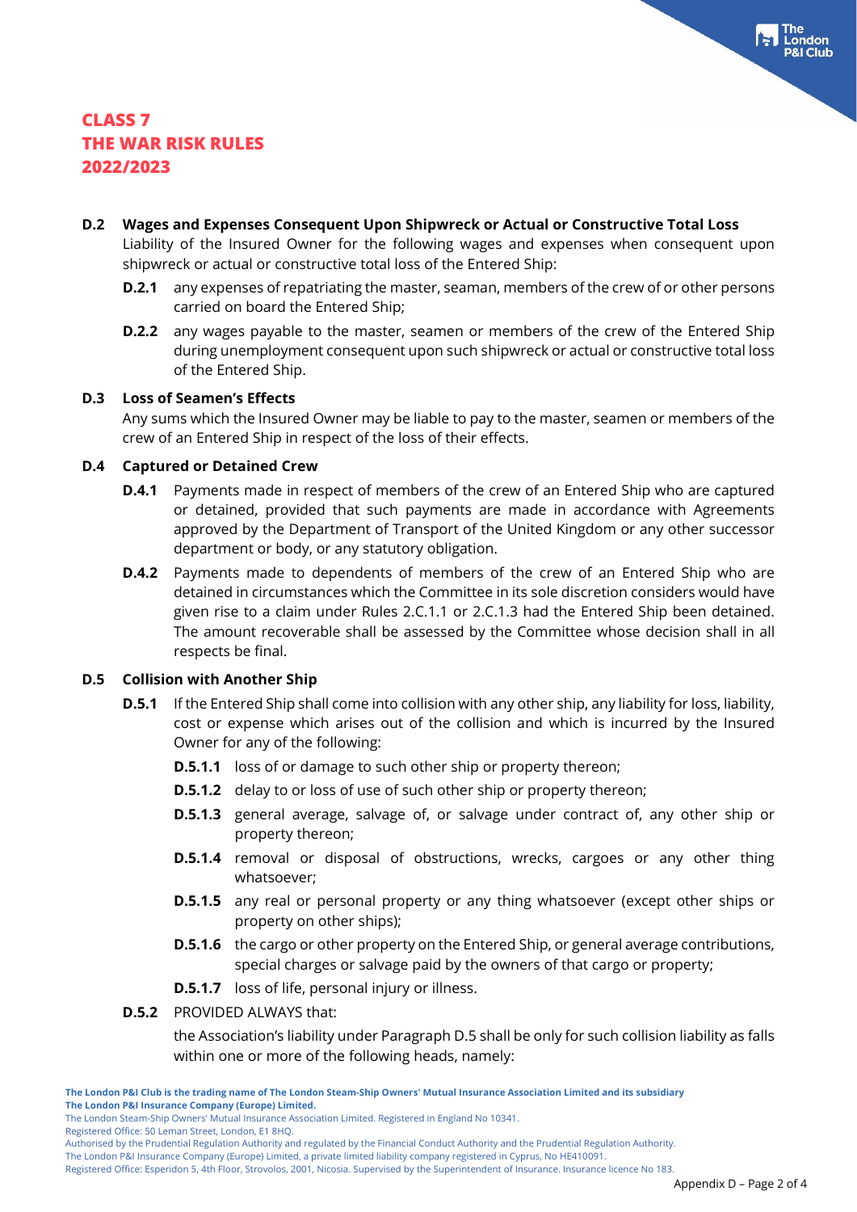# CLASS 7
# THE WAR RISK RULES
# 2022/2023

**D.2 Wages and Expenses Consequent Upon Shipwreck or Actual or Constructive Total Loss**

Liability of the Insured Owner for the following wages and expenses when consequent upon shipwreck or actual or constructive total loss of the Entered Ship:

**D.2.1** any expenses of repatriating the master, seaman, members of the crew of or other persons carried on board the Entered Ship;

**D.2.2** any wages payable to the master, seamen or members of the crew of the Entered Ship during unemployment consequent upon such shipwreck or actual or constructive total loss of the Entered Ship.

**D.3 Loss of Seamen's Effects**

Any sums which the Insured Owner may be liable to pay to the master, seamen or members of the crew of an Entered Ship in respect of the loss of their effects.

**D.4 Captured or Detained Crew**

**D.4.1** Payments made in respect of members of the crew of an Entered Ship who are captured or detained, provided that such payments are made in accordance with Agreements approved by the Department of Transport of the United Kingdom or any other successor department or body, or any statutory obligation.

**D.4.2** Payments made to dependents of members of the crew of an Entered Ship who are detained in circumstances which the Committee in its sole discretion considers would have given rise to a claim under Rules 2.C.1.1 or 2.C.1.3 had the Entered Ship been detained. The amount recoverable shall be assessed by the Committee whose decision shall in all respects be final.

**D.5 Collision with Another Ship**

**D.5.1** If the Entered Ship shall come into collision with any other ship, any liability for loss, liability, cost or expense which arises out of the collision and which is incurred by the Insured Owner for any of the following:

**D.5.1.1** loss of or damage to such other ship or property thereon;

**D.5.1.2** delay to or loss of use of such other ship or property thereon;

**D.5.1.3** general average, salvage of, or salvage under contract of, any other ship or property thereon;

**D.5.1.4** removal or disposal of obstructions, wrecks, cargoes or any other thing whatsoever;

**D.5.1.5** any real or personal property or any thing whatsoever (except other ships or property on other ships);

**D.5.1.6** the cargo or other property on the Entered Ship, or general average contributions, special charges or salvage paid by the owners of that cargo or property;

**D.5.1.7** loss of life, personal injury or illness.

**D.5.2** PROVIDED ALWAYS that:

the Association's liability under Paragraph D.5 shall be only for such collision liability as falls within one or more of the following heads, namely:

**The London P&I Club is the trading name of The London Steam-Ship Owners' Mutual Insurance Association Limited and its subsidiary The London P&I Insurance Company (Europe) Limited.**
The London Steam-Ship Owners' Mutual Insurance Association Limited. Registered in England No 10341.
Registered Office: 50 Leman Street, London, E1 8HQ.
Authorised by the Prudential Regulation Authority and regulated by the Financial Conduct Authority and the Prudential Regulation Authority.
The London P&I Insurance Company (Europe) Limited, a private limited liability company registered in Cyprus, No HE410091.
Registered Office: Esperidon 5, 4th Floor, Strovolos, 2001, Nicosia. Supervised by the Superintendent of Insurance. Insurance licence No 183.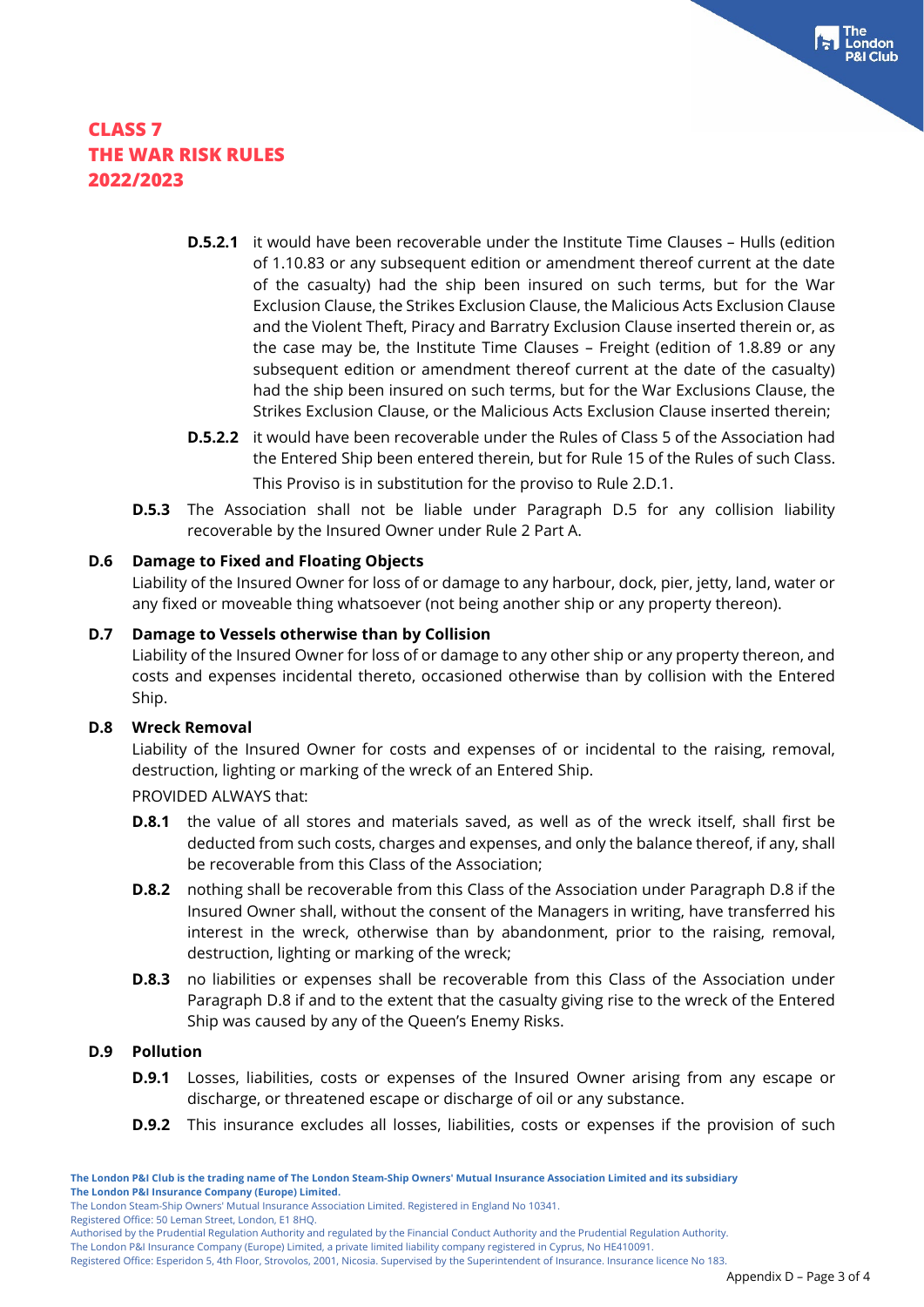# CLASS 7
# THE WAR RISK RULES
# 2022/2023

**D.5.2.1** it would have been recoverable under the Institute Time Clauses – Hulls (edition of 1.10.83 or any subsequent edition or amendment thereof current at the date of the casualty) had the ship been insured on such terms, but for the War Exclusion Clause, the Strikes Exclusion Clause, the Malicious Acts Exclusion Clause and the Violent Theft, Piracy and Barratry Exclusion Clause inserted therein or, as the case may be, the Institute Time Clauses – Freight (edition of 1.8.89 or any subsequent edition or amendment thereof current at the date of the casualty) had the ship been insured on such terms, but for the War Exclusions Clause, the Strikes Exclusion Clause, or the Malicious Acts Exclusion Clause inserted therein;

**D.5.2.2** it would have been recoverable under the Rules of Class 5 of the Association had the Entered Ship been entered therein, but for Rule 15 of the Rules of such Class.

This Proviso is in substitution for the proviso to Rule 2.D.1.

**D.5.3** The Association shall not be liable under Paragraph D.5 for any collision liability recoverable by the Insured Owner under Rule 2 Part A.

**D.6 Damage to Fixed and Floating Objects**

Liability of the Insured Owner for loss of or damage to any harbour, dock, pier, jetty, land, water or any fixed or moveable thing whatsoever (not being another ship or any property thereon).

**D.7 Damage to Vessels otherwise than by Collision**

Liability of the Insured Owner for loss of or damage to any other ship or any property thereon, and costs and expenses incidental thereto, occasioned otherwise than by collision with the Entered Ship.

**D.8 Wreck Removal**

Liability of the Insured Owner for costs and expenses of or incidental to the raising, removal, destruction, lighting or marking of the wreck of an Entered Ship.

PROVIDED ALWAYS that:

**D.8.1** the value of all stores and materials saved, as well as of the wreck itself, shall first be deducted from such costs, charges and expenses, and only the balance thereof, if any, shall be recoverable from this Class of the Association;

**D.8.2** nothing shall be recoverable from this Class of the Association under Paragraph D.8 if the Insured Owner shall, without the consent of the Managers in writing, have transferred his interest in the wreck, otherwise than by abandonment, prior to the raising, removal, destruction, lighting or marking of the wreck;

**D.8.3** no liabilities or expenses shall be recoverable from this Class of the Association under Paragraph D.8 if and to the extent that the casualty giving rise to the wreck of the Entered Ship was caused by any of the Queen's Enemy Risks.

**D.9 Pollution**

**D.9.1** Losses, liabilities, costs or expenses of the Insured Owner arising from any escape or discharge, or threatened escape or discharge of oil or any substance.

**D.9.2** This insurance excludes all losses, liabilities, costs or expenses if the provision of such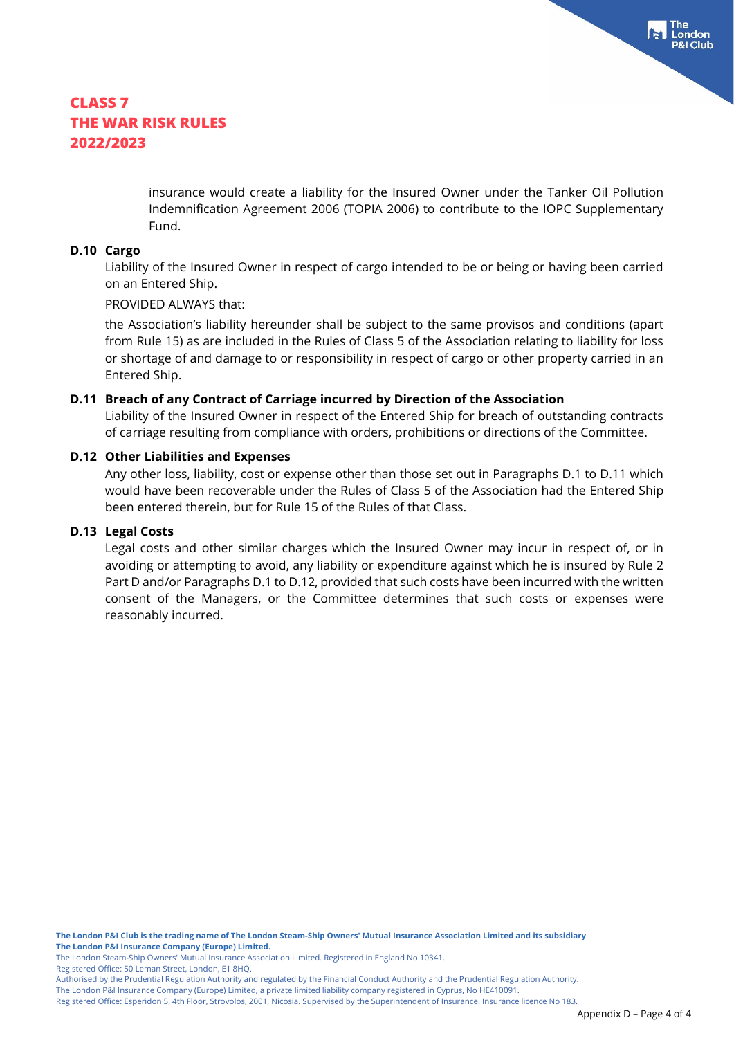insurance would create a liability for the Insured Owner under the Tanker Oil Pollution Indemnification Agreement 2006 (TOPIA 2006) to contribute to the IOPC Supplementary Fund.

**D.10 Cargo**

Liability of the Insured Owner in respect of cargo intended to be or being or having been carried on an Entered Ship.

PROVIDED ALWAYS that:

the Association's liability hereunder shall be subject to the same provisos and conditions (apart from Rule 15) as are included in the Rules of Class 5 of the Association relating to liability for loss or shortage of and damage to or responsibility in respect of cargo or other property carried in an Entered Ship.

**D.11 Breach of any Contract of Carriage incurred by Direction of the Association**

Liability of the Insured Owner in respect of the Entered Ship for breach of outstanding contracts of carriage resulting from compliance with orders, prohibitions or directions of the Committee.

**D.12 Other Liabilities and Expenses**

Any other loss, liability, cost or expense other than those set out in Paragraphs D.1 to D.11 which would have been recoverable under the Rules of Class 5 of the Association had the Entered Ship been entered therein, but for Rule 15 of the Rules of that Class.

**D.13 Legal Costs**

Legal costs and other similar charges which the Insured Owner may incur in respect of, or in avoiding or attempting to avoid, any liability or expenditure against which he is insured by Rule 2 Part D and/or Paragraphs D.1 to D.12, provided that such costs have been incurred with the written consent of the Managers, or the Committee determines that such costs or expenses were reasonably incurred.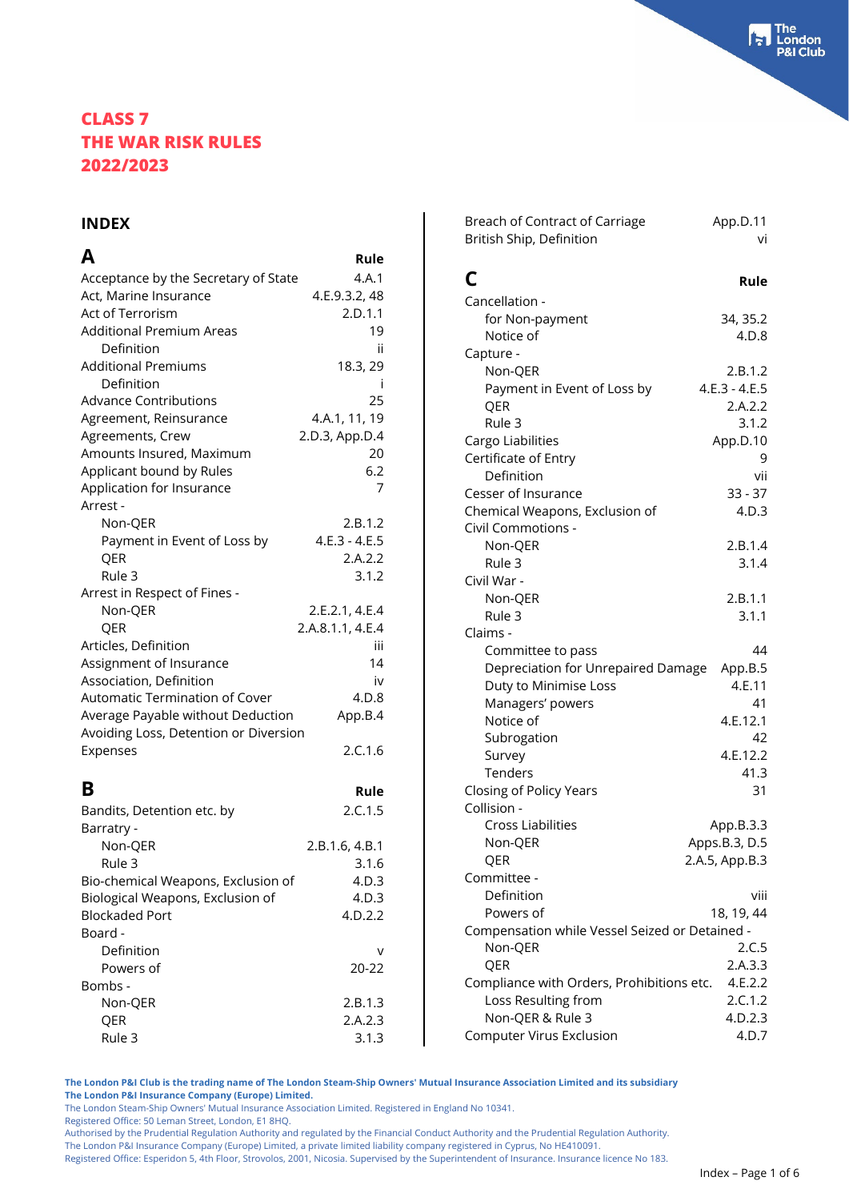# CLASS 7
# THE WAR RISK RULES
# 2022/2023

## INDEX

### A

| | Rule |
|---|---|
| Acceptance by the Secretary of State | 4.A.1 |
| Act, Marine Insurance | 4.E.9.3.2, 48 |
| Act of Terrorism | 2.D.1.1 |
| Additional Premium Areas | 19 |
| Definition | ii |
| Additional Premiums | 18.3, 29 |
| Definition | i |
| Advance Contributions | 25 |
| Agreement, Reinsurance | 4.A.1, 11, 19 |
| Agreements, Crew | 2.D.3, App.D.4 |
| Amounts Insured, Maximum | 20 |
| Applicant bound by Rules | 6.2 |
| Application for Insurance | 7 |
| Arrest - | |
| Non-QER | 2.B.1.2 |
| Payment in Event of Loss by | 4.E.3 - 4.E.5 |
| QER | 2.A.2.2 |
| Rule 3 | 3.1.2 |
| Arrest in Respect of Fines - | |
| Non-QER | 2.E.2.1, 4.E.4 |
| QER | 2.A.8.1.1, 4.E.4 |
| Articles, Definition | iii |
| Assignment of Insurance | 14 |
| Association, Definition | iv |
| Automatic Termination of Cover | 4.D.8 |
| Average Payable without Deduction | App.B.4 |
| Avoiding Loss, Detention or Diversion Expenses | 2.C.1.6 |

### B

| | Rule |
|---|---|
| Bandits, Detention etc. by | 2.C.1.5 |
| Barratry - | |
| Non-QER | 2.B.1.6, 4.B.1 |
| Rule 3 | 3.1.6 |
| Bio-chemical Weapons, Exclusion of | 4.D.3 |
| Biological Weapons, Exclusion of | 4.D.3 |
| Blockaded Port | 4.D.2.2 |
| Board - | |
| Definition | v |
| Powers of | 20-22 |
| Bombs - | |
| Non-QER | 2.B.1.3 |
| QER | 2.A.2.3 |
| Rule 3 | 3.1.3 |
| Breach of Contract of Carriage | App.D.11 |
| British Ship, Definition | vi |

### C

| | Rule |
|---|---|
| Cancellation - | |
| for Non-payment | 34, 35.2 |
| Notice of | 4.D.8 |
| Capture - | |
| Non-QER | 2.B.1.2 |
| Payment in Event of Loss by | 4.E.3 - 4.E.5 |
| QER | 2.A.2.2 |
| Rule 3 | 3.1.2 |
| Cargo Liabilities | App.D.10 |
| Certificate of Entry | 9 |
| Definition | vii |
| Cesser of Insurance | 33 - 37 |
| Chemical Weapons, Exclusion of | 4.D.3 |
| Civil Commotions - | |
| Non-QER | 2.B.1.4 |
| Rule 3 | 3.1.4 |
| Civil War - | |
| Non-QER | 2.B.1.1 |
| Rule 3 | 3.1.1 |
| Claims - | |
| Committee to pass | 44 |
| Depreciation for Unrepaired Damage | App.B.5 |
| Duty to Minimise Loss | 4.E.11 |
| Managers' powers | 41 |
| Notice of | 4.E.12.1 |
| Subrogation | 42 |
| Survey | 4.E.12.2 |
| Tenders | 41.3 |
| Closing of Policy Years | 31 |
| Collision - | |
| Cross Liabilities | App.B.3.3 |
| Non-QER | Apps.B.3, D.5 |
| QER | 2.A.5, App.B.3 |
| Committee - | |
| Definition | viii |
| Powers of | 18, 19, 44 |
| Compensation while Vessel Seized or Detained - | |
| Non-QER | 2.C.5 |
| QER | 2.A.3.3 |
| Compliance with Orders, Prohibitions etc. | 4.E.2.2 |
| Loss Resulting from | 2.C.1.2 |
| Non-QER & Rule 3 | 4.D.2.3 |
| Computer Virus Exclusion | 4.D.7 |

**The London P&I Club is the trading name of The London Steam-Ship Owners' Mutual Insurance Association Limited and its subsidiary The London P&I Insurance Company (Europe) Limited.**
The London Steam-Ship Owners' Mutual Insurance Association Limited. Registered in England No 10341.
Registered Office: 50 Leman Street, London, E1 8HQ.
Authorised by the Prudential Regulation Authority and regulated by the Financial Conduct Authority and the Prudential Regulation Authority.
The London P&I Insurance Company (Europe) Limited, a private limited liability company registered in Cyprus, No HE410091.
Registered Office: Esperidon 5, 4th Floor, Strovolos, 2001, Nicosia. Supervised by the Superintendent of Insurance. Insurance licence No 183.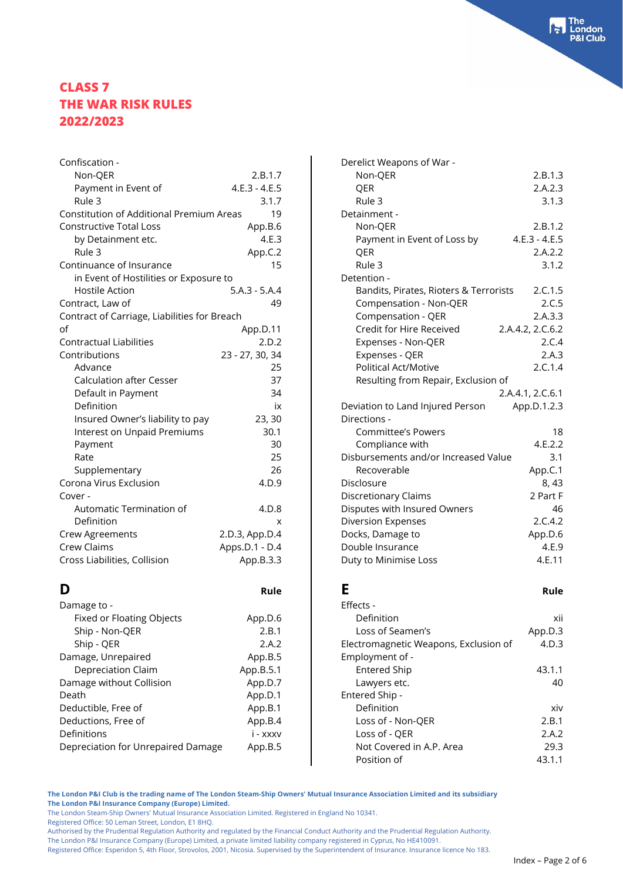# CLASS 7
# THE WAR RISK RULES
# 2022/2023

| | |
|---|---|
| Confiscation - | |
| Non-QER | 2.B.1.7 |
| Payment in Event of | 4.E.3 - 4.E.5 |
| Rule 3 | 3.1.7 |
| Constitution of Additional Premium Areas | 19 |
| Constructive Total Loss | App.B.6 |
| by Detainment etc. | 4.E.3 |
| Rule 3 | App.C.2 |
| Continuance of Insurance | 15 |
| in Event of Hostilities or Exposure to Hostile Action | 5.A.3 - 5.A.4 |
| Contract, Law of | 49 |
| Contract of Carriage, Liabilities for Breach of | App.D.11 |
| Contractual Liabilities | 2.D.2 |
| Contributions | 23 - 27, 30, 34 |
| Advance | 25 |
| Calculation after Cesser | 37 |
| Default in Payment | 34 |
| Definition | ix |
| Insured Owner's liability to pay | 23, 30 |
| Interest on Unpaid Premiums | 30.1 |
| Payment | 30 |
| Rate | 25 |
| Supplementary | 26 |
| Corona Virus Exclusion | 4.D.9 |
| Cover - | |
| Automatic Termination of | 4.D.8 |
| Definition | x |
| Crew Agreements | 2.D.3, App.D.4 |
| Crew Claims | Apps.D.1 - D.4 |
| Cross Liabilities, Collision | App.B.3.3 |

## D

| | Rule |
|---|---|
| Damage to - | |
| Fixed or Floating Objects | App.D.6 |
| Ship - Non-QER | 2.B.1 |
| Ship - QER | 2.A.2 |
| Damage, Unrepaired | App.B.5 |
| Depreciation Claim | App.B.5.1 |
| Damage without Collision | App.D.7 |
| Death | App.D.1 |
| Deductible, Free of | App.B.1 |
| Deductions, Free of | App.B.4 |
| Definitions | i - xxxv |
| Depreciation for Unrepaired Damage | App.B.5 |

| | |
|---|---|
| Derelict Weapons of War - | |
| Non-QER | 2.B.1.3 |
| QER | 2.A.2.3 |
| Rule 3 | 3.1.3 |
| Detainment - | |
| Non-QER | 2.B.1.2 |
| Payment in Event of Loss by | 4.E.3 - 4.E.5 |
| QER | 2.A.2.2 |
| Rule 3 | 3.1.2 |
| Detention - | |
| Bandits, Pirates, Rioters & Terrorists | 2.C.1.5 |
| Compensation - Non-QER | 2.C.5 |
| Compensation - QER | 2.A.3.3 |
| Credit for Hire Received | 2.A.4.2, 2.C.6.2 |
| Expenses - Non-QER | 2.C.4 |
| Expenses - QER | 2.A.3 |
| Political Act/Motive | 2.C.1.4 |
| Resulting from Repair, Exclusion of | 2.A.4.1, 2.C.6.1 |
| Deviation to Land Injured Person | App.D.1.2.3 |
| Directions - | |
| Committee's Powers | 18 |
| Compliance with | 4.E.2.2 |
| Disbursements and/or Increased Value Recoverable | 3.1, App.C.1 |
| Disclosure | 8, 43 |
| Discretionary Claims | 2 Part F |
| Disputes with Insured Owners | 46 |
| Diversion Expenses | 2.C.4.2 |
| Docks, Damage to | App.D.6 |
| Double Insurance | 4.E.9 |
| Duty to Minimise Loss | 4.E.11 |

## E

| | Rule |
|---|---|
| Effects - | |
| Definition | xii |
| Loss of Seamen's | App.D.3 |
| Electromagnetic Weapons, Exclusion of | 4.D.3 |
| Employment of - | |
| Entered Ship | 43.1.1 |
| Lawyers etc. | 40 |
| Entered Ship - | |
| Definition | xiv |
| Loss of - Non-QER | 2.B.1 |
| Loss of - QER | 2.A.2 |
| Not Covered in A.P. Area | 29.3 |
| Position of | 43.1.1 |

**The London P&I Club is the trading name of The London Steam-Ship Owners' Mutual Insurance Association Limited and its subsidiary The London P&I Insurance Company (Europe) Limited.**
The London Steam-Ship Owners' Mutual Insurance Association Limited. Registered in England No 10341.
Registered Office: 50 Leman Street, London, E1 8HQ.
Authorised by the Prudential Regulation Authority and regulated by the Financial Conduct Authority and the Prudential Regulation Authority.
The London P&I Insurance Company (Europe) Limited, a private limited liability company registered in Cyprus, No HE410091.
Registered Office: Esperidon 5, 4th Floor, Strovolos, 2001, Nicosia. Supervised by the Superintendent of Insurance. Insurance licence No 183.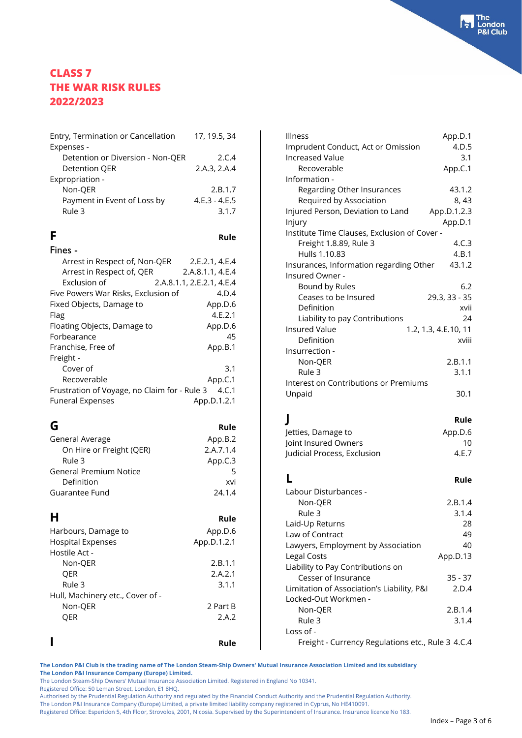# CLASS 7
# THE WAR RISK RULES
# 2022/2023

| | |
|---|---|
| Entry, Termination or Cancellation | 17, 19.5, 34 |
| Expenses - | |
| Detention or Diversion - Non-QER | 2.C.4 |
| Detention QER | 2.A.3, 2.A.4 |
| Expropriation - | |
| Non-QER | 2.B.1.7 |
| Payment in Event of Loss by | 4.E.3 - 4.E.5 |
| Rule 3 | 3.1.7 |

## F

| | Rule |
|---|---|
| **Fines -** | |
| Arrest in Respect of, Non-QER | 2.E.2.1, 4.E.4 |
| Arrest in Respect of, QER | 2.A.8.1.1, 4.E.4 |
| Exclusion of | 2.A.8.1.1, 2.E.2.1, 4.E.4 |
| Five Powers War Risks, Exclusion of | 4.D.4 |
| Fixed Objects, Damage to | App.D.6 |
| Flag | 4.E.2.1 |
| Floating Objects, Damage to | App.D.6 |
| Forbearance | 45 |
| Franchise, Free of | App.B.1 |
| Freight - | |
| Cover of | 3.1 |
| Recoverable | App.C.1 |
| Frustration of Voyage, no Claim for - Rule 3 | 4.C.1 |
| Funeral Expenses | App.D.1.2.1 |

## G

| | Rule |
|---|---|
| General Average | App.B.2 |
| On Hire or Freight (QER) | 2.A.7.1.4 |
| Rule 3 | App.C.3 |
| General Premium Notice | 5 |
| Definition | xvi |
| Guarantee Fund | 24.1.4 |

## H

| | Rule |
|---|---|
| Harbours, Damage to | App.D.6 |
| Hospital Expenses | App.D.1.2.1 |
| Hostile Act - | |
| Non-QER | 2.B.1.1 |
| QER | 2.A.2.1 |
| Rule 3 | 3.1.1 |
| Hull, Machinery etc., Cover of - | |
| Non-QER | 2 Part B |
| QER | 2.A.2 |

## I

| | Rule |
|---|---|
| Illness | App.D.1 |
| Imprudent Conduct, Act or Omission | 4.D.5 |
| Increased Value | 3.1 |
| Recoverable | App.C.1 |
| Information - | |
| Regarding Other Insurances | 43.1.2 |
| Required by Association | 8, 43 |
| Injured Person, Deviation to Land | App.D.1.2.3 |
| Injury | App.D.1 |
| Institute Time Clauses, Exclusion of Cover - | |
| Freight 1.8.89, Rule 3 | 4.C.3 |
| Hulls 1.10.83 | 4.B.1 |
| Insurances, Information regarding Other | 43.1.2 |
| Insured Owner - | |
| Bound by Rules | 6.2 |
| Ceases to be Insured | 29.3, 33 - 35 |
| Definition | xvii |
| Liability to pay Contributions | 24 |
| Insured Value | 1.2, 1.3, 4.E.10, 11 |
| Definition | xviii |
| Insurrection - | |
| Non-QER | 2.B.1.1 |
| Rule 3 | 3.1.1 |
| Interest on Contributions or Premiums Unpaid | 30.1 |

## J

| | Rule |
|---|---|
| Jetties, Damage to | App.D.6 |
| Joint Insured Owners | 10 |
| Judicial Process, Exclusion | 4.E.7 |

## L

| | Rule |
|---|---|
| Labour Disturbances - | |
| Non-QER | 2.B.1.4 |
| Rule 3 | 3.1.4 |
| Laid-Up Returns | 28 |
| Law of Contract | 49 |
| Lawyers, Employment by Association | 40 |
| Legal Costs | App.D.13 |
| Liability to Pay Contributions on | |
| Cesser of Insurance | 35 - 37 |
| Limitation of Association's Liability, P&I | 2.D.4 |
| Locked-Out Workmen - | |
| Non-QER | 2.B.1.4 |
| Rule 3 | 3.1.4 |
| Loss of - | |
| Freight - Currency Regulations etc., Rule 3 | 4.C.4 |

**The London P&I Club is the trading name of The London Steam-Ship Owners' Mutual Insurance Association Limited and its subsidiary The London P&I Insurance Company (Europe) Limited.**
The London Steam-Ship Owners' Mutual Insurance Association Limited. Registered in England No 10341.
Registered Office: 50 Leman Street, London, E1 8HQ.
Authorised by the Prudential Regulation Authority and regulated by the Financial Conduct Authority and the Prudential Regulation Authority.
The London P&I Insurance Company (Europe) Limited, a private limited liability company registered in Cyprus, No HE410091.
Registered Office: Esperidon 5, 4th Floor, Strovolos, 2001, Nicosia. Supervised by the Superintendent of Insurance. Insurance licence No 183.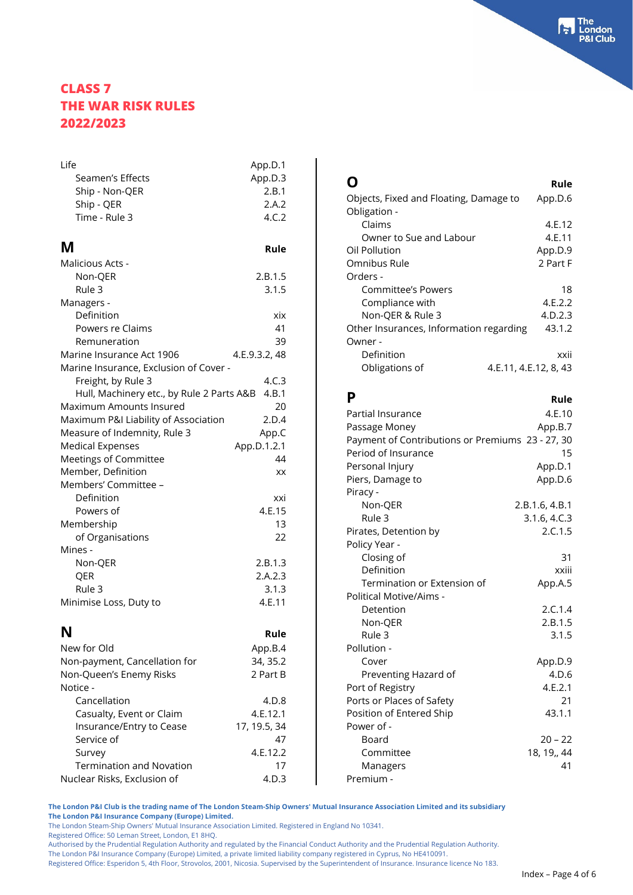# CLASS 7
# THE WAR RISK RULES
# 2022/2023

| | |
|---|---|
| Life | App.D.1 |
| Seamen's Effects | App.D.3 |
| Ship - Non-QER | 2.B.1 |
| Ship - QER | 2.A.2 |
| Time - Rule 3 | 4.C.2 |

## M

| | Rule |
|---|---|
| Malicious Acts - | |
| Non-QER | 2.B.1.5 |
| Rule 3 | 3.1.5 |
| Managers - | |
| Definition | xix |
| Powers re Claims | 41 |
| Remuneration | 39 |
| Marine Insurance Act 1906 | 4.E.9.3.2, 48 |
| Marine Insurance, Exclusion of Cover - | |
| Freight, by Rule 3 | 4.C.3 |
| Hull, Machinery etc., by Rule 2 Parts A&B | 4.B.1 |
| Maximum Amounts Insured | 20 |
| Maximum P&I Liability of Association | 2.D.4 |
| Measure of Indemnity, Rule 3 | App.C |
| Medical Expenses | App.D.1.2.1 |
| Meetings of Committee | 44 |
| Member, Definition | xx |
| Members' Committee – | |
| Definition | xxi |
| Powers of | 4.E.15 |
| Membership | 13 |
| of Organisations | 22 |
| Mines - | |
| Non-QER | 2.B.1.3 |
| QER | 2.A.2.3 |
| Rule 3 | 3.1.3 |
| Minimise Loss, Duty to | 4.E.11 |

## N

| | Rule |
|---|---|
| New for Old | App.B.4 |
| Non-payment, Cancellation for | 34, 35.2 |
| Non-Queen's Enemy Risks | 2 Part B |
| Notice - | |
| Cancellation | 4.D.8 |
| Casualty, Event or Claim | 4.E.12.1 |
| Insurance/Entry to Cease | 17, 19.5, 34 |
| Service of | 47 |
| Survey | 4.E.12.2 |
| Termination and Novation | 17 |
| Nuclear Risks, Exclusion of | 4.D.3 |

## O

| | Rule |
|---|---|
| Objects, Fixed and Floating, Damage to | App.D.6 |
| Obligation - | |
| Claims | 4.E.12 |
| Owner to Sue and Labour | 4.E.11 |
| Oil Pollution | App.D.9 |
| Omnibus Rule | 2 Part F |
| Orders - | |
| Committee's Powers | 18 |
| Compliance with | 4.E.2.2 |
| Non-QER & Rule 3 | 4.D.2.3 |
| Other Insurances, Information regarding | 43.1.2 |
| Owner - | |
| Definition | xxii |
| Obligations of | 4.E.11, 4.E.12, 8, 43 |

## P

| | Rule |
|---|---|
| Partial Insurance | 4.E.10 |
| Passage Money | App.B.7 |
| Payment of Contributions or Premiums | 23 - 27, 30 |
| Period of Insurance | 15 |
| Personal Injury | App.D.1 |
| Piers, Damage to | App.D.6 |
| Piracy - | |
| Non-QER | 2.B.1.6, 4.B.1 |
| Rule 3 | 3.1.6, 4.C.3 |
| Pirates, Detention by | 2.C.1.5 |
| Policy Year - | |
| Closing of | 31 |
| Definition | xxiii |
| Termination or Extension of | App.A.5 |
| Political Motive/Aims - | |
| Detention | 2.C.1.4 |
| Non-QER | 2.B.1.5 |
| Rule 3 | 3.1.5 |
| Pollution - | |
| Cover | App.D.9 |
| Preventing Hazard of | 4.D.6 |
| Port of Registry | 4.E.2.1 |
| Ports or Places of Safety | 21 |
| Position of Entered Ship | 43.1.1 |
| Power of - | |
| Board | 20 – 22 |
| Committee | 18, 19,, 44 |
| Managers | 41 |
| Premium - | |

**The London P&I Club is the trading name of The London Steam-Ship Owners' Mutual Insurance Association Limited and its subsidiary The London P&I Insurance Company (Europe) Limited.**
The London Steam-Ship Owners' Mutual Insurance Association Limited. Registered in England No 10341.
Registered Office: 50 Leman Street, London, E1 8HQ.
Authorised by the Prudential Regulation Authority and regulated by the Financial Conduct Authority and the Prudential Regulation Authority.
The London P&I Insurance Company (Europe) Limited, a private limited liability company registered in Cyprus, No HE410091.
Registered Office: Esperidon 5, 4th Floor, Strovolos, 2001, Nicosia. Supervised by the Superintendent of Insurance. Insurance licence No 183.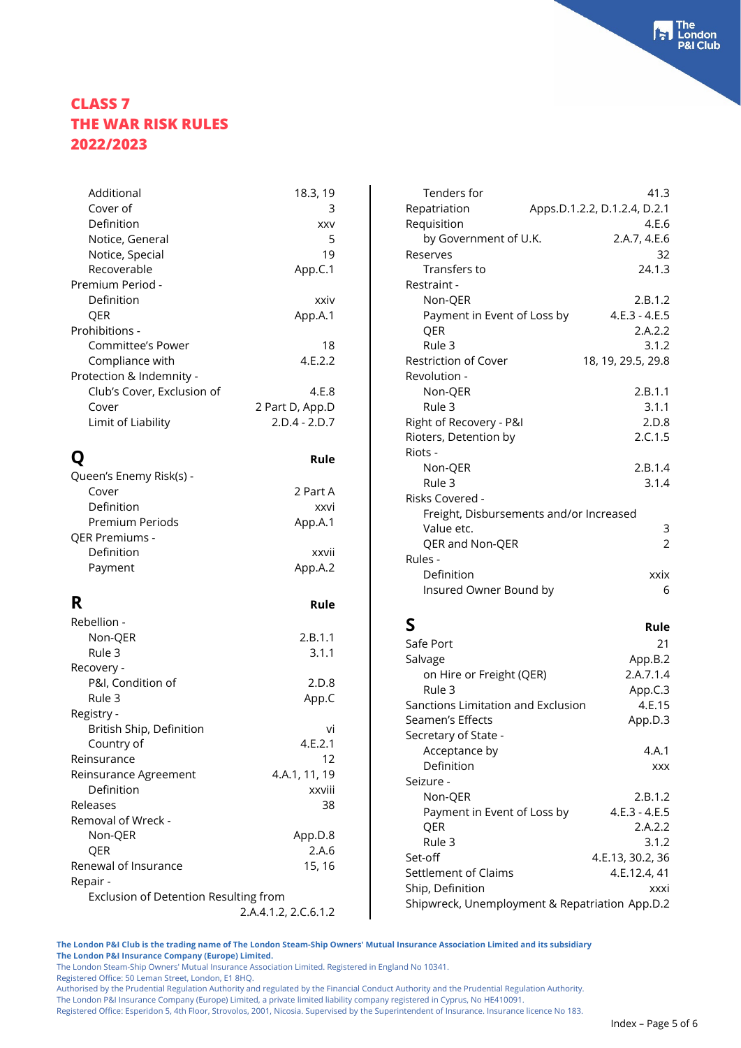# CLASS 7
# THE WAR RISK RULES
# 2022/2023

| | |
|---|---|
| Additional | 18.3, 19 |
| Cover of | 3 |
| Definition | xxv |
| Notice, General | 5 |
| Notice, Special | 19 |
| Recoverable | App.C.1 |
| Premium Period - | |
| Definition | xxiv |
| QER | App.A.1 |
| Prohibitions - | |
| Committee's Power | 18 |
| Compliance with | 4.E.2.2 |
| Protection & Indemnity - | |
| Club's Cover, Exclusion of | 4.E.8 |
| Cover | 2 Part D, App.D |
| Limit of Liability | 2.D.4 - 2.D.7 |

## Q

| | Rule |
|---|---|
| Queen's Enemy Risk(s) - | |
| Cover | 2 Part A |
| Definition | xxvi |
| Premium Periods | App.A.1 |
| QER Premiums - | |
| Definition | xxvii |
| Payment | App.A.2 |

## R

| | Rule |
|---|---|
| Rebellion - | |
| Non-QER | 2.B.1.1 |
| Rule 3 | 3.1.1 |
| Recovery - | |
| P&I, Condition of | 2.D.8 |
| Rule 3 | App.C |
| Registry - | |
| British Ship, Definition | vi |
| Country of | 4.E.2.1 |
| Reinsurance | 12 |
| Reinsurance Agreement | 4.A.1, 11, 19 |
| Definition | xxviii |
| Releases | 38 |
| Removal of Wreck - | |
| Non-QER | App.D.8 |
| QER | 2.A.6 |
| Renewal of Insurance | 15, 16 |
| Repair - | |
| Exclusion of Detention Resulting from | 2.A.4.1.2, 2.C.6.1.2 |
| Tenders for | 41.3 |
| Repatriation | Apps.D.1.2.2, D.1.2.4, D.2.1 |
| Requisition | 4.E.6 |
| by Government of U.K. | 2.A.7, 4.E.6 |
| Reserves | 32 |
| Transfers to | 24.1.3 |
| Restraint - | |
| Non-QER | 2.B.1.2 |
| Payment in Event of Loss by | 4.E.3 - 4.E.5 |
| QER | 2.A.2.2 |
| Rule 3 | 3.1.2 |
| Restriction of Cover | 18, 19, 29.5, 29.8 |
| Revolution - | |
| Non-QER | 2.B.1.1 |
| Rule 3 | 3.1.1 |
| Right of Recovery - P&I | 2.D.8 |
| Rioters, Detention by | 2.C.1.5 |
| Riots - | |
| Non-QER | 2.B.1.4 |
| Rule 3 | 3.1.4 |
| Risks Covered - | |
| Freight, Disbursements and/or Increased Value etc. | 3 |
| QER and Non-QER | 2 |
| Rules - | |
| Definition | xxix |
| Insured Owner Bound by | 6 |

## S

| | Rule |
|---|---|
| Safe Port | 21 |
| Salvage | App.B.2 |
| on Hire or Freight (QER) | 2.A.7.1.4 |
| Rule 3 | App.C.3 |
| Sanctions Limitation and Exclusion | 4.E.15 |
| Seamen's Effects | App.D.3 |
| Secretary of State - | |
| Acceptance by | 4.A.1 |
| Definition | xxx |
| Seizure - | |
| Non-QER | 2.B.1.2 |
| Payment in Event of Loss by | 4.E.3 - 4.E.5 |
| QER | 2.A.2.2 |
| Rule 3 | 3.1.2 |
| Set-off | 4.E.13, 30.2, 36 |
| Settlement of Claims | 4.E.12.4, 41 |
| Ship, Definition | xxxi |
| Shipwreck, Unemployment & Repatriation | App.D.2 |

**The London P&I Club is the trading name of The London Steam-Ship Owners' Mutual Insurance Association Limited and its subsidiary The London P&I Insurance Company (Europe) Limited.**
The London Steam-Ship Owners' Mutual Insurance Association Limited. Registered in England No 10341.
Registered Office: 50 Leman Street, London, E1 8HQ.
Authorised by the Prudential Regulation Authority and regulated by the Financial Conduct Authority and the Prudential Regulation Authority.
The London P&I Insurance Company (Europe) Limited, a private limited liability company registered in Cyprus, No HE410091.
Registered Office: Esperidon 5, 4th Floor, Strovolos, 2001, Nicosia. Supervised by the Superintendent of Insurance. Insurance licence No 183.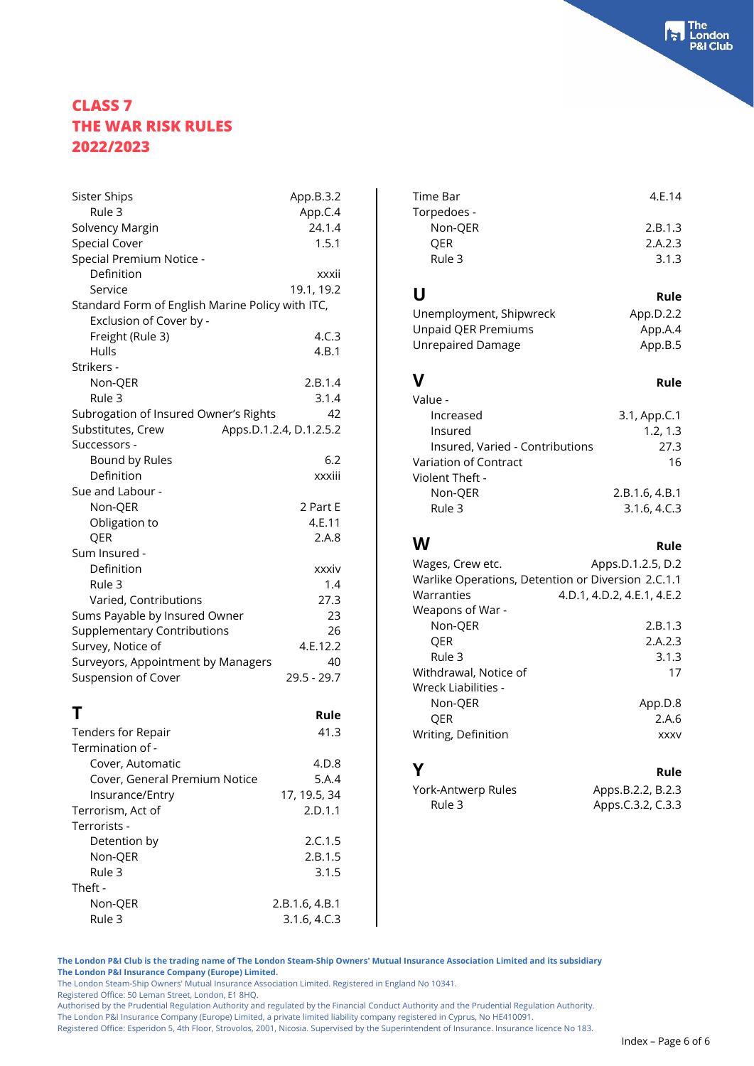# CLASS 7
# THE WAR RISK RULES
# 2022/2023

| | |
|---|---|
| Sister Ships | App.B.3.2 |
| Rule 3 | App.C.4 |
| Solvency Margin | 24.1.4 |
| Special Cover | 1.5.1 |
| Special Premium Notice - | |
| Definition | xxxii |
| Service | 19.1, 19.2 |
| Standard Form of English Marine Policy with ITC, | |
| Exclusion of Cover by - | |
| Freight (Rule 3) | 4.C.3 |
| Hulls | 4.B.1 |
| Strikers - | |
| Non-QER | 2.B.1.4 |
| Rule 3 | 3.1.4 |
| Subrogation of Insured Owner's Rights | 42 |
| Substitutes, Crew | Apps.D.1.2.4, D.1.2.5.2 |
| Successors - | |
| Bound by Rules | 6.2 |
| Definition | xxxiii |
| Sue and Labour - | |
| Non-QER | 2 Part E |
| Obligation to | 4.E.11 |
| QER | 2.A.8 |
| Sum Insured - | |
| Definition | xxxiv |
| Rule 3 | 1.4 |
| Varied, Contributions | 27.3 |
| Sums Payable by Insured Owner | 23 |
| Supplementary Contributions | 26 |
| Survey, Notice of | 4.E.12.2 |
| Surveyors, Appointment by Managers | 40 |
| Suspension of Cover | 29.5 - 29.7 |

## T

| | Rule |
|---|---|
| Tenders for Repair | 41.3 |
| Termination of - | |
| Cover, Automatic | 4.D.8 |
| Cover, General Premium Notice | 5.A.4 |
| Insurance/Entry | 17, 19.5, 34 |
| Terrorism, Act of | 2.D.1.1 |
| Terrorists - | |
| Detention by | 2.C.1.5 |
| Non-QER | 2.B.1.5 |
| Rule 3 | 3.1.5 |
| Theft - | |
| Non-QER | 2.B.1.6, 4.B.1 |
| Rule 3 | 3.1.6, 4.C.3 |
| Time Bar | 4.E.14 |
| Torpedoes - | |
| Non-QER | 2.B.1.3 |
| QER | 2.A.2.3 |
| Rule 3 | 3.1.3 |

## U

| | Rule |
|---|---|
| Unemployment, Shipwreck | App.D.2.2 |
| Unpaid QER Premiums | App.A.4 |
| Unrepaired Damage | App.B.5 |

## V

| | Rule |
|---|---|
| Value - | |
| Increased | 3.1, App.C.1 |
| Insured | 1.2, 1.3 |
| Insured, Varied - Contributions | 27.3 |
| Variation of Contract | 16 |
| Violent Theft - | |
| Non-QER | 2.B.1.6, 4.B.1 |
| Rule 3 | 3.1.6, 4.C.3 |

## W

| | Rule |
|---|---|
| Wages, Crew etc. | Apps.D.1.2.5, D.2 |
| Warlike Operations, Detention or Diversion | 2.C.1.1 |
| Warranties | 4.D.1, 4.D.2, 4.E.1, 4.E.2 |
| Weapons of War - | |
| Non-QER | 2.B.1.3 |
| QER | 2.A.2.3 |
| Rule 3 | 3.1.3 |
| Withdrawal, Notice of | 17 |
| Wreck Liabilities - | |
| Non-QER | App.D.8 |
| QER | 2.A.6 |
| Writing, Definition | xxxv |

## Y

| | Rule |
|---|---|
| York-Antwerp Rules | Apps.B.2.2, B.2.3 |
| Rule 3 | Apps.C.3.2, C.3.3 |

**The London P&I Club is the trading name of The London Steam-Ship Owners' Mutual Insurance Association Limited and its subsidiary The London P&I Insurance Company (Europe) Limited.**
The London Steam-Ship Owners' Mutual Insurance Association Limited. Registered in England No 10341.
Registered Office: 50 Leman Street, London, E1 8HQ.
Authorised by the Prudential Regulation Authority and regulated by the Financial Conduct Authority and the Prudential Regulation Authority.
The London P&I Insurance Company (Europe) Limited, a private limited liability company registered in Cyprus, No HE410091.
Registered Office: Esperidon 5, 4th Floor, Strovolos, 2001, Nicosia. Supervised by the Superintendent of Insurance. Insurance licence No 183.